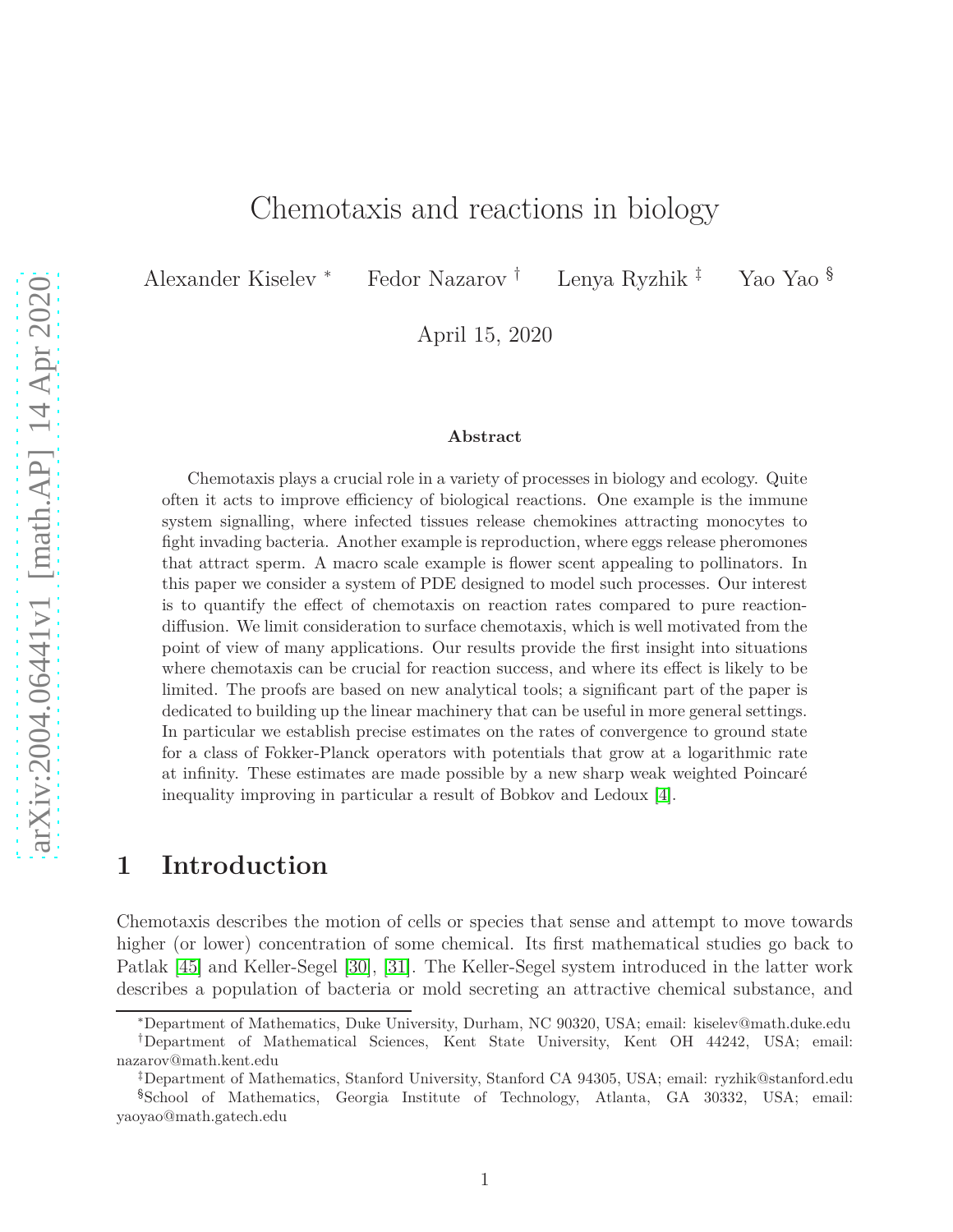# Chemotaxis and reactions in biology

Alexander Kiselev [*] Fedor Nazarov [†] Lenya Ryzhik [‡] Yao Yao [§]

April 15, 2020

**Abstract**

Chemotaxis plays a crucial role in a variety of processes in biology and ecology. Quite often it acts to improve efficiency of biological reactions. One example is the immune system signalling, where infected tissues release chemokines attracting monocytes to fight invading bacteria. Another example is reproduction, where eggs release pheromones that attract sperm. A macro scale example is flower scent appealing to pollinators. In this paper we consider a system of PDE designed to model such processes. Our interest is to quantify the effect of chemotaxis on reaction rates compared to pure reaction-diffusion. We limit consideration to surface chemotaxis, which is well motivated from the point of view of many applications. Our results provide the first insight into situations where chemotaxis can be crucial for reaction success, and where its effect is likely to be limited. The proofs are based on new analytical tools; a significant part of the paper is dedicated to building up the linear machinery that can be useful in more general settings. In particular we establish precise estimates on the rates of convergence to ground state for a class of Fokker-Planck operators with potentials that grow at a logarithmic rate at infinity. These estimates are made possible by a new sharp weak weighted Poincaré inequality improving in particular a result of Bobkov and Ledoux [4].

## 1 Introduction

Chemotaxis describes the motion of cells or species that sense and attempt to move towards higher (or lower) concentration of some chemical. Its first mathematical studies go back to Patlak [45] and Keller-Segel [30], [31]. The Keller-Segel system introduced in the latter work describes a population of bacteria or mold secreting an attractive chemical substance, and

---

[*] Department of Mathematics, Duke University, Durham, NC 90320, USA; email: kiselev@math.duke.edu

[†] Department of Mathematical Sciences, Kent State University, Kent OH 44242, USA; email: nazarov@math.kent.edu

[‡] Department of Mathematics, Stanford University, Stanford CA 94305, USA; email: ryzhik@stanford.edu

[§] School of Mathematics, Georgia Institute of Technology, Atlanta, GA 30332, USA; email: yaoyao@math.gatech.edu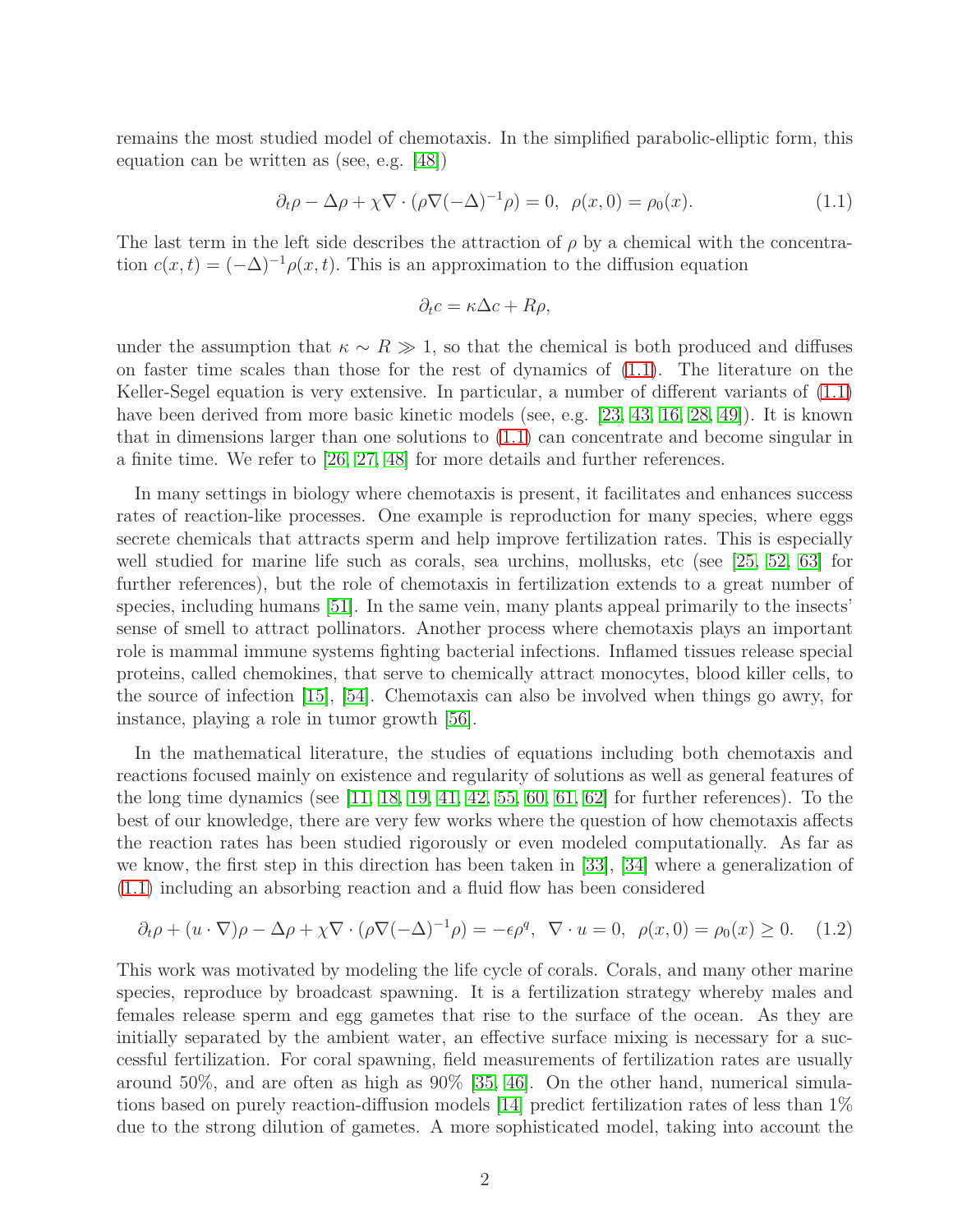remains the most studied model of chemotaxis. In the simplified parabolic-elliptic form, this equation can be written as (see, e.g. [48])

$$\partial_t \rho - \Delta \rho + \chi \nabla \cdot (\rho \nabla (-\Delta)^{-1} \rho) = 0, \;\; \rho(x,0) = \rho_0(x). \tag{1.1}$$

The last term in the left side describes the attraction of $\rho$ by a chemical with the concentration $c(x,t) = (-\Delta)^{-1}\rho(x,t)$. This is an approximation to the diffusion equation

$$\partial_t c = \kappa \Delta c + R\rho,$$

under the assumption that $\kappa \sim R \gg 1$, so that the chemical is both produced and diffuses on faster time scales than those for the rest of dynamics of (1.1). The literature on the Keller-Segel equation is very extensive. In particular, a number of different variants of (1.1) have been derived from more basic kinetic models (see, e.g. [23, 43, 16, 28, 49]). It is known that in dimensions larger than one solutions to (1.1) can concentrate and become singular in a finite time. We refer to [26, 27, 48] for more details and further references.

In many settings in biology where chemotaxis is present, it facilitates and enhances success rates of reaction-like processes. One example is reproduction for many species, where eggs secrete chemicals that attracts sperm and help improve fertilization rates. This is especially well studied for marine life such as corals, sea urchins, mollusks, etc (see [25, 52, 63] for further references), but the role of chemotaxis in fertilization extends to a great number of species, including humans [51]. In the same vein, many plants appeal primarily to the insects' sense of smell to attract pollinators. Another process where chemotaxis plays an important role is mammal immune systems fighting bacterial infections. Inflamed tissues release special proteins, called chemokines, that serve to chemically attract monocytes, blood killer cells, to the source of infection [15], [54]. Chemotaxis can also be involved when things go awry, for instance, playing a role in tumor growth [56].

In the mathematical literature, the studies of equations including both chemotaxis and reactions focused mainly on existence and regularity of solutions as well as general features of the long time dynamics (see [11, 18, 19, 41, 42, 55, 60, 61, 62] for further references). To the best of our knowledge, there are very few works where the question of how chemotaxis affects the reaction rates has been studied rigorously or even modeled computationally. As far as we know, the first step in this direction has been taken in [33], [34] where a generalization of (1.1) including an absorbing reaction and a fluid flow has been considered

$$\partial_t \rho + (u \cdot \nabla)\rho - \Delta \rho + \chi \nabla \cdot (\rho \nabla (-\Delta)^{-1}\rho) = -\epsilon \rho^q, \;\; \nabla \cdot u = 0, \;\; \rho(x,0) = \rho_0(x) \geq 0. \tag{1.2}$$

This work was motivated by modeling the life cycle of corals. Corals, and many other marine species, reproduce by broadcast spawning. It is a fertilization strategy whereby males and females release sperm and egg gametes that rise to the surface of the ocean. As they are initially separated by the ambient water, an effective surface mixing is necessary for a successful fertilization. For coral spawning, field measurements of fertilization rates are usually around 50%, and are often as high as 90% [35, 46]. On the other hand, numerical simulations based on purely reaction-diffusion models [14] predict fertilization rates of less than 1% due to the strong dilution of gametes. A more sophisticated model, taking into account the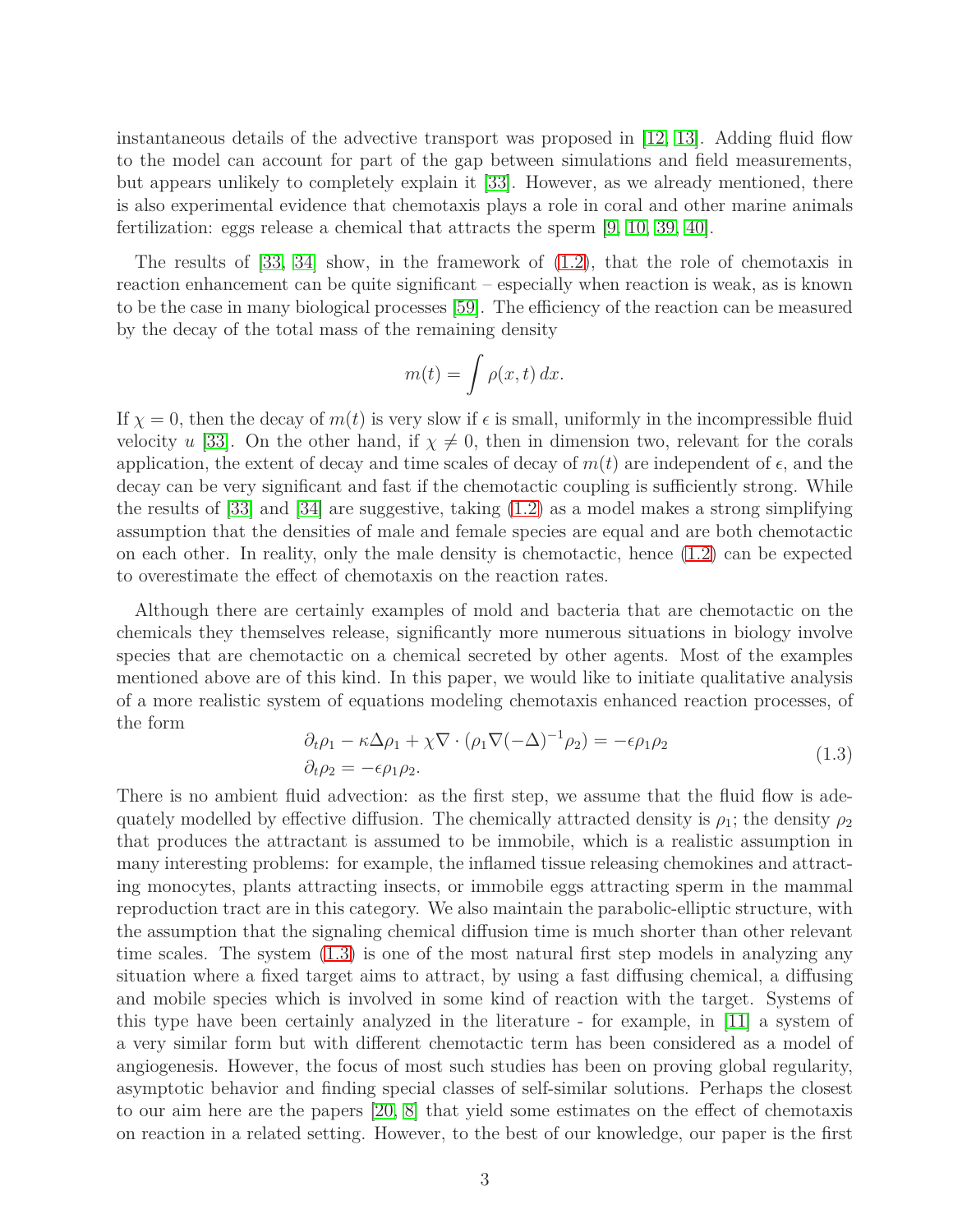instantaneous details of the advective transport was proposed in [12, 13]. Adding fluid flow to the model can account for part of the gap between simulations and field measurements, but appears unlikely to completely explain it [33]. However, as we already mentioned, there is also experimental evidence that chemotaxis plays a role in coral and other marine animals fertilization: eggs release a chemical that attracts the sperm [9, 10, 39, 40].

The results of [33, 34] show, in the framework of (1.2), that the role of chemotaxis in reaction enhancement can be quite significant – especially when reaction is weak, as is known to be the case in many biological processes [59]. The efficiency of the reaction can be measured by the decay of the total mass of the remaining density

$$m(t) = \int \rho(x,t)\, dx.$$

If $\chi = 0$, then the decay of $m(t)$ is very slow if $\epsilon$ is small, uniformly in the incompressible fluid velocity $u$ [33]. On the other hand, if $\chi \neq 0$, then in dimension two, relevant for the corals application, the extent of decay and time scales of decay of $m(t)$ are independent of $\epsilon$, and the decay can be very significant and fast if the chemotactic coupling is sufficiently strong. While the results of [33] and [34] are suggestive, taking (1.2) as a model makes a strong simplifying assumption that the densities of male and female species are equal and are both chemotactic on each other. In reality, only the male density is chemotactic, hence (1.2) can be expected to overestimate the effect of chemotaxis on the reaction rates.

Although there are certainly examples of mold and bacteria that are chemotactic on the chemicals they themselves release, significantly more numerous situations in biology involve species that are chemotactic on a chemical secreted by other agents. Most of the examples mentioned above are of this kind. In this paper, we would like to initiate qualitative analysis of a more realistic system of equations modeling chemotaxis enhanced reaction processes, of the form

$$\begin{aligned} &\partial_t \rho_1 - \kappa \Delta \rho_1 + \chi \nabla \cdot (\rho_1 \nabla (-\Delta)^{-1} \rho_2) = -\epsilon \rho_1 \rho_2 \\ &\partial_t \rho_2 = -\epsilon \rho_1 \rho_2. \end{aligned} \tag{1.3}$$

There is no ambient fluid advection: as the first step, we assume that the fluid flow is adequately modelled by effective diffusion. The chemically attracted density is $\rho_1$; the density $\rho_2$ that produces the attractant is assumed to be immobile, which is a realistic assumption in many interesting problems: for example, the inflamed tissue releasing chemokines and attracting monocytes, plants attracting insects, or immobile eggs attracting sperm in the mammal reproduction tract are in this category. We also maintain the parabolic-elliptic structure, with the assumption that the signaling chemical diffusion time is much shorter than other relevant time scales. The system (1.3) is one of the most natural first step models in analyzing any situation where a fixed target aims to attract, by using a fast diffusing chemical, a diffusing and mobile species which is involved in some kind of reaction with the target. Systems of this type have been certainly analyzed in the literature - for example, in [11] a system of a very similar form but with different chemotactic term has been considered as a model of angiogenesis. However, the focus of most such studies has been on proving global regularity, asymptotic behavior and finding special classes of self-similar solutions. Perhaps the closest to our aim here are the papers [20, 8] that yield some estimates on the effect of chemotaxis on reaction in a related setting. However, to the best of our knowledge, our paper is the first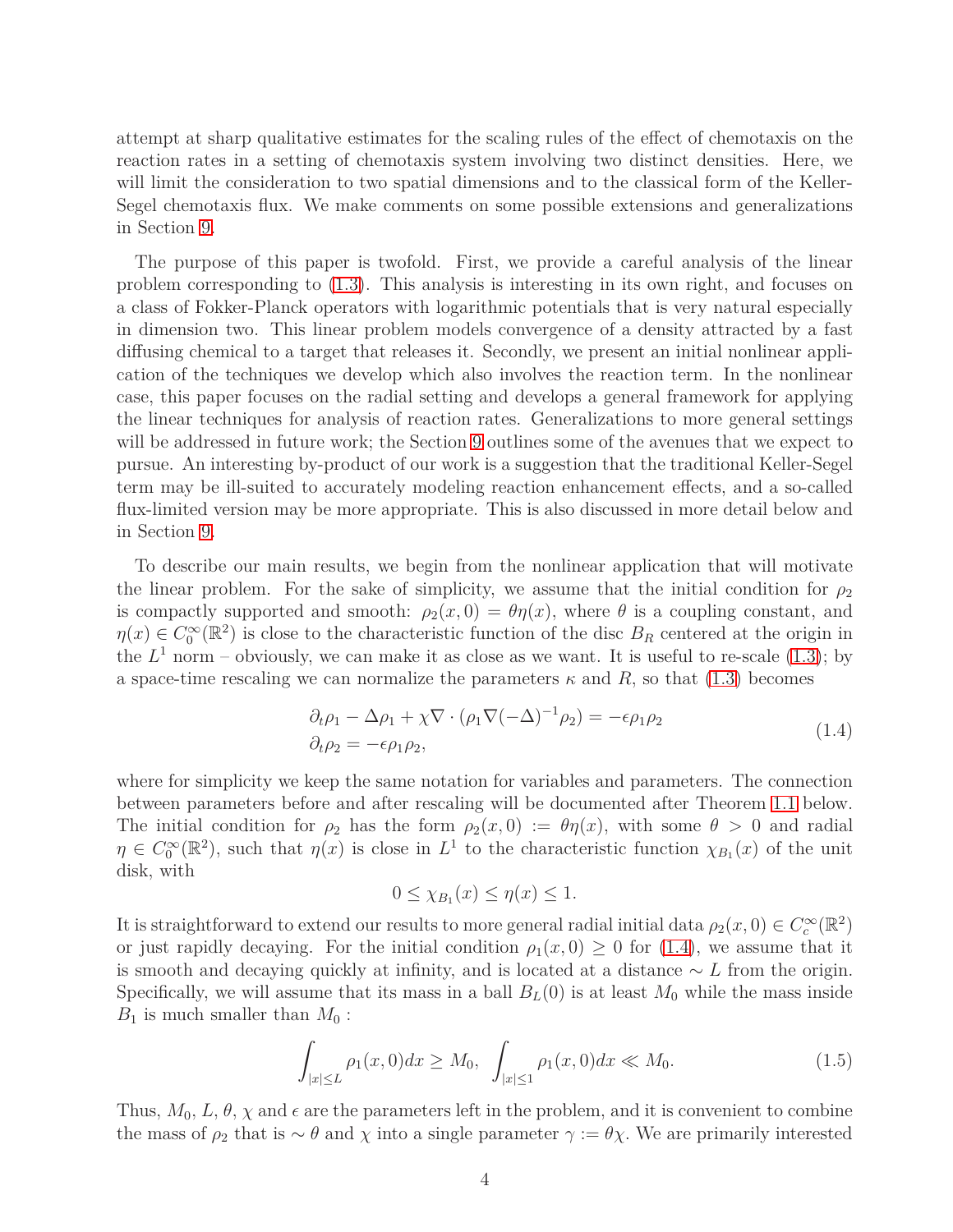attempt at sharp qualitative estimates for the scaling rules of the effect of chemotaxis on the reaction rates in a setting of chemotaxis system involving two distinct densities. Here, we will limit the consideration to two spatial dimensions and to the classical form of the Keller-Segel chemotaxis flux. We make comments on some possible extensions and generalizations in Section 9.

The purpose of this paper is twofold. First, we provide a careful analysis of the linear problem corresponding to (1.3). This analysis is interesting in its own right, and focuses on a class of Fokker-Planck operators with logarithmic potentials that is very natural especially in dimension two. This linear problem models convergence of a density attracted by a fast diffusing chemical to a target that releases it. Secondly, we present an initial nonlinear application of the techniques we develop which also involves the reaction term. In the nonlinear case, this paper focuses on the radial setting and develops a general framework for applying the linear techniques for analysis of reaction rates. Generalizations to more general settings will be addressed in future work; the Section 9 outlines some of the avenues that we expect to pursue. An interesting by-product of our work is a suggestion that the traditional Keller-Segel term may be ill-suited to accurately modeling reaction enhancement effects, and a so-called flux-limited version may be more appropriate. This is also discussed in more detail below and in Section 9.

To describe our main results, we begin from the nonlinear application that will motivate the linear problem. For the sake of simplicity, we assume that the initial condition for $\rho_2$ is compactly supported and smooth: $\rho_2(x,0) = \theta\eta(x)$, where $\theta$ is a coupling constant, and $\eta(x) \in C_0^\infty(\mathbb{R}^2)$ is close to the characteristic function of the disc $B_R$ centered at the origin in the $L^1$ norm – obviously, we can make it as close as we want. It is useful to re-scale (1.3); by a space-time rescaling we can normalize the parameters $\kappa$ and $R$, so that (1.3) becomes

$$
\begin{aligned}
&\partial_t\rho_1 - \Delta\rho_1 + \chi\nabla\cdot(\rho_1\nabla(-\Delta)^{-1}\rho_2) = -\epsilon\rho_1\rho_2 \\
&\partial_t\rho_2 = -\epsilon\rho_1\rho_2,
\end{aligned}
\tag{1.4}
$$

where for simplicity we keep the same notation for variables and parameters. The connection between parameters before and after rescaling will be documented after Theorem 1.1 below. The initial condition for $\rho_2$ has the form $\rho_2(x,0) := \theta\eta(x)$, with some $\theta > 0$ and radial $\eta \in C_0^\infty(\mathbb{R}^2)$, such that $\eta(x)$ is close in $L^1$ to the characteristic function $\chi_{B_1}(x)$ of the unit disk, with

$$
0 \le \chi_{B_1}(x) \le \eta(x) \le 1.
$$

It is straightforward to extend our results to more general radial initial data $\rho_2(x,0) \in C_c^\infty(\mathbb{R}^2)$ or just rapidly decaying. For the initial condition $\rho_1(x,0) \ge 0$ for (1.4), we assume that it is smooth and decaying quickly at infinity, and is located at a distance $\sim L$ from the origin. Specifically, we will assume that its mass in a ball $B_L(0)$ is at least $M_0$ while the mass inside $B_1$ is much smaller than $M_0$ :

$$
\int_{|x|\le L} \rho_1(x,0)dx \ge M_0, \;\; \int_{|x|\le 1} \rho_1(x,0)dx \ll M_0. \tag{1.5}
$$

Thus, $M_0$, $L$, $\theta$, $\chi$ and $\epsilon$ are the parameters left in the problem, and it is convenient to combine the mass of $\rho_2$ that is $\sim \theta$ and $\chi$ into a single parameter $\gamma := \theta\chi$. We are primarily interested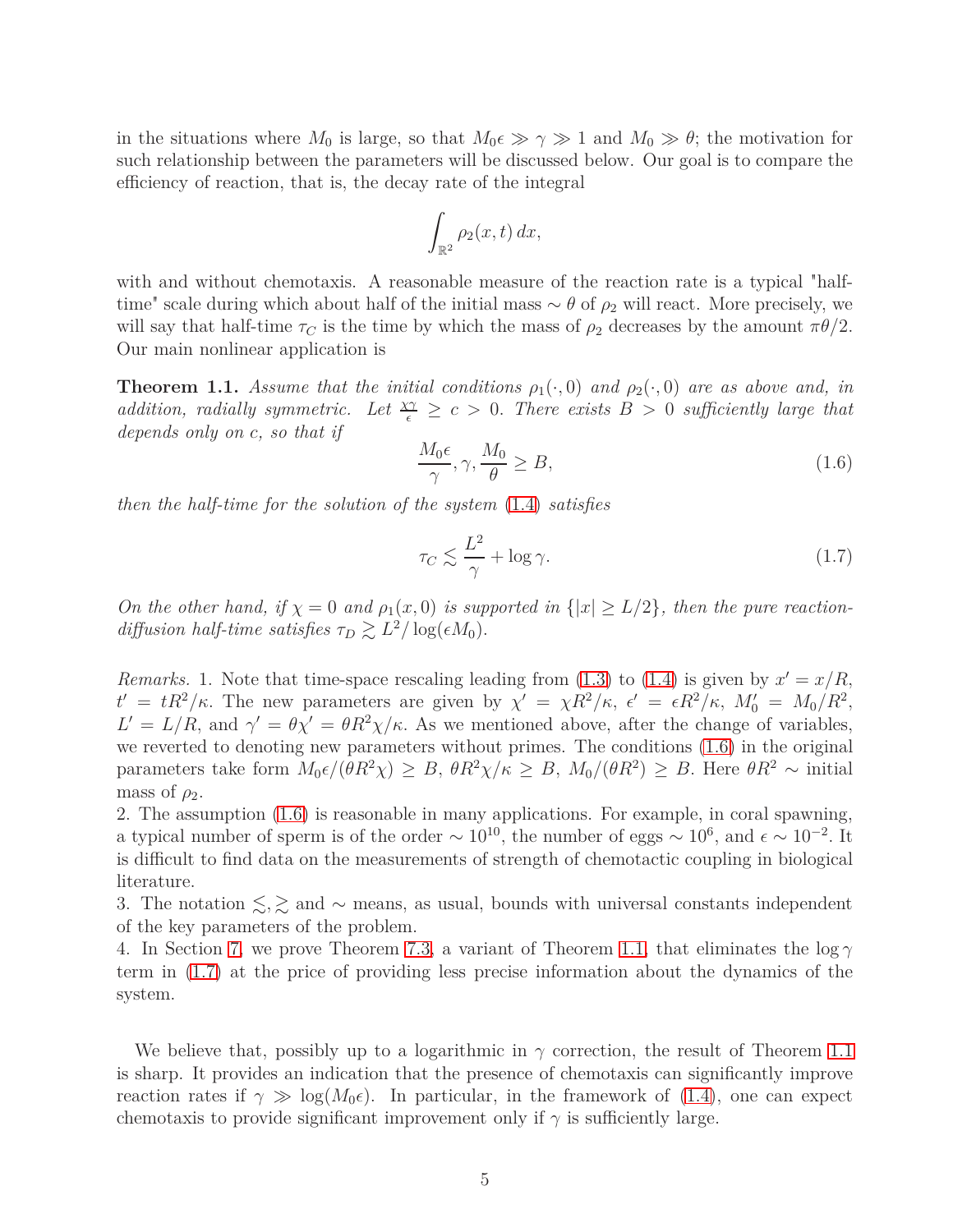in the situations where $M_0$ is large, so that $M_0\epsilon \gg \gamma \gg 1$ and $M_0 \gg \theta$; the motivation for such relationship between the parameters will be discussed below. Our goal is to compare the efficiency of reaction, that is, the decay rate of the integral

$$\int_{\mathbb{R}^2} \rho_2(x,t)\,dx,$$

with and without chemotaxis. A reasonable measure of the reaction rate is a typical "half-time" scale during which about half of the initial mass $\sim \theta$ of $\rho_2$ will react. More precisely, we will say that half-time $\tau_C$ is the time by which the mass of $\rho_2$ decreases by the amount $\pi\theta/2$. Our main nonlinear application is

**Theorem 1.1.** *Assume that the initial conditions $\rho_1(\cdot,0)$ and $\rho_2(\cdot,0)$ are as above and, in addition, radially symmetric. Let $\frac{\chi\gamma}{\epsilon} \geq c > 0$. There exists $B > 0$ sufficiently large that depends only on $c$, so that if*

$$\frac{M_0\epsilon}{\gamma}, \gamma, \frac{M_0}{\theta} \geq B, \tag{1.6}$$

*then the half-time for the solution of the system (1.4) satisfies*

$$\tau_C \lesssim \frac{L^2}{\gamma} + \log\gamma. \tag{1.7}$$

*On the other hand, if $\chi = 0$ and $\rho_1(x,0)$ is supported in $\{|x| \geq L/2\}$, then the pure reaction-diffusion half-time satisfies $\tau_D \gtrsim L^2/\log(\epsilon M_0)$.*

*Remarks.* 1. Note that time-space rescaling leading from (1.3) to (1.4) is given by $x' = x/R$, $t' = tR^2/\kappa$. The new parameters are given by $\chi' = \chi R^2/\kappa$, $\epsilon' = \epsilon R^2/\kappa$, $M_0' = M_0/R^2$, $L' = L/R$, and $\gamma' = \theta\chi' = \theta R^2\chi/\kappa$. As we mentioned above, after the change of variables, we reverted to denoting new parameters without primes. The conditions (1.6) in the original parameters take form $M_0\epsilon/(\theta R^2\chi) \geq B$, $\theta R^2\chi/\kappa \geq B$, $M_0/(\theta R^2) \geq B$. Here $\theta R^2 \sim$ initial mass of $\rho_2$.
2. The assumption (1.6) is reasonable in many applications. For example, in coral spawning, a typical number of sperm is of the order $\sim 10^{10}$, the number of eggs $\sim 10^6$, and $\epsilon \sim 10^{-2}$. It is difficult to find data on the measurements of strength of chemotactic coupling in biological literature.
3. The notation $\lesssim, \gtrsim$ and $\sim$ means, as usual, bounds with universal constants independent of the key parameters of the problem.
4. In Section 7, we prove Theorem 7.3, a variant of Theorem 1.1, that eliminates the $\log\gamma$ term in (1.7) at the price of providing less precise information about the dynamics of the system.

We believe that, possibly up to a logarithmic in $\gamma$ correction, the result of Theorem 1.1 is sharp. It provides an indication that the presence of chemotaxis can significantly improve reaction rates if $\gamma \gg \log(M_0\epsilon)$. In particular, in the framework of (1.4), one can expect chemotaxis to provide significant improvement only if $\gamma$ is sufficiently large.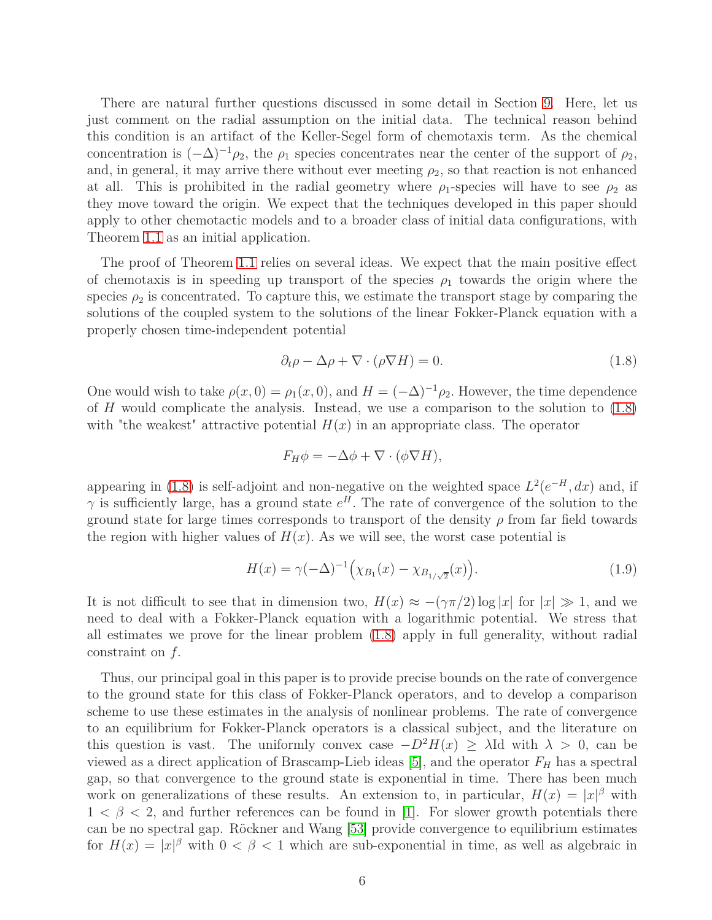There are natural further questions discussed in some detail in Section 9. Here, let us just comment on the radial assumption on the initial data. The technical reason behind this condition is an artifact of the Keller-Segel form of chemotaxis term. As the chemical concentration is $(-\Delta)^{-1}\rho_2$, the $\rho_1$ species concentrates near the center of the support of $\rho_2$, and, in general, it may arrive there without ever meeting $\rho_2$, so that reaction is not enhanced at all. This is prohibited in the radial geometry where $\rho_1$-species will have to see $\rho_2$ as they move toward the origin. We expect that the techniques developed in this paper should apply to other chemotactic models and to a broader class of initial data configurations, with Theorem 1.1 as an initial application.

The proof of Theorem 1.1 relies on several ideas. We expect that the main positive effect of chemotaxis is in speeding up transport of the species $\rho_1$ towards the origin where the species $\rho_2$ is concentrated. To capture this, we estimate the transport stage by comparing the solutions of the coupled system to the solutions of the linear Fokker-Planck equation with a properly chosen time-independent potential

$$\partial_t \rho - \Delta \rho + \nabla \cdot (\rho \nabla H) = 0. \tag{1.8}$$

One would wish to take $\rho(x, 0) = \rho_1(x, 0)$, and $H = (-\Delta)^{-1}\rho_2$. However, the time dependence of $H$ would complicate the analysis. Instead, we use a comparison to the solution to (1.8) with "the weakest" attractive potential $H(x)$ in an appropriate class. The operator

$$F_H \phi = -\Delta \phi + \nabla \cdot (\phi \nabla H),$$

appearing in (1.8) is self-adjoint and non-negative on the weighted space $L^2(e^{-H}, dx)$ and, if $\gamma$ is sufficiently large, has a ground state $e^H$. The rate of convergence of the solution to the ground state for large times corresponds to transport of the density $\rho$ from far field towards the region with higher values of $H(x)$. As we will see, the worst case potential is

$$H(x) = \gamma(-\Delta)^{-1}\Big(\chi_{B_1}(x) - \chi_{B_{1/\sqrt{2}}}(x)\Big). \tag{1.9}$$

It is not difficult to see that in dimension two, $H(x) \approx -(\gamma\pi/2)\log|x|$ for $|x| \gg 1$, and we need to deal with a Fokker-Planck equation with a logarithmic potential. We stress that all estimates we prove for the linear problem (1.8) apply in full generality, without radial constraint on $f$.

Thus, our principal goal in this paper is to provide precise bounds on the rate of convergence to the ground state for this class of Fokker-Planck operators, and to develop a comparison scheme to use these estimates in the analysis of nonlinear problems. The rate of convergence to an equilibrium for Fokker-Planck operators is a classical subject, and the literature on this question is vast. The uniformly convex case $-D^2H(x) \geq \lambda \text{Id}$ with $\lambda > 0$, can be viewed as a direct application of Brascamp-Lieb ideas [5], and the operator $F_H$ has a spectral gap, so that convergence to the ground state is exponential in time. There has been much work on generalizations of these results. An extension to, in particular, $H(x) = |x|^\beta$ with $1 < \beta < 2$, and further references can be found in [1]. For slower growth potentials there can be no spectral gap. Röckner and Wang [53] provide convergence to equilibrium estimates for $H(x) = |x|^\beta$ with $0 < \beta < 1$ which are sub-exponential in time, as well as algebraic in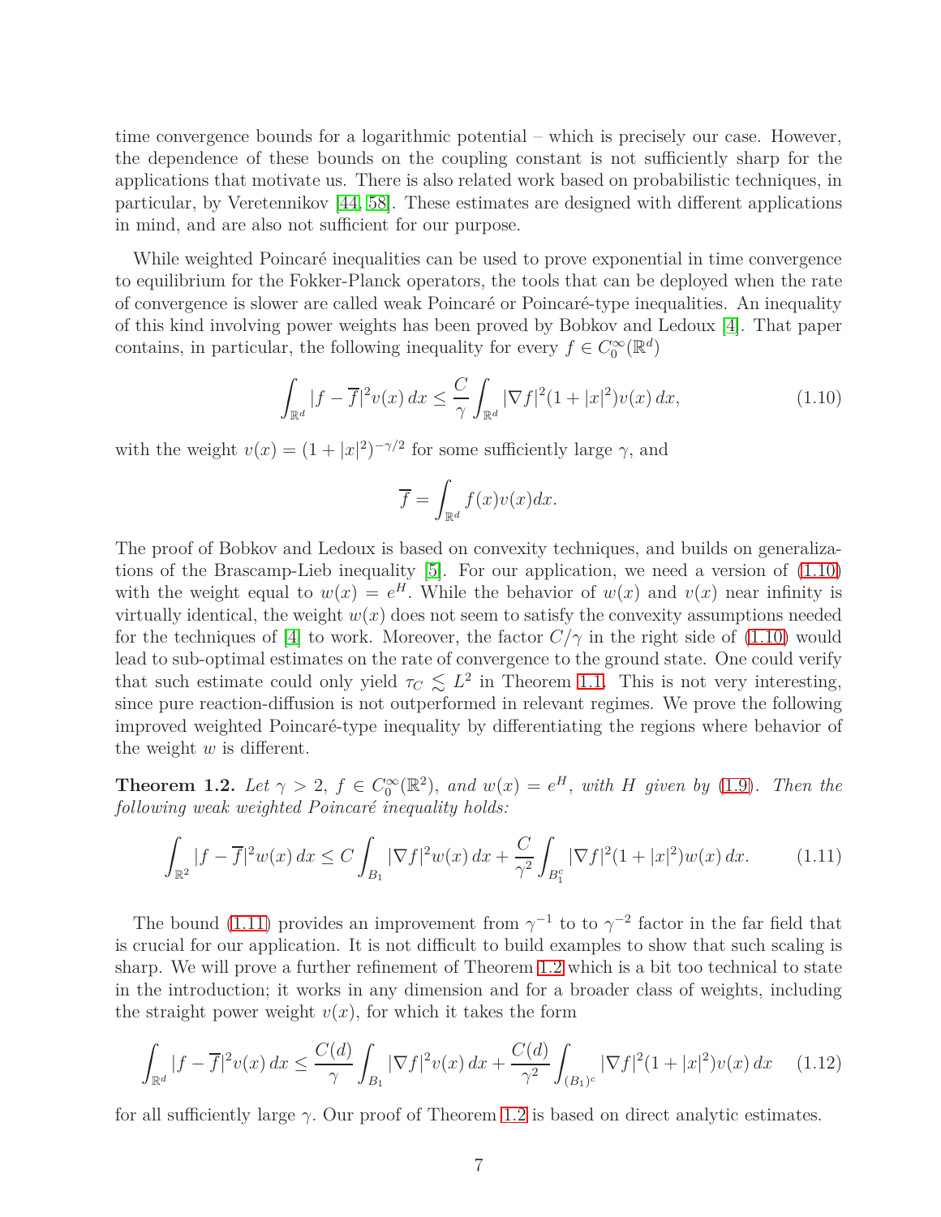time convergence bounds for a logarithmic potential – which is precisely our case. However, the dependence of these bounds on the coupling constant is not sufficiently sharp for the applications that motivate us. There is also related work based on probabilistic techniques, in particular, by Veretennikov [44, 58]. These estimates are designed with different applications in mind, and are also not sufficient for our purpose.

While weighted Poincaré inequalities can be used to prove exponential in time convergence to equilibrium for the Fokker-Planck operators, the tools that can be deployed when the rate of convergence is slower are called weak Poincaré or Poincaré-type inequalities. An inequality of this kind involving power weights has been proved by Bobkov and Ledoux [4]. That paper contains, in particular, the following inequality for every $f \in C_0^\infty(\mathbb{R}^d)$

$$\int_{\mathbb{R}^d} |f - \overline{f}|^2 v(x)\, dx \le \frac{C}{\gamma} \int_{\mathbb{R}^d} |\nabla f|^2 (1 + |x|^2) v(x)\, dx, \tag{1.10}$$

with the weight $v(x) = (1 + |x|^2)^{-\gamma/2}$ for some sufficiently large $\gamma$, and

$$\overline{f} = \int_{\mathbb{R}^d} f(x) v(x) dx.$$

The proof of Bobkov and Ledoux is based on convexity techniques, and builds on generalizations of the Brascamp-Lieb inequality [5]. For our application, we need a version of (1.10) with the weight equal to $w(x) = e^H$. While the behavior of $w(x)$ and $v(x)$ near infinity is virtually identical, the weight $w(x)$ does not seem to satisfy the convexity assumptions needed for the techniques of [4] to work. Moreover, the factor $C/\gamma$ in the right side of (1.10) would lead to sub-optimal estimates on the rate of convergence to the ground state. One could verify that such estimate could only yield $\tau_C \lesssim L^2$ in Theorem 1.1. This is not very interesting, since pure reaction-diffusion is not outperformed in relevant regimes. We prove the following improved weighted Poincaré-type inequality by differentiating the regions where behavior of the weight $w$ is different.

**Theorem 1.2.** *Let $\gamma > 2$, $f \in C_0^\infty(\mathbb{R}^2)$, and $w(x) = e^H$, with $H$ given by (1.9). Then the following weak weighted Poincaré inequality holds:*

$$\int_{\mathbb{R}^2} |f - \overline{f}|^2 w(x)\, dx \le C \int_{B_1} |\nabla f|^2 w(x)\, dx + \frac{C}{\gamma^2} \int_{B_1^c} |\nabla f|^2 (1 + |x|^2) w(x)\, dx. \tag{1.11}$$

The bound (1.11) provides an improvement from $\gamma^{-1}$ to to $\gamma^{-2}$ factor in the far field that is crucial for our application. It is not difficult to build examples to show that such scaling is sharp. We will prove a further refinement of Theorem 1.2 which is a bit too technical to state in the introduction; it works in any dimension and for a broader class of weights, including the straight power weight $v(x)$, for which it takes the form

$$\int_{\mathbb{R}^d} |f - \overline{f}|^2 v(x)\, dx \le \frac{C(d)}{\gamma} \int_{B_1} |\nabla f|^2 v(x)\, dx + \frac{C(d)}{\gamma^2} \int_{(B_1)^c} |\nabla f|^2 (1 + |x|^2) v(x)\, dx \tag{1.12}$$

for all sufficiently large $\gamma$. Our proof of Theorem 1.2 is based on direct analytic estimates.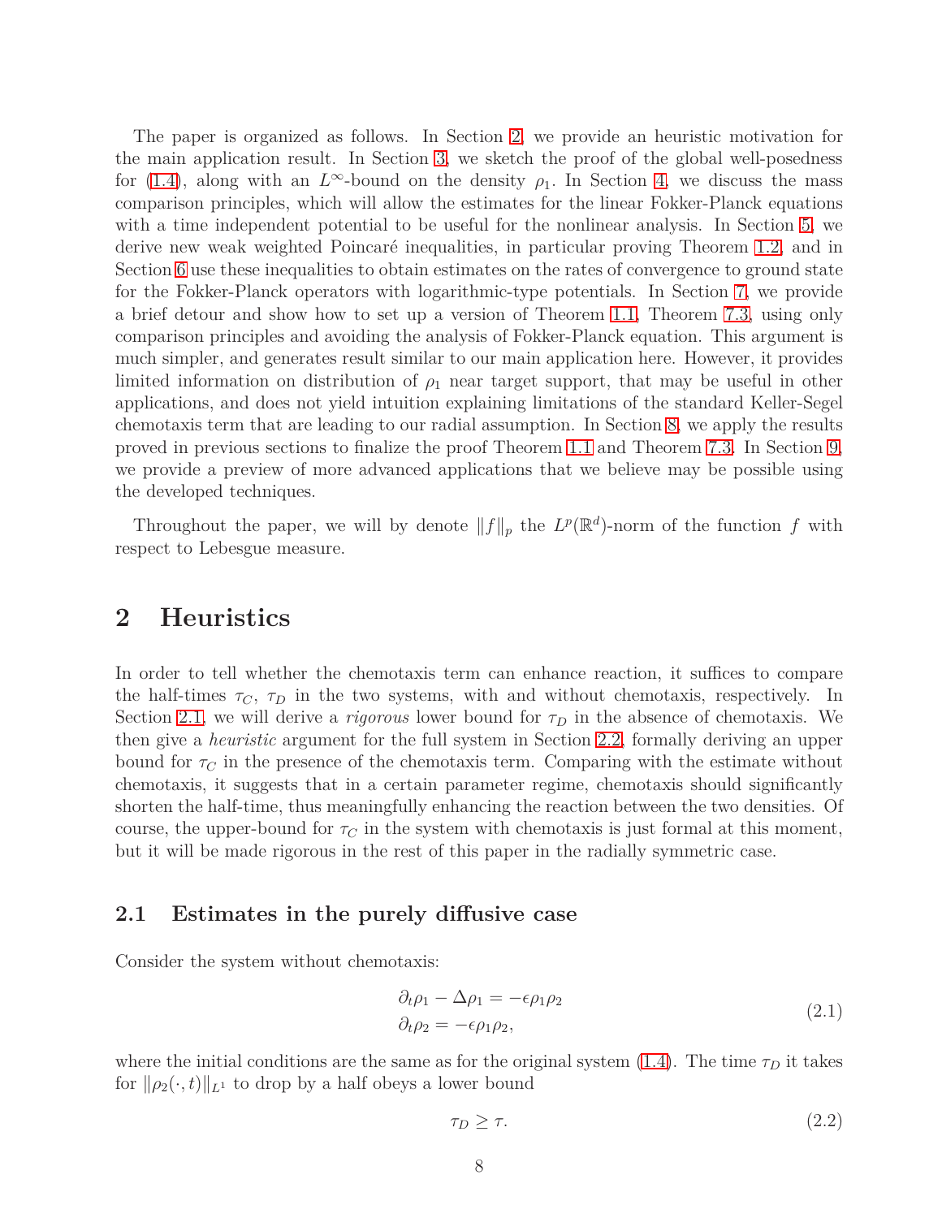The paper is organized as follows. In Section 2, we provide an heuristic motivation for the main application result. In Section 3, we sketch the proof of the global well-posedness for (1.4), along with an $L^\infty$-bound on the density $\rho_1$. In Section 4, we discuss the mass comparison principles, which will allow the estimates for the linear Fokker-Planck equations with a time independent potential to be useful for the nonlinear analysis. In Section 5, we derive new weak weighted Poincaré inequalities, in particular proving Theorem 1.2, and in Section 6 use these inequalities to obtain estimates on the rates of convergence to ground state for the Fokker-Planck operators with logarithmic-type potentials. In Section 7, we provide a brief detour and show how to set up a version of Theorem 1.1, Theorem 7.3, using only comparison principles and avoiding the analysis of Fokker-Planck equation. This argument is much simpler, and generates result similar to our main application here. However, it provides limited information on distribution of $\rho_1$ near target support, that may be useful in other applications, and does not yield intuition explaining limitations of the standard Keller-Segel chemotaxis term that are leading to our radial assumption. In Section 8, we apply the results proved in previous sections to finalize the proof Theorem 1.1 and Theorem 7.3. In Section 9, we provide a preview of more advanced applications that we believe may be possible using the developed techniques.

Throughout the paper, we will by denote $\|f\|_p$ the $L^p(\mathbb{R}^d)$-norm of the function $f$ with respect to Lebesgue measure.

# 2 Heuristics

In order to tell whether the chemotaxis term can enhance reaction, it suffices to compare the half-times $\tau_C$, $\tau_D$ in the two systems, with and without chemotaxis, respectively. In Section 2.1, we will derive a *rigorous* lower bound for $\tau_D$ in the absence of chemotaxis. We then give a *heuristic* argument for the full system in Section 2.2, formally deriving an upper bound for $\tau_C$ in the presence of the chemotaxis term. Comparing with the estimate without chemotaxis, it suggests that in a certain parameter regime, chemotaxis should significantly shorten the half-time, thus meaningfully enhancing the reaction between the two densities. Of course, the upper-bound for $\tau_C$ in the system with chemotaxis is just formal at this moment, but it will be made rigorous in the rest of this paper in the radially symmetric case.

## 2.1 Estimates in the purely diffusive case

Consider the system without chemotaxis:

$$
\begin{aligned}
\partial_t \rho_1 - \Delta \rho_1 &= -\epsilon \rho_1 \rho_2 \\
\partial_t \rho_2 &= -\epsilon \rho_1 \rho_2,
\end{aligned}
\tag{2.1}
$$

where the initial conditions are the same as for the original system (1.4). The time $\tau_D$ it takes for $\|\rho_2(\cdot,t)\|_{L^1}$ to drop by a half obeys a lower bound

$$
\tau_D \geq \tau. \tag{2.2}
$$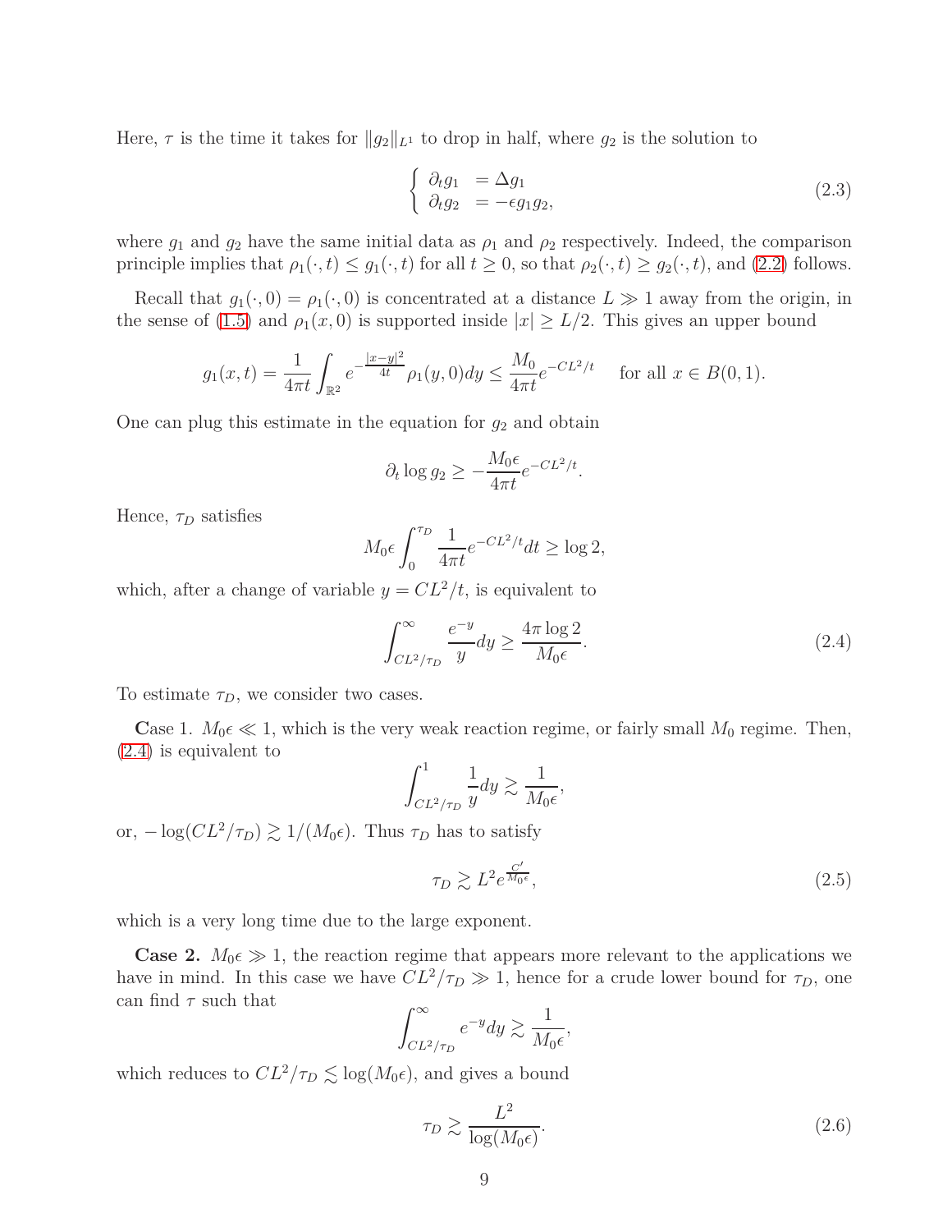Here, $\tau$ is the time it takes for $\|g_2\|_{L^1}$ to drop in half, where $g_2$ is the solution to

$$
\begin{cases} \partial_t g_1 & = \Delta g_1 \\ \partial_t g_2 & = -\epsilon g_1 g_2, \end{cases} \tag{2.3}
$$

where $g_1$ and $g_2$ have the same initial data as $\rho_1$ and $\rho_2$ respectively. Indeed, the comparison principle implies that $\rho_1(\cdot,t) \le g_1(\cdot,t)$ for all $t \ge 0$, so that $\rho_2(\cdot,t) \ge g_2(\cdot,t)$, and (2.2) follows.

Recall that $g_1(\cdot,0) = \rho_1(\cdot,0)$ is concentrated at a distance $L \gg 1$ away from the origin, in the sense of (1.5) and $\rho_1(x,0)$ is supported inside $|x| \ge L/2$. This gives an upper bound

$$
g_1(x,t) = \frac{1}{4\pi t}\int_{\mathbb{R}^2} e^{-\frac{|x-y|^2}{4t}} \rho_1(y,0)dy \le \frac{M_0}{4\pi t} e^{-CL^2/t} \quad \text{for all } x \in B(0,1).
$$

One can plug this estimate in the equation for $g_2$ and obtain

$$
\partial_t \log g_2 \ge -\frac{M_0 \epsilon}{4\pi t} e^{-CL^2/t}.
$$

Hence, $\tau_D$ satisfies

$$
M_0 \epsilon \int_0^{\tau_D} \frac{1}{4\pi t} e^{-CL^2/t} dt \ge \log 2,
$$

which, after a change of variable $y = CL^2/t$, is equivalent to

$$
\int_{CL^2/\tau_D}^{\infty} \frac{e^{-y}}{y} dy \ge \frac{4\pi \log 2}{M_0 \epsilon}. \tag{2.4}
$$

To estimate $\tau_D$, we consider two cases.

**C**ase 1. $M_0\epsilon \ll 1$, which is the very weak reaction regime, or fairly small $M_0$ regime. Then, (2.4) is equivalent to

$$
\int_{CL^2/\tau_D}^{1} \frac{1}{y} dy \gtrsim \frac{1}{M_0 \epsilon},
$$

or, $-\log(CL^2/\tau_D) \gtrsim 1/(M_0\epsilon)$. Thus $\tau_D$ has to satisfy

$$
\tau_D \gtrsim L^2 e^{\frac{C'}{M_0 \epsilon}}, \tag{2.5}
$$

which is a very long time due to the large exponent.

**Case 2.** $M_0\epsilon \gg 1$, the reaction regime that appears more relevant to the applications we have in mind. In this case we have $CL^2/\tau_D \gg 1$, hence for a crude lower bound for $\tau_D$, one can find $\tau$ such that

$$
\int_{CL^2/\tau_D}^{\infty} e^{-y} dy \gtrsim \frac{1}{M_0 \epsilon},
$$

which reduces to $CL^2/\tau_D \lesssim \log(M_0\epsilon)$, and gives a bound

$$
\tau_D \gtrsim \frac{L^2}{\log(M_0 \epsilon)}. \tag{2.6}
$$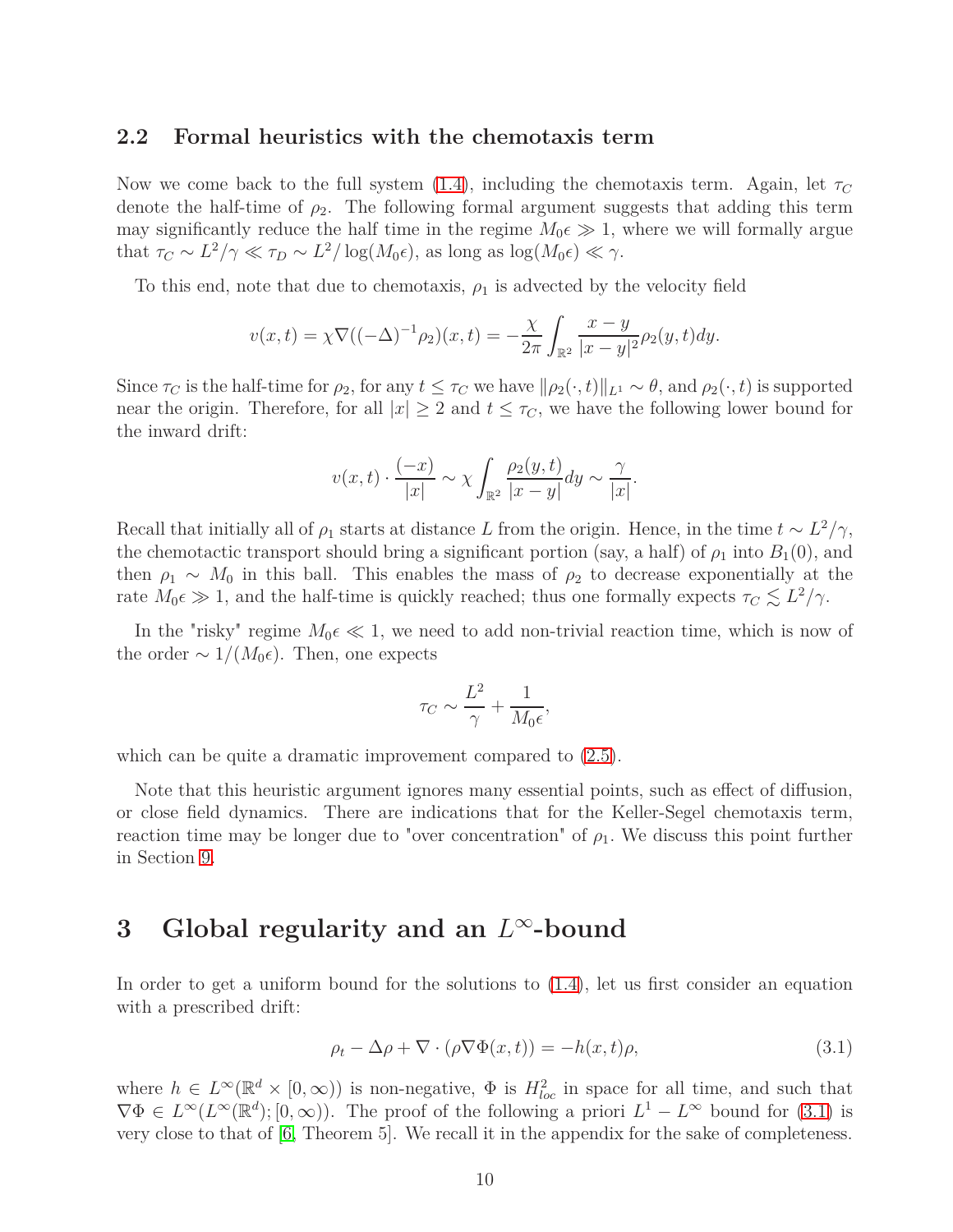## 2.2 Formal heuristics with the chemotaxis term

Now we come back to the full system (1.4), including the chemotaxis term. Again, let $\tau_C$ denote the half-time of $\rho_2$. The following formal argument suggests that adding this term may significantly reduce the half time in the regime $M_0\epsilon \gg 1$, where we will formally argue that $\tau_C \sim L^2/\gamma \ll \tau_D \sim L^2/\log(M_0\epsilon)$, as long as $\log(M_0\epsilon) \ll \gamma$.

To this end, note that due to chemotaxis, $\rho_1$ is advected by the velocity field

$$v(x,t) = \chi\nabla((-\Delta)^{-1}\rho_2)(x,t) = -\frac{\chi}{2\pi}\int_{\mathbb{R}^2} \frac{x-y}{|x-y|^2}\rho_2(y,t)dy.$$

Since $\tau_C$ is the half-time for $\rho_2$, for any $t \le \tau_C$ we have $\|\rho_2(\cdot,t)\|_{L^1} \sim \theta$, and $\rho_2(\cdot,t)$ is supported near the origin. Therefore, for all $|x| \ge 2$ and $t \le \tau_C$, we have the following lower bound for the inward drift:

$$v(x,t)\cdot\frac{(-x)}{|x|} \sim \chi\int_{\mathbb{R}^2}\frac{\rho_2(y,t)}{|x-y|}dy \sim \frac{\gamma}{|x|}.$$

Recall that initially all of $\rho_1$ starts at distance $L$ from the origin. Hence, in the time $t \sim L^2/\gamma$, the chemotactic transport should bring a significant portion (say, a half) of $\rho_1$ into $B_1(0)$, and then $\rho_1 \sim M_0$ in this ball. This enables the mass of $\rho_2$ to decrease exponentially at the rate $M_0\epsilon \gg 1$, and the half-time is quickly reached; thus one formally expects $\tau_C \lesssim L^2/\gamma$.

In the "risky" regime $M_0\epsilon \ll 1$, we need to add non-trivial reaction time, which is now of the order $\sim 1/(M_0\epsilon)$. Then, one expects

$$\tau_C \sim \frac{L^2}{\gamma} + \frac{1}{M_0\epsilon},$$

which can be quite a dramatic improvement compared to (2.5).

Note that this heuristic argument ignores many essential points, such as effect of diffusion, or close field dynamics. There are indications that for the Keller-Segel chemotaxis term, reaction time may be longer due to "over concentration" of $\rho_1$. We discuss this point further in Section 9.

# 3 Global regularity and an $L^\infty$-bound

In order to get a uniform bound for the solutions to (1.4), let us first consider an equation with a prescribed drift:

$$\rho_t - \Delta\rho + \nabla\cdot(\rho\nabla\Phi(x,t)) = -h(x,t)\rho, \tag{3.1}$$

where $h \in L^\infty(\mathbb{R}^d \times [0,\infty))$ is non-negative, $\Phi$ is $H^2_{loc}$ in space for all time, and such that $\nabla\Phi \in L^\infty(L^\infty(\mathbb{R}^d);[0,\infty))$. The proof of the following a priori $L^1 - L^\infty$ bound for (3.1) is very close to that of [6, Theorem 5]. We recall it in the appendix for the sake of completeness.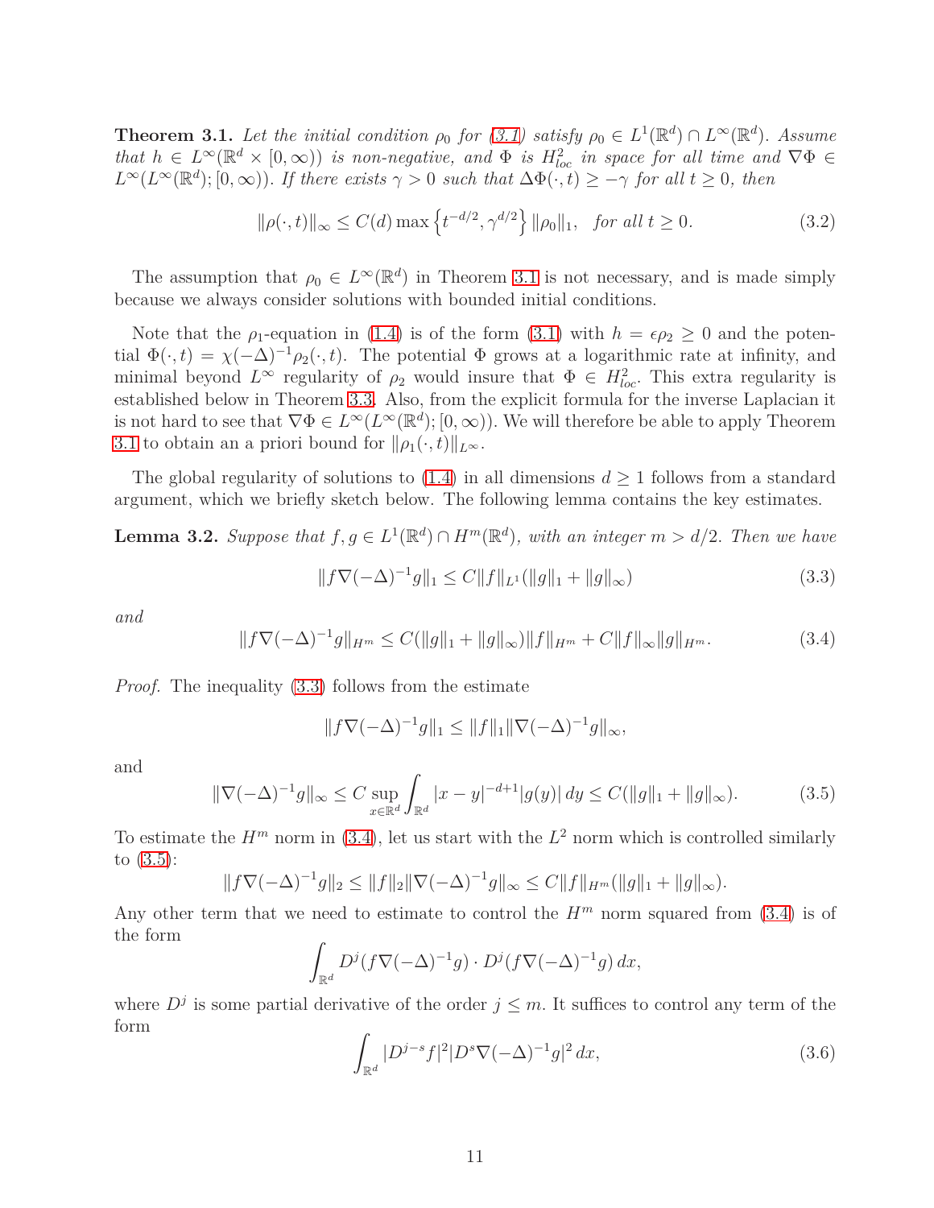**Theorem 3.1.** *Let the initial condition $\rho_0$ for (3.1) satisfy $\rho_0 \in L^1(\mathbb{R}^d) \cap L^\infty(\mathbb{R}^d)$. Assume that $h \in L^\infty(\mathbb{R}^d \times [0,\infty))$ is non-negative, and $\Phi$ is $H^2_{loc}$ in space for all time and $\nabla\Phi \in L^\infty(L^\infty(\mathbb{R}^d);[0,\infty))$. If there exists $\gamma > 0$ such that $\Delta\Phi(\cdot,t) \geq -\gamma$ for all $t \geq 0$, then*

$$\|\rho(\cdot,t)\|_\infty \leq C(d) \max\left\{t^{-d/2}, \gamma^{d/2}\right\} \|\rho_0\|_1, \quad \textit{for all } t \geq 0. \tag{3.2}$$

The assumption that $\rho_0 \in L^\infty(\mathbb{R}^d)$ in Theorem 3.1 is not necessary, and is made simply because we always consider solutions with bounded initial conditions.

Note that the $\rho_1$-equation in (1.4) is of the form (3.1) with $h = \epsilon\rho_2 \geq 0$ and the potential $\Phi(\cdot,t) = \chi(-\Delta)^{-1}\rho_2(\cdot,t)$. The potential $\Phi$ grows at a logarithmic rate at infinity, and minimal beyond $L^\infty$ regularity of $\rho_2$ would insure that $\Phi \in H^2_{loc}$. This extra regularity is established below in Theorem 3.3. Also, from the explicit formula for the inverse Laplacian it is not hard to see that $\nabla\Phi \in L^\infty(L^\infty(\mathbb{R}^d);[0,\infty))$. We will therefore be able to apply Theorem 3.1 to obtain an a priori bound for $\|\rho_1(\cdot,t)\|_{L^\infty}$.

The global regularity of solutions to (1.4) in all dimensions $d \geq 1$ follows from a standard argument, which we briefly sketch below. The following lemma contains the key estimates.

**Lemma 3.2.** *Suppose that $f, g \in L^1(\mathbb{R}^d) \cap H^m(\mathbb{R}^d)$, with an integer $m > d/2$. Then we have*

$$\|f\nabla(-\Delta)^{-1}g\|_1 \leq C\|f\|_{L^1}(\|g\|_1 + \|g\|_\infty) \tag{3.3}$$

*and*

$$\|f\nabla(-\Delta)^{-1}g\|_{H^m} \leq C(\|g\|_1 + \|g\|_\infty)\|f\|_{H^m} + C\|f\|_\infty\|g\|_{H^m}. \tag{3.4}$$

*Proof.* The inequality (3.3) follows from the estimate

$$\|f\nabla(-\Delta)^{-1}g\|_1 \leq \|f\|_1\|\nabla(-\Delta)^{-1}g\|_\infty,$$

and

$$\|\nabla(-\Delta)^{-1}g\|_\infty \leq C \sup_{x\in\mathbb{R}^d} \int_{\mathbb{R}^d} |x-y|^{-d+1}|g(y)|\,dy \leq C(\|g\|_1 + \|g\|_\infty). \tag{3.5}$$

To estimate the $H^m$ norm in (3.4), let us start with the $L^2$ norm which is controlled similarly to (3.5):

$$\|f\nabla(-\Delta)^{-1}g\|_2 \leq \|f\|_2\|\nabla(-\Delta)^{-1}g\|_\infty \leq C\|f\|_{H^m}(\|g\|_1 + \|g\|_\infty).$$

Any other term that we need to estimate to control the $H^m$ norm squared from (3.4) is of the form

$$\int_{\mathbb{R}^d} D^j(f\nabla(-\Delta)^{-1}g) \cdot D^j(f\nabla(-\Delta)^{-1}g)\,dx,$$

where $D^j$ is some partial derivative of the order $j \leq m$. It suffices to control any term of the form

$$\int_{\mathbb{R}^d} |D^{j-s}f|^2|D^s\nabla(-\Delta)^{-1}g|^2\,dx, \tag{3.6}$$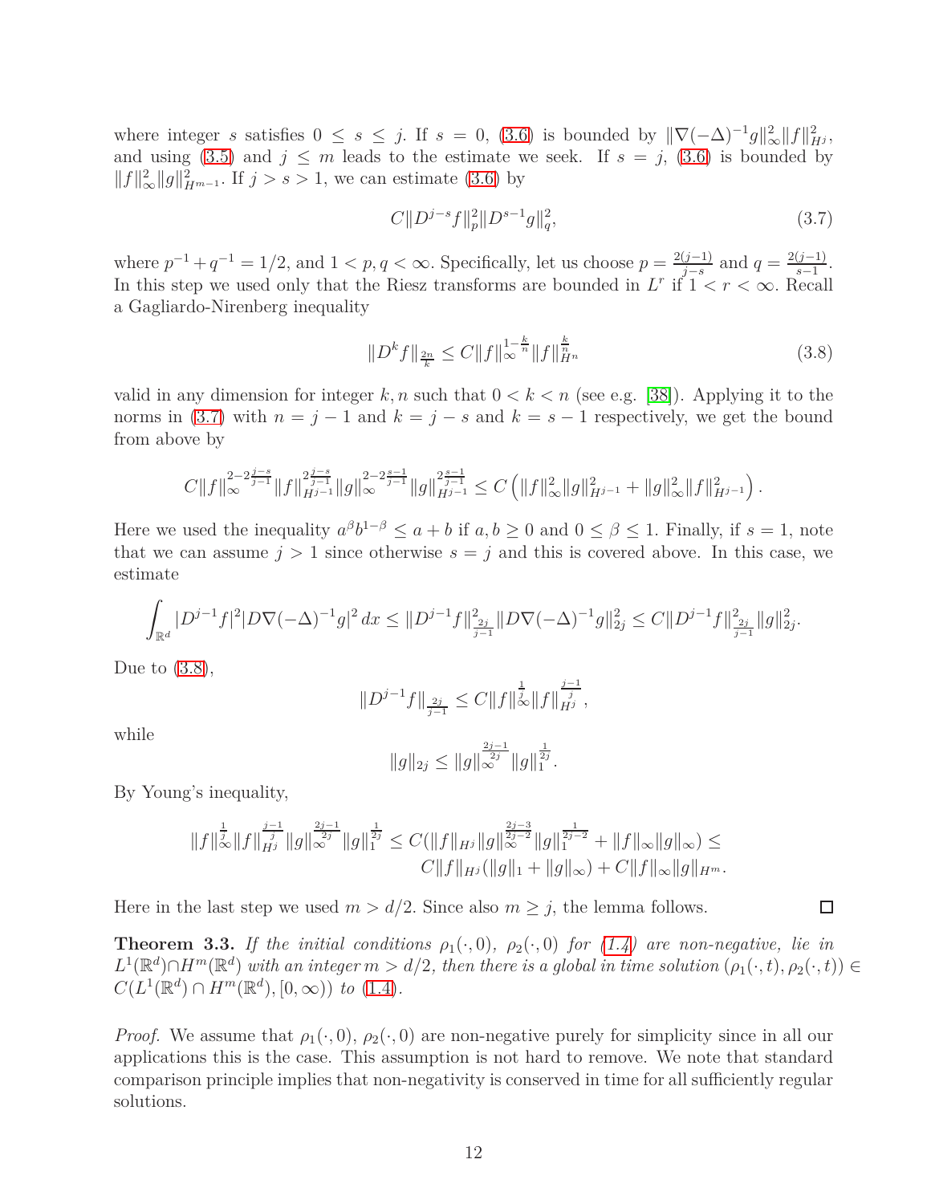where integer $s$ satisfies $0 \le s \le j$. If $s = 0$, (3.6) is bounded by $\|\nabla(-\Delta)^{-1}g\|_\infty^2 \|f\|_{H^j}^2$, and using (3.5) and $j \le m$ leads to the estimate we seek. If $s = j$, (3.6) is bounded by $\|f\|_\infty^2 \|g\|_{H^{m-1}}^2$. If $j > s > 1$, we can estimate (3.6) by

$$C\|D^{j-s}f\|_p^2 \|D^{s-1}g\|_q^2, \tag{3.7}$$

where $p^{-1} + q^{-1} = 1/2$, and $1 < p, q < \infty$. Specifically, let us choose $p = \frac{2(j-1)}{j-s}$ and $q = \frac{2(j-1)}{s-1}$. In this step we used only that the Riesz transforms are bounded in $L^r$ if $1 < r < \infty$. Recall a Gagliardo-Nirenberg inequality

$$\|D^k f\|_{\frac{2n}{k}} \le C\|f\|_\infty^{1-\frac{k}{n}} \|f\|_{H^n}^{\frac{k}{n}} \tag{3.8}$$

valid in any dimension for integer $k, n$ such that $0 < k < n$ (see e.g. [38]). Applying it to the norms in (3.7) with $n = j-1$ and $k = j-s$ and $k = s-1$ respectively, we get the bound from above by

$$C\|f\|_\infty^{2-2\frac{j-s}{j-1}} \|f\|_{H^{j-1}}^{2\frac{j-s}{j-1}} \|g\|_\infty^{2-2\frac{s-1}{j-1}} \|g\|_{H^{j-1}}^{2\frac{s-1}{j-1}} \le C\left(\|f\|_\infty^2 \|g\|_{H^{j-1}}^2 + \|g\|_\infty^2 \|f\|_{H^{j-1}}^2\right).$$

Here we used the inequality $a^\beta b^{1-\beta} \le a + b$ if $a, b \ge 0$ and $0 \le \beta \le 1$. Finally, if $s = 1$, note that we can assume $j > 1$ since otherwise $s = j$ and this is covered above. In this case, we estimate

$$\int_{\mathbb{R}^d} |D^{j-1}f|^2 |D\nabla(-\Delta)^{-1}g|^2\,dx \le \|D^{j-1}f\|_{\frac{2j}{j-1}}^2 \|D\nabla(-\Delta)^{-1}g\|_{2j}^2 \le C\|D^{j-1}f\|_{\frac{2j}{j-1}}^2 \|g\|_{2j}^2.$$

Due to (3.8),

$$\|D^{j-1}f\|_{\frac{2j}{j-1}} \le C\|f\|_\infty^{\frac{1}{j}} \|f\|_{H^j}^{\frac{j-1}{j}},$$

while

$$\|g\|_{2j} \le \|g\|_\infty^{\frac{2j-1}{2j}} \|g\|_1^{\frac{1}{2j}}.$$

By Young's inequality,

$$\|f\|_\infty^{\frac{1}{j}} \|f\|_{H^j}^{\frac{j-1}{j}} \|g\|_\infty^{\frac{2j-1}{2j}} \|g\|_1^{\frac{1}{2j}} \le C(\|f\|_{H^j} \|g\|_\infty^{\frac{2j-3}{2j-2}} \|g\|_1^{\frac{1}{2j-2}} + \|f\|_\infty \|g\|_\infty) \le$$
$$C\|f\|_{H^j}(\|g\|_1 + \|g\|_\infty) + C\|f\|_\infty \|g\|_{H^m}.$$

Here in the last step we used $m > d/2$. Since also $m \ge j$, the lemma follows. $\square$

**Theorem 3.3.** *If the initial conditions $\rho_1(\cdot, 0)$, $\rho_2(\cdot, 0)$ for (1.4) are non-negative, lie in $L^1(\mathbb{R}^d) \cap H^m(\mathbb{R}^d)$ with an integer $m > d/2$, then there is a global in time solution $(\rho_1(\cdot, t), \rho_2(\cdot, t)) \in C(L^1(\mathbb{R}^d) \cap H^m(\mathbb{R}^d), [0, \infty))$ to (1.4).*

*Proof.* We assume that $\rho_1(\cdot, 0)$, $\rho_2(\cdot, 0)$ are non-negative purely for simplicity since in all our applications this is the case. This assumption is not hard to remove. We note that standard comparison principle implies that non-negativity is conserved in time for all sufficiently regular solutions.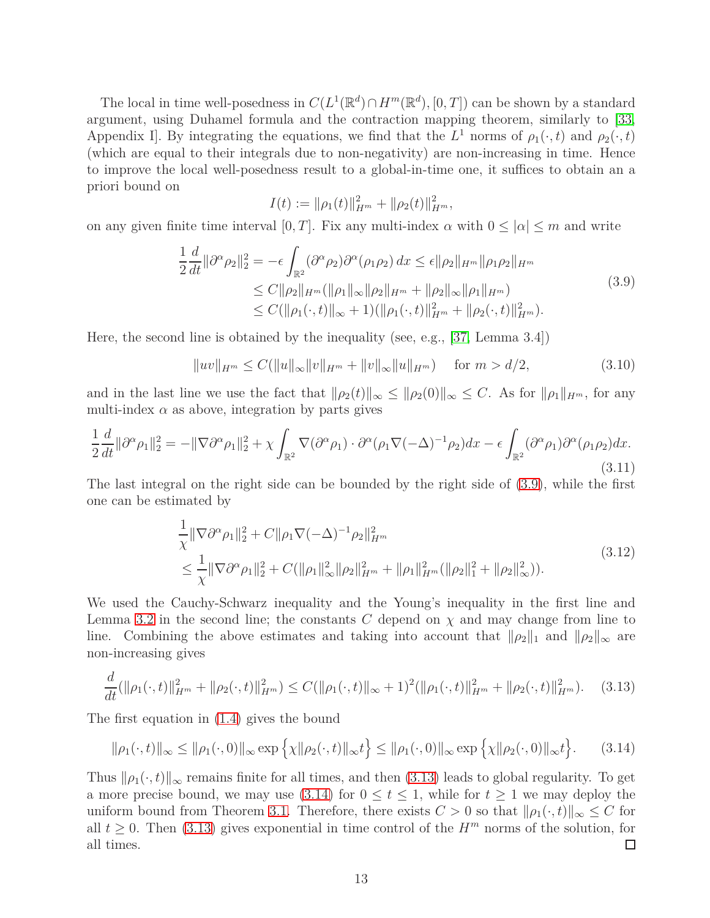The local in time well-posedness in $C(L^1(\mathbb{R}^d) \cap H^m(\mathbb{R}^d), [0,T])$ can be shown by a standard argument, using Duhamel formula and the contraction mapping theorem, similarly to [33, Appendix I]. By integrating the equations, we find that the $L^1$ norms of $\rho_1(\cdot,t)$ and $\rho_2(\cdot,t)$ (which are equal to their integrals due to non-negativity) are non-increasing in time. Hence to improve the local well-posedness result to a global-in-time one, it suffices to obtain an a priori bound on

$$I(t) := \|\rho_1(t)\|_{H^m}^2 + \|\rho_2(t)\|_{H^m}^2,$$

on any given finite time interval $[0,T]$. Fix any multi-index $\alpha$ with $0 \le |\alpha| \le m$ and write

$$\begin{aligned}
\frac{1}{2}\frac{d}{dt}\|\partial^\alpha \rho_2\|_2^2 &= -\epsilon \int_{\mathbb{R}^2} (\partial^\alpha \rho_2)\partial^\alpha(\rho_1\rho_2)\,dx \le \epsilon \|\rho_2\|_{H^m}\|\rho_1\rho_2\|_{H^m} \\
&\le C\|\rho_2\|_{H^m}(\|\rho_1\|_\infty \|\rho_2\|_{H^m} + \|\rho_2\|_\infty \|\rho_1\|_{H^m}) \\
&\le C(\|\rho_1(\cdot,t)\|_\infty + 1)(\|\rho_1(\cdot,t)\|_{H^m}^2 + \|\rho_2(\cdot,t)\|_{H^m}^2).
\end{aligned} \tag{3.9}$$

Here, the second line is obtained by the inequality (see, e.g., [37, Lemma 3.4])

$$\|uv\|_{H^m} \le C(\|u\|_\infty \|v\|_{H^m} + \|v\|_\infty \|u\|_{H^m}) \quad \text{ for } m > d/2, \tag{3.10}$$

and in the last line we use the fact that $\|\rho_2(t)\|_\infty \le \|\rho_2(0)\|_\infty \le C$. As for $\|\rho_1\|_{H^m}$, for any multi-index $\alpha$ as above, integration by parts gives

$$\frac{1}{2}\frac{d}{dt}\|\partial^\alpha \rho_1\|_2^2 = -\|\nabla \partial^\alpha \rho_1\|_2^2 + \chi \int_{\mathbb{R}^2} \nabla(\partial^\alpha \rho_1)\cdot \partial^\alpha(\rho_1 \nabla(-\Delta)^{-1}\rho_2)dx - \epsilon \int_{\mathbb{R}^2} (\partial^\alpha \rho_1)\partial^\alpha(\rho_1\rho_2)dx. \tag{3.11}$$

The last integral on the right side can be bounded by the right side of (3.9), while the first one can be estimated by

$$\begin{aligned}
&\frac{1}{\chi}\|\nabla \partial^\alpha \rho_1\|_2^2 + C\|\rho_1 \nabla(-\Delta)^{-1}\rho_2\|_{H^m}^2 \\
&\le \frac{1}{\chi}\|\nabla \partial^\alpha \rho_1\|_2^2 + C(\|\rho_1\|_\infty^2 \|\rho_2\|_{H^m}^2 + \|\rho_1\|_{H^m}^2(\|\rho_2\|_1^2 + \|\rho_2\|_\infty^2)).
\end{aligned} \tag{3.12}$$

We used the Cauchy-Schwarz inequality and the Young's inequality in the first line and Lemma 3.2 in the second line; the constants $C$ depend on $\chi$ and may change from line to line. Combining the above estimates and taking into account that $\|\rho_2\|_1$ and $\|\rho_2\|_\infty$ are non-increasing gives

$$\frac{d}{dt}(\|\rho_1(\cdot,t)\|_{H^m}^2 + \|\rho_2(\cdot,t)\|_{H^m}^2) \le C(\|\rho_1(\cdot,t)\|_\infty + 1)^2(\|\rho_1(\cdot,t)\|_{H^m}^2 + \|\rho_2(\cdot,t)\|_{H^m}^2). \tag{3.13}$$

The first equation in (1.4) gives the bound

$$\|\rho_1(\cdot,t)\|_\infty \le \|\rho_1(\cdot,0)\|_\infty \exp\left\{\chi \|\rho_2(\cdot,t)\|_\infty t\right\} \le \|\rho_1(\cdot,0)\|_\infty \exp\left\{\chi \|\rho_2(\cdot,0)\|_\infty t\right\}. \tag{3.14}$$

Thus $\|\rho_1(\cdot,t)\|_\infty$ remains finite for all times, and then (3.13) leads to global regularity. To get a more precise bound, we may use (3.14) for $0 \le t \le 1$, while for $t \ge 1$ we may deploy the uniform bound from Theorem 3.1. Therefore, there exists $C > 0$ so that $\|\rho_1(\cdot,t)\|_\infty \le C$ for all $t \ge 0$. Then (3.13) gives exponential in time control of the $H^m$ norms of the solution, for all times. □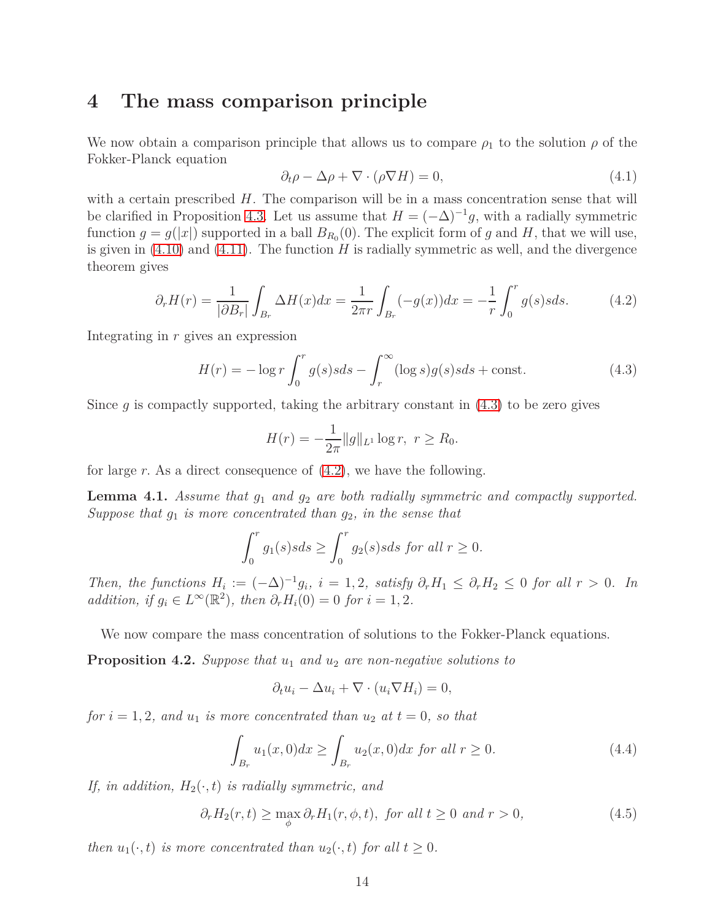# 4 The mass comparison principle

We now obtain a comparison principle that allows us to compare $\rho_1$ to the solution $\rho$ of the Fokker-Planck equation

$$\partial_t \rho - \Delta \rho + \nabla \cdot (\rho \nabla H) = 0, \tag{4.1}$$

with a certain prescribed $H$. The comparison will be in a mass concentration sense that will be clarified in Proposition 4.3. Let us assume that $H = (-\Delta)^{-1} g$, with a radially symmetric function $g = g(|x|)$ supported in a ball $B_{R_0}(0)$. The explicit form of $g$ and $H$, that we will use, is given in (4.10) and (4.11). The function $H$ is radially symmetric as well, and the divergence theorem gives

$$\partial_r H(r) = \frac{1}{|\partial B_r|} \int_{B_r} \Delta H(x) dx = \frac{1}{2\pi r} \int_{B_r} (-g(x)) dx = -\frac{1}{r} \int_0^r g(s) s ds. \tag{4.2}$$

Integrating in $r$ gives an expression

$$H(r) = -\log r \int_0^r g(s) s ds - \int_r^\infty (\log s) g(s) s ds + \text{const}. \tag{4.3}$$

Since $g$ is compactly supported, taking the arbitrary constant in (4.3) to be zero gives

$$H(r) = -\frac{1}{2\pi} \|g\|_{L^1} \log r, \ r \geq R_0.$$

for large $r$. As a direct consequence of (4.2), we have the following.

**Lemma 4.1.** *Assume that $g_1$ and $g_2$ are both radially symmetric and compactly supported. Suppose that $g_1$ is more concentrated than $g_2$, in the sense that*

$$\int_0^r g_1(s) s ds \geq \int_0^r g_2(s) s ds \text{ for all } r \geq 0.$$

*Then, the functions $H_i := (-\Delta)^{-1} g_i$, $i = 1, 2$, satisfy $\partial_r H_1 \leq \partial_r H_2 \leq 0$ for all $r > 0$. In addition, if $g_i \in L^\infty(\mathbb{R}^2)$, then $\partial_r H_i(0) = 0$ for $i = 1, 2$.*

We now compare the mass concentration of solutions to the Fokker-Planck equations.

**Proposition 4.2.** *Suppose that $u_1$ and $u_2$ are non-negative solutions to*

$$\partial_t u_i - \Delta u_i + \nabla \cdot (u_i \nabla H_i) = 0,$$

*for $i = 1, 2$, and $u_1$ is more concentrated than $u_2$ at $t = 0$, so that*

$$\int_{B_r} u_1(x, 0) dx \geq \int_{B_r} u_2(x, 0) dx \text{ for all } r \geq 0. \tag{4.4}$$

*If, in addition, $H_2(\cdot, t)$ is radially symmetric, and*

$$\partial_r H_2(r, t) \geq \max_\phi \partial_r H_1(r, \phi, t), \text{ for all } t \geq 0 \text{ and } r > 0, \tag{4.5}$$

*then $u_1(\cdot, t)$ is more concentrated than $u_2(\cdot, t)$ for all $t \geq 0$.*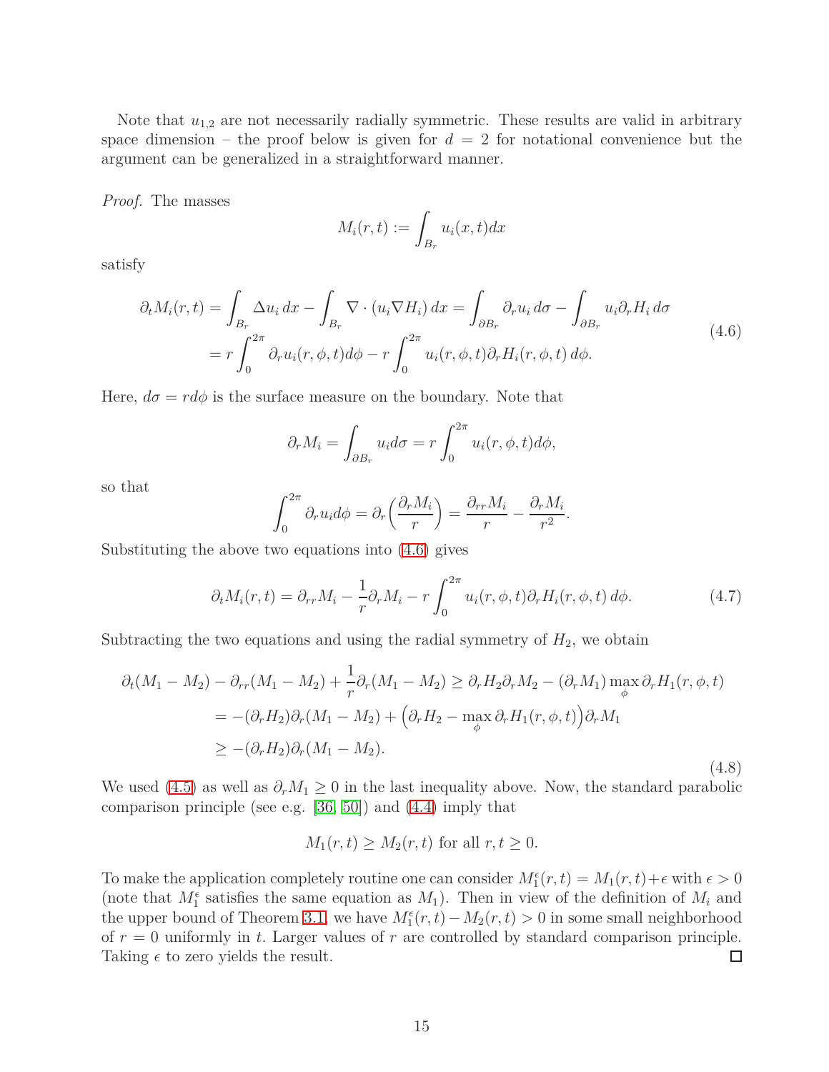Note that $u_{1,2}$ are not necessarily radially symmetric. These results are valid in arbitrary space dimension – the proof below is given for $d = 2$ for notational convenience but the argument can be generalized in a straightforward manner.

*Proof.* The masses

$$M_i(r,t) := \int_{B_r} u_i(x,t)dx$$

satisfy

$$\begin{aligned}
\partial_t M_i(r,t) &= \int_{B_r} \Delta u_i \, dx - \int_{B_r} \nabla \cdot (u_i \nabla H_i) \, dx = \int_{\partial B_r} \partial_r u_i \, d\sigma - \int_{\partial B_r} u_i \partial_r H_i \, d\sigma \\
&= r \int_0^{2\pi} \partial_r u_i(r,\phi,t) d\phi - r \int_0^{2\pi} u_i(r,\phi,t) \partial_r H_i(r,\phi,t) \, d\phi.
\end{aligned} \tag{4.6}$$

Here, $d\sigma = r d\phi$ is the surface measure on the boundary. Note that

$$\partial_r M_i = \int_{\partial B_r} u_i d\sigma = r \int_0^{2\pi} u_i(r,\phi,t) d\phi,$$

so that

$$\int_0^{2\pi} \partial_r u_i d\phi = \partial_r \Big( \frac{\partial_r M_i}{r} \Big) = \frac{\partial_{rr} M_i}{r} - \frac{\partial_r M_i}{r^2}.$$

Substituting the above two equations into (4.6) gives

$$\partial_t M_i(r,t) = \partial_{rr} M_i - \frac{1}{r} \partial_r M_i - r \int_0^{2\pi} u_i(r,\phi,t) \partial_r H_i(r,\phi,t) \, d\phi. \tag{4.7}$$

Subtracting the two equations and using the radial symmetry of $H_2$, we obtain

$$\begin{aligned}
\partial_t(M_1 - M_2) - \partial_{rr}(M_1 - M_2) + \frac{1}{r}\partial_r(M_1 - M_2) &\geq \partial_r H_2 \partial_r M_2 - (\partial_r M_1) \max_\phi \partial_r H_1(r,\phi,t) \\
&= -(\partial_r H_2)\partial_r(M_1 - M_2) + \Big(\partial_r H_2 - \max_\phi \partial_r H_1(r,\phi,t)\Big)\partial_r M_1 \\
&\geq -(\partial_r H_2)\partial_r(M_1 - M_2).
\end{aligned} \tag{4.8}$$

We used (4.5) as well as $\partial_r M_1 \geq 0$ in the last inequality above. Now, the standard parabolic comparison principle (see e.g. [36, 50]) and (4.4) imply that

$$M_1(r,t) \geq M_2(r,t) \text{ for all } r, t \geq 0.$$

To make the application completely routine one can consider $M_1^\epsilon(r,t) = M_1(r,t) + \epsilon$ with $\epsilon > 0$ (note that $M_1^\epsilon$ satisfies the same equation as $M_1$). Then in view of the definition of $M_i$ and the upper bound of Theorem 3.1, we have $M_1^\epsilon(r,t) - M_2(r,t) > 0$ in some small neighborhood of $r = 0$ uniformly in $t$. Larger values of $r$ are controlled by standard comparison principle. Taking $\epsilon$ to zero yields the result. $\square$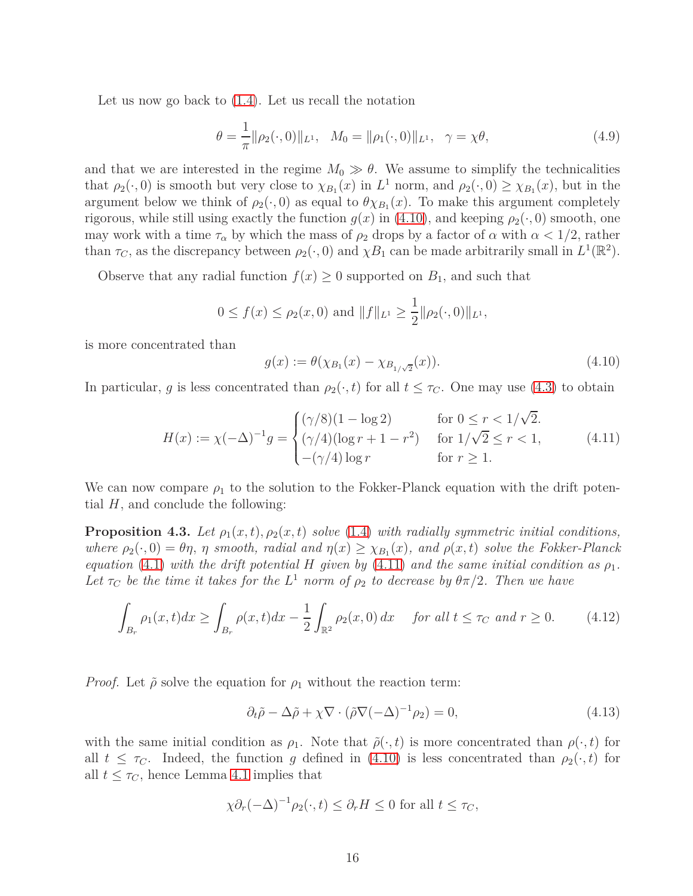Let us now go back to (1.4). Let us recall the notation

$$\theta = \frac{1}{\pi}\|\rho_2(\cdot,0)\|_{L^1}, \quad M_0 = \|\rho_1(\cdot,0)\|_{L^1}, \quad \gamma = \chi\theta, \tag{4.9}$$

and that we are interested in the regime $M_0 \gg \theta$. We assume to simplify the technicalities that $\rho_2(\cdot,0)$ is smooth but very close to $\chi_{B_1}(x)$ in $L^1$ norm, and $\rho_2(\cdot,0) \geq \chi_{B_1}(x)$, but in the argument below we think of $\rho_2(\cdot,0)$ as equal to $\theta\chi_{B_1}(x)$. To make this argument completely rigorous, while still using exactly the function $g(x)$ in (4.10), and keeping $\rho_2(\cdot,0)$ smooth, one may work with a time $\tau_\alpha$ by which the mass of $\rho_2$ drops by a factor of $\alpha$ with $\alpha < 1/2$, rather than $\tau_C$, as the discrepancy between $\rho_2(\cdot,0)$ and $\chi B_1$ can be made arbitrarily small in $L^1(\mathbb{R}^2)$.

Observe that any radial function $f(x) \geq 0$ supported on $B_1$, and such that

$$0 \leq f(x) \leq \rho_2(x,0) \text{ and } \|f\|_{L^1} \geq \frac{1}{2}\|\rho_2(\cdot,0)\|_{L^1},$$

is more concentrated than

$$g(x) := \theta(\chi_{B_1}(x) - \chi_{B_{1/\sqrt{2}}}(x)). \tag{4.10}$$

In particular, $g$ is less concentrated than $\rho_2(\cdot,t)$ for all $t \leq \tau_C$. One may use (4.3) to obtain

$$H(x) := \chi(-\Delta)^{-1}g = \begin{cases} (\gamma/8)(1-\log 2) & \text{for } 0 \leq r < 1/\sqrt{2}. \\ (\gamma/4)(\log r + 1 - r^2) & \text{for } 1/\sqrt{2} \leq r < 1, \\ -(\gamma/4)\log r & \text{for } r \geq 1. \end{cases} \tag{4.11}$$

We can now compare $\rho_1$ to the solution to the Fokker-Planck equation with the drift potential $H$, and conclude the following:

**Proposition 4.3.** *Let $\rho_1(x,t), \rho_2(x,t)$ solve (1.4) with radially symmetric initial conditions, where $\rho_2(\cdot,0) = \theta\eta$, $\eta$ smooth, radial and $\eta(x) \geq \chi_{B_1}(x)$, and $\rho(x,t)$ solve the Fokker-Planck equation (4.1) with the drift potential $H$ given by (4.11) and the same initial condition as $\rho_1$. Let $\tau_C$ be the time it takes for the $L^1$ norm of $\rho_2$ to decrease by $\theta\pi/2$. Then we have*

$$\int_{B_r} \rho_1(x,t)dx \geq \int_{B_r} \rho(x,t)dx - \frac{1}{2}\int_{\mathbb{R}^2} \rho_2(x,0)\,dx \quad \textit{for all } t \leq \tau_C \textit{ and } r \geq 0. \tag{4.12}$$

*Proof.* Let $\tilde{\rho}$ solve the equation for $\rho_1$ without the reaction term:

$$\partial_t\tilde{\rho} - \Delta\tilde{\rho} + \chi\nabla\cdot(\tilde{\rho}\nabla(-\Delta)^{-1}\rho_2) = 0, \tag{4.13}$$

with the same initial condition as $\rho_1$. Note that $\tilde{\rho}(\cdot,t)$ is more concentrated than $\rho(\cdot,t)$ for all $t \leq \tau_C$. Indeed, the function $g$ defined in (4.10) is less concentrated than $\rho_2(\cdot,t)$ for all $t \leq \tau_C$, hence Lemma 4.1 implies that

$$\chi\partial_r(-\Delta)^{-1}\rho_2(\cdot,t) \leq \partial_r H \leq 0 \text{ for all } t \leq \tau_C,$$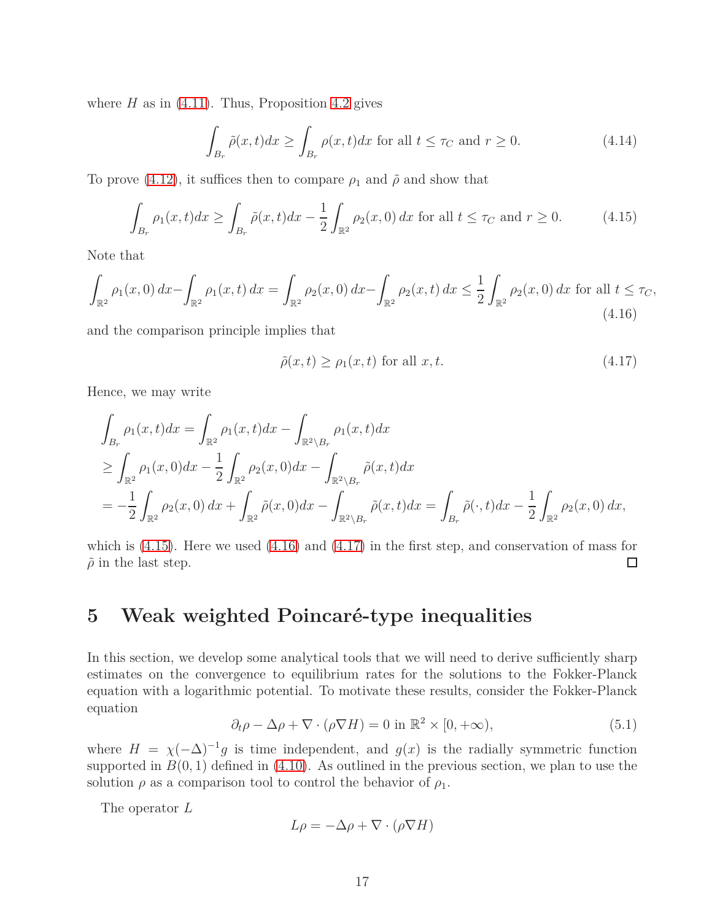where $H$ as in (4.11). Thus, Proposition 4.2 gives

$$\int_{B_r} \tilde{\rho}(x,t)dx \geq \int_{B_r} \rho(x,t)dx \text{ for all } t \leq \tau_C \text{ and } r \geq 0. \tag{4.14}$$

To prove (4.12), it suffices then to compare $\rho_1$ and $\tilde{\rho}$ and show that

$$\int_{B_r} \rho_1(x,t)dx \geq \int_{B_r} \tilde{\rho}(x,t)dx - \frac{1}{2}\int_{\mathbb{R}^2} \rho_2(x,0)\,dx \text{ for all } t \leq \tau_C \text{ and } r \geq 0. \tag{4.15}$$

Note that

$$\int_{\mathbb{R}^2} \rho_1(x,0)\,dx - \int_{\mathbb{R}^2} \rho_1(x,t)\,dx = \int_{\mathbb{R}^2} \rho_2(x,0)\,dx - \int_{\mathbb{R}^2} \rho_2(x,t)\,dx \leq \frac{1}{2}\int_{\mathbb{R}^2} \rho_2(x,0)\,dx \text{ for all } t \leq \tau_C, \tag{4.16}$$

and the comparison principle implies that

$$\tilde{\rho}(x,t) \geq \rho_1(x,t) \text{ for all } x, t. \tag{4.17}$$

Hence, we may write

$$\begin{aligned}
&\int_{B_r} \rho_1(x,t)dx = \int_{\mathbb{R}^2} \rho_1(x,t)dx - \int_{\mathbb{R}^2\setminus B_r} \rho_1(x,t)dx \\
&\geq \int_{\mathbb{R}^2} \rho_1(x,0)dx - \frac{1}{2}\int_{\mathbb{R}^2} \rho_2(x,0)dx - \int_{\mathbb{R}^2\setminus B_r} \tilde{\rho}(x,t)dx \\
&= -\frac{1}{2}\int_{\mathbb{R}^2} \rho_2(x,0)\,dx + \int_{\mathbb{R}^2} \tilde{\rho}(x,0)dx - \int_{\mathbb{R}^2\setminus B_r} \tilde{\rho}(x,t)dx = \int_{B_r} \tilde{\rho}(\cdot,t)dx - \frac{1}{2}\int_{\mathbb{R}^2} \rho_2(x,0)\,dx,
\end{aligned}$$

which is (4.15). Here we used (4.16) and (4.17) in the first step, and conservation of mass for $\tilde{\rho}$ in the last step. $\square$

# 5 Weak weighted Poincaré-type inequalities

In this section, we develop some analytical tools that we will need to derive sufficiently sharp estimates on the convergence to equilibrium rates for the solutions to the Fokker-Planck equation with a logarithmic potential. To motivate these results, consider the Fokker-Planck equation

$$\partial_t \rho - \Delta\rho + \nabla\cdot(\rho\nabla H) = 0 \text{ in } \mathbb{R}^2 \times [0,+\infty), \tag{5.1}$$

where $H = \chi(-\Delta)^{-1}g$ is time independent, and $g(x)$ is the radially symmetric function supported in $B(0,1)$ defined in (4.10). As outlined in the previous section, we plan to use the solution $\rho$ as a comparison tool to control the behavior of $\rho_1$.

The operator $L$

$$L\rho = -\Delta\rho + \nabla\cdot(\rho\nabla H)$$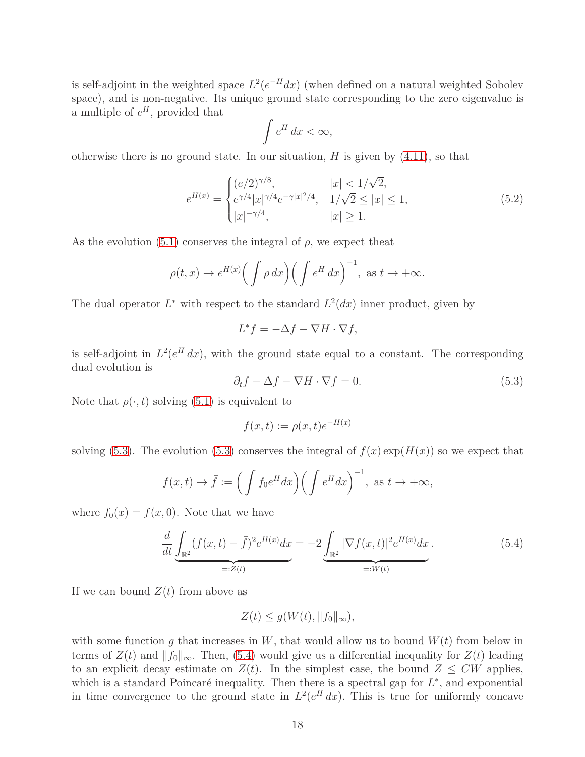is self-adjoint in the weighted space $L^2(e^{-H}dx)$ (when defined on a natural weighted Sobolev space), and is non-negative. Its unique ground state corresponding to the zero eigenvalue is a multiple of $e^H$, provided that

$$\int e^H \, dx < \infty,$$

otherwise there is no ground state. In our situation, $H$ is given by (4.11), so that

$$e^{H(x)} = \begin{cases} (e/2)^{\gamma/8}, & |x| < 1/\sqrt{2}, \\ e^{\gamma/4}|x|^{\gamma/4}e^{-\gamma|x|^2/4}, & 1/\sqrt{2} \leq |x| \leq 1, \\ |x|^{-\gamma/4}, & |x| \geq 1. \end{cases} \tag{5.2}$$

As the evolution (5.1) conserves the integral of $\rho$, we expect theat

$$\rho(t,x) \to e^{H(x)}\Big(\int \rho \, dx\Big)\Big(\int e^H \, dx\Big)^{-1}, \text{ as } t \to +\infty.$$

The dual operator $L^*$ with respect to the standard $L^2(dx)$ inner product, given by

$$L^* f = -\Delta f - \nabla H \cdot \nabla f,$$

is self-adjoint in $L^2(e^H \, dx)$, with the ground state equal to a constant. The corresponding dual evolution is

$$\partial_t f - \Delta f - \nabla H \cdot \nabla f = 0. \tag{5.3}$$

Note that $\rho(\cdot, t)$ solving (5.1) is equivalent to

$$f(x,t) := \rho(x,t)e^{-H(x)}$$

solving (5.3). The evolution (5.3) conserves the integral of $f(x)\exp(H(x))$ so we expect that

$$f(x,t) \to \bar{f} := \Big(\int f_0 e^H dx\Big)\Big(\int e^H dx\Big)^{-1}, \text{ as } t \to +\infty,$$

where $f_0(x) = f(x,0)$. Note that we have

$$\frac{d}{dt}\underbrace{\int_{\mathbb{R}^2}(f(x,t) - \bar{f})^2 e^{H(x)}dx}_{=:Z(t)} = -2\underbrace{\int_{\mathbb{R}^2}|\nabla f(x,t)|^2 e^{H(x)}dx}_{=:W(t)}. \tag{5.4}$$

If we can bound $Z(t)$ from above as

$$Z(t) \leq g(W(t), \|f_0\|_\infty),$$

with some function $g$ that increases in $W$, that would allow us to bound $W(t)$ from below in terms of $Z(t)$ and $\|f_0\|_\infty$. Then, (5.4) would give us a differential inequality for $Z(t)$ leading to an explicit decay estimate on $Z(t)$. In the simplest case, the bound $Z \leq CW$ applies, which is a standard Poincaré inequality. Then there is a spectral gap for $L^*$, and exponential in time convergence to the ground state in $L^2(e^H \, dx)$. This is true for uniformly concave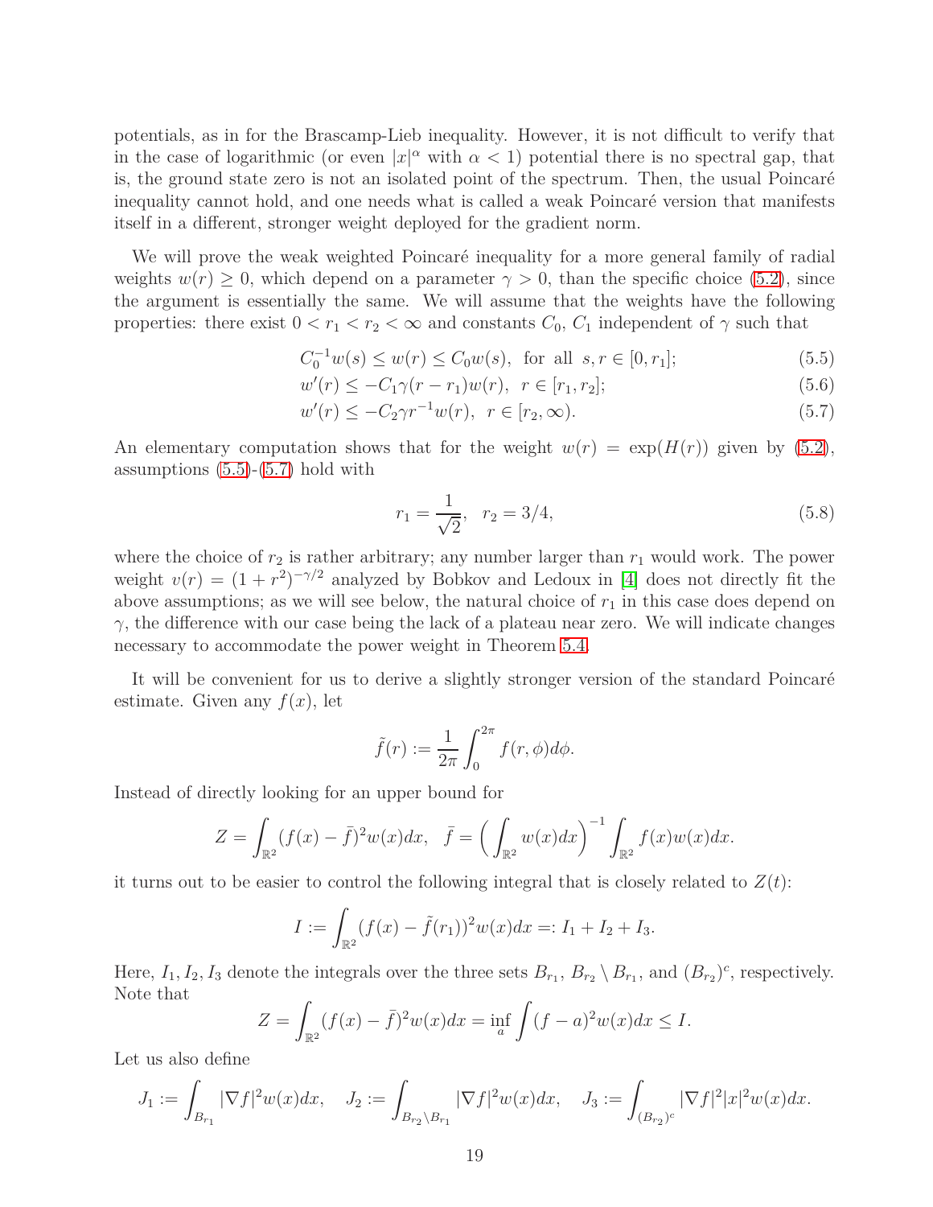potentials, as in for the Brascamp-Lieb inequality. However, it is not difficult to verify that in the case of logarithmic (or even $|x|^\alpha$ with $\alpha < 1$) potential there is no spectral gap, that is, the ground state zero is not an isolated point of the spectrum. Then, the usual Poincaré inequality cannot hold, and one needs what is called a weak Poincaré version that manifests itself in a different, stronger weight deployed for the gradient norm.

We will prove the weak weighted Poincaré inequality for a more general family of radial weights $w(r) \geq 0$, which depend on a parameter $\gamma > 0$, than the specific choice (5.2), since the argument is essentially the same. We will assume that the weights have the following properties: there exist $0 < r_1 < r_2 < \infty$ and constants $C_0$, $C_1$ independent of $\gamma$ such that

$$C_0^{-1} w(s) \leq w(r) \leq C_0 w(s), \text{ for all } s, r \in [0, r_1]; \tag{5.5}$$

$$w'(r) \leq -C_1 \gamma (r - r_1) w(r), \ \ r \in [r_1, r_2]; \tag{5.6}$$

$$w'(r) \leq -C_2 \gamma r^{-1} w(r), \ \ r \in [r_2, \infty). \tag{5.7}$$

An elementary computation shows that for the weight $w(r) = \exp(H(r))$ given by (5.2), assumptions (5.5)-(5.7) hold with

$$r_1 = \frac{1}{\sqrt{2}}, \ \ r_2 = 3/4, \tag{5.8}$$

where the choice of $r_2$ is rather arbitrary; any number larger than $r_1$ would work. The power weight $v(r) = (1 + r^2)^{-\gamma/2}$ analyzed by Bobkov and Ledoux in [4] does not directly fit the above assumptions; as we will see below, the natural choice of $r_1$ in this case does depend on $\gamma$, the difference with our case being the lack of a plateau near zero. We will indicate changes necessary to accommodate the power weight in Theorem 5.4.

It will be convenient for us to derive a slightly stronger version of the standard Poincaré estimate. Given any $f(x)$, let

$$\tilde{f}(r) := \frac{1}{2\pi} \int_0^{2\pi} f(r, \phi) d\phi.$$

Instead of directly looking for an upper bound for

$$Z = \int_{\mathbb{R}^2} (f(x) - \bar{f})^2 w(x) dx, \ \ \bar{f} = \Big( \int_{\mathbb{R}^2} w(x) dx \Big)^{-1} \int_{\mathbb{R}^2} f(x) w(x) dx.$$

it turns out to be easier to control the following integral that is closely related to $Z(t)$:

$$I := \int_{\mathbb{R}^2} (f(x) - \tilde{f}(r_1))^2 w(x) dx =: I_1 + I_2 + I_3.$$

Here, $I_1, I_2, I_3$ denote the integrals over the three sets $B_{r_1}$, $B_{r_2} \setminus B_{r_1}$, and $(B_{r_2})^c$, respectively. Note that

$$Z = \int_{\mathbb{R}^2} (f(x) - \bar{f})^2 w(x) dx = \inf_a \int (f - a)^2 w(x) dx \leq I.$$

Let us also define

$$J_1 := \int_{B_{r_1}} |\nabla f|^2 w(x) dx, \ \ \ J_2 := \int_{B_{r_2} \setminus B_{r_1}} |\nabla f|^2 w(x) dx, \ \ \ J_3 := \int_{(B_{r_2})^c} |\nabla f|^2 |x|^2 w(x) dx.$$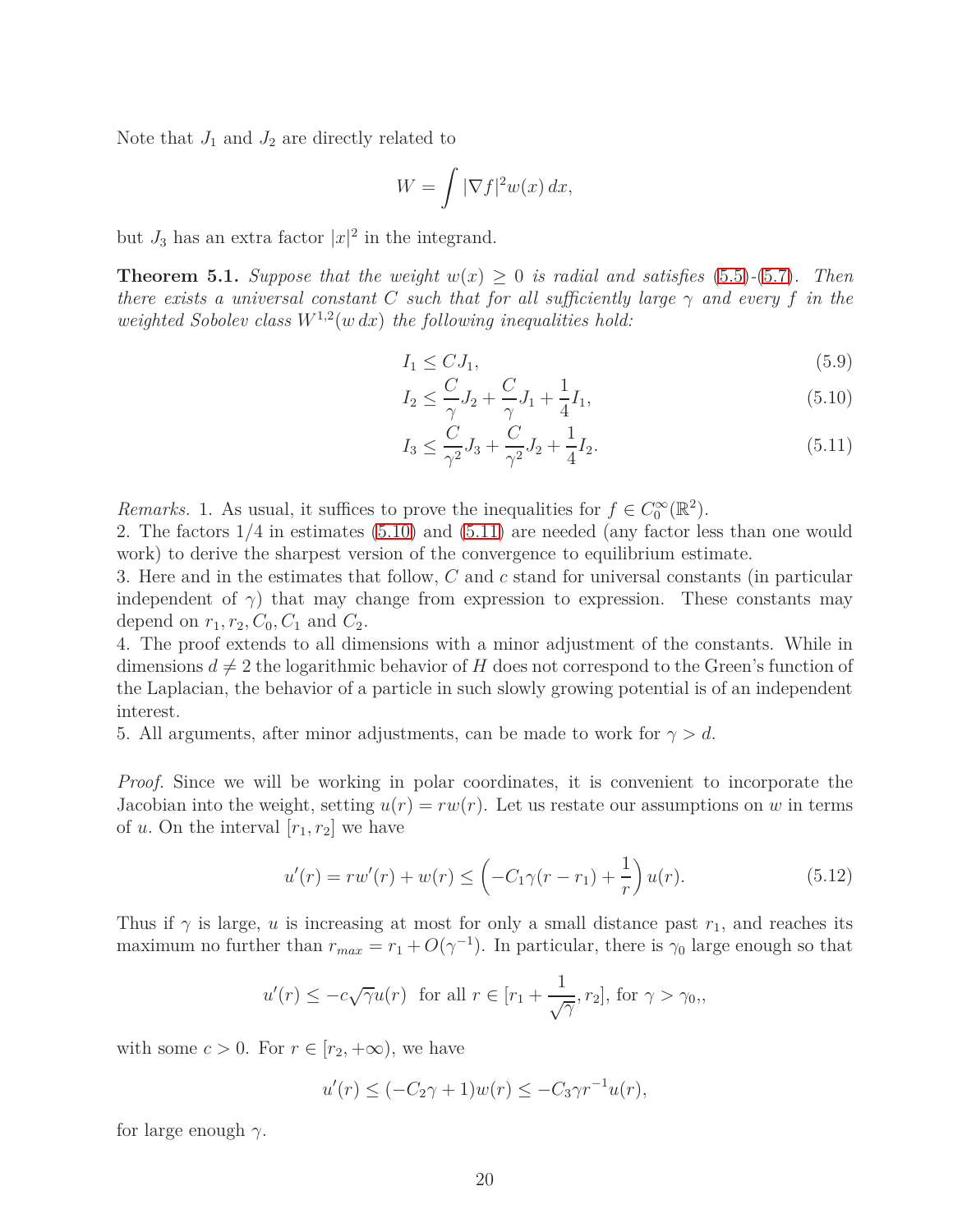Note that $J_1$ and $J_2$ are directly related to

$$W = \int |\nabla f|^2 w(x)\, dx,$$

but $J_3$ has an extra factor $|x|^2$ in the integrand.

**Theorem 5.1.** *Suppose that the weight $w(x) \geq 0$ is radial and satisfies (5.5)-(5.7). Then there exists a universal constant $C$ such that for all sufficiently large $\gamma$ and every $f$ in the weighted Sobolev class $W^{1,2}(w\, dx)$ the following inequalities hold:*

$$I_1 \leq C J_1, \tag{5.9}$$

$$I_2 \leq \frac{C}{\gamma} J_2 + \frac{C}{\gamma} J_1 + \frac{1}{4} I_1, \tag{5.10}$$

$$I_3 \leq \frac{C}{\gamma^2} J_3 + \frac{C}{\gamma^2} J_2 + \frac{1}{4} I_2. \tag{5.11}$$

*Remarks.* 1. As usual, it suffices to prove the inequalities for $f \in C_0^\infty(\mathbb{R}^2)$.
2. The factors $1/4$ in estimates (5.10) and (5.11) are needed (any factor less than one would work) to derive the sharpest version of the convergence to equilibrium estimate.
3. Here and in the estimates that follow, $C$ and $c$ stand for universal constants (in particular independent of $\gamma$) that may change from expression to expression. These constants may depend on $r_1, r_2, C_0, C_1$ and $C_2$.
4. The proof extends to all dimensions with a minor adjustment of the constants. While in dimensions $d \neq 2$ the logarithmic behavior of $H$ does not correspond to the Green's function of the Laplacian, the behavior of a particle in such slowly growing potential is of an independent interest.
5. All arguments, after minor adjustments, can be made to work for $\gamma > d$.

*Proof.* Since we will be working in polar coordinates, it is convenient to incorporate the Jacobian into the weight, setting $u(r) = rw(r)$. Let us restate our assumptions on $w$ in terms of $u$. On the interval $[r_1, r_2]$ we have

$$u'(r) = rw'(r) + w(r) \leq \left(-C_1\gamma(r - r_1) + \frac{1}{r}\right) u(r). \tag{5.12}$$

Thus if $\gamma$ is large, $u$ is increasing at most for only a small distance past $r_1$, and reaches its maximum no further than $r_{max} = r_1 + O(\gamma^{-1})$. In particular, there is $\gamma_0$ large enough so that

$$u'(r) \leq -c\sqrt{\gamma} u(r) \;\text{ for all } r \in [r_1 + \frac{1}{\sqrt{\gamma}}, r_2], \text{ for } \gamma > \gamma_0,,$$

with some $c > 0$. For $r \in [r_2, +\infty)$, we have

$$u'(r) \leq (-C_2\gamma + 1)w(r) \leq -C_3\gamma r^{-1} u(r),$$

for large enough $\gamma$.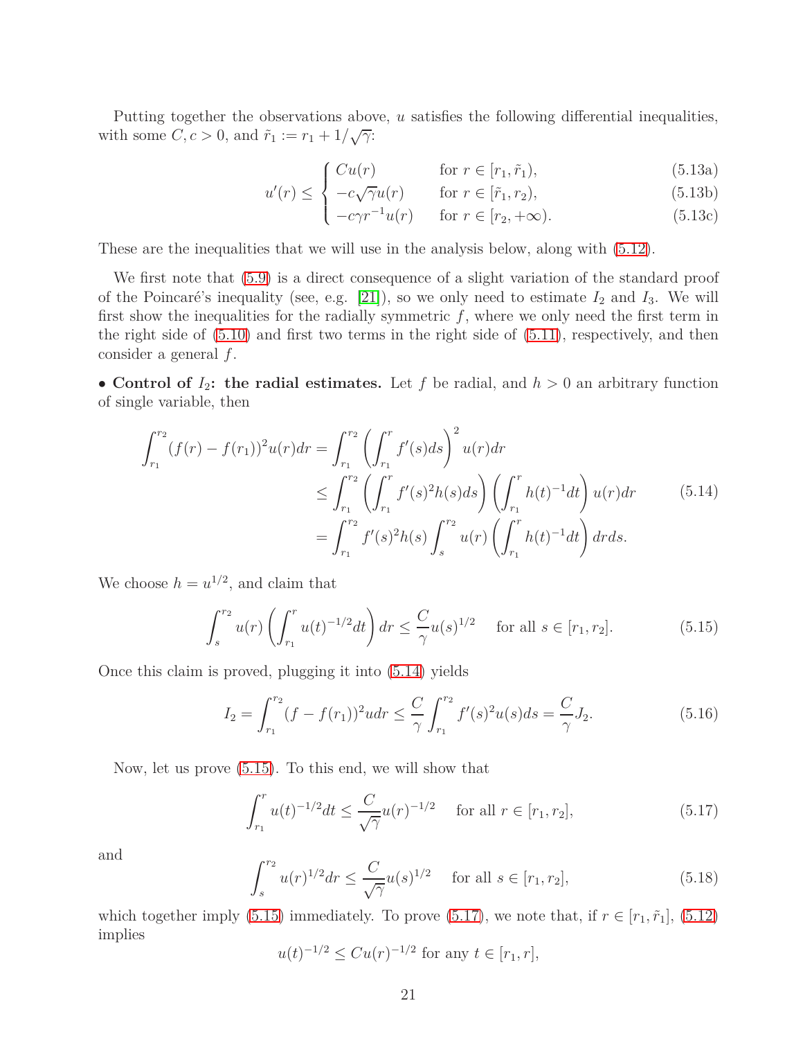Putting together the observations above, $u$ satisfies the following differential inequalities, with some $C, c > 0$, and $\tilde{r}_1 := r_1 + 1/\sqrt{\gamma}$:

$$
u'(r) \le \begin{cases} Cu(r) & \text{for } r \in [r_1, \tilde{r}_1), & (5.13\text{a}) \\ -c\sqrt{\gamma}u(r) & \text{for } r \in [\tilde{r}_1, r_2), & (5.13\text{b}) \\ -c\gamma r^{-1}u(r) & \text{for } r \in [r_2, +\infty). & (5.13\text{c}) \end{cases}
$$

These are the inequalities that we will use in the analysis below, along with (5.12).

We first note that (5.9) is a direct consequence of a slight variation of the standard proof of the Poincaré's inequality (see, e.g. [21]), so we only need to estimate $I_2$ and $I_3$. We will first show the inequalities for the radially symmetric $f$, where we only need the first term in the right side of (5.10) and first two terms in the right side of (5.11), respectively, and then consider a general $f$.

• **Control of $I_2$: the radial estimates.** Let $f$ be radial, and $h > 0$ an arbitrary function of single variable, then

$$
\begin{aligned}
\int_{r_1}^{r_2} (f(r) - f(r_1))^2 u(r) dr &= \int_{r_1}^{r_2} \left( \int_{r_1}^{r} f'(s) ds \right)^2 u(r) dr \\
&\le \int_{r_1}^{r_2} \left( \int_{r_1}^{r} f'(s)^2 h(s) ds \right) \left( \int_{r_1}^{r} h(t)^{-1} dt \right) u(r) dr \qquad (5.14) \\
&= \int_{r_1}^{r_2} f'(s)^2 h(s) \int_{s}^{r_2} u(r) \left( \int_{r_1}^{r} h(t)^{-1} dt \right) dr ds.
\end{aligned}
$$

We choose $h = u^{1/2}$, and claim that

$$
\int_{s}^{r_2} u(r) \left( \int_{r_1}^{r} u(t)^{-1/2} dt \right) dr \le \frac{C}{\gamma} u(s)^{1/2} \quad \text{ for all } s \in [r_1, r_2]. \qquad (5.15)
$$

Once this claim is proved, plugging it into (5.14) yields

$$
I_2 = \int_{r_1}^{r_2} (f - f(r_1))^2 u dr \le \frac{C}{\gamma} \int_{r_1}^{r_2} f'(s)^2 u(s) ds = \frac{C}{\gamma} J_2. \qquad (5.16)
$$

Now, let us prove (5.15). To this end, we will show that

$$
\int_{r_1}^{r} u(t)^{-1/2} dt \le \frac{C}{\sqrt{\gamma}} u(r)^{-1/2} \quad \text{ for all } r \in [r_1, r_2], \qquad (5.17)
$$

and

$$
\int_{s}^{r_2} u(r)^{1/2} dr \le \frac{C}{\sqrt{\gamma}} u(s)^{1/2} \quad \text{ for all } s \in [r_1, r_2], \qquad (5.18)
$$

which together imply (5.15) immediately. To prove (5.17), we note that, if $r \in [r_1, \tilde{r}_1]$, (5.12) implies

$$
u(t)^{-1/2} \le C u(r)^{-1/2} \text{ for any } t \in [r_1, r],
$$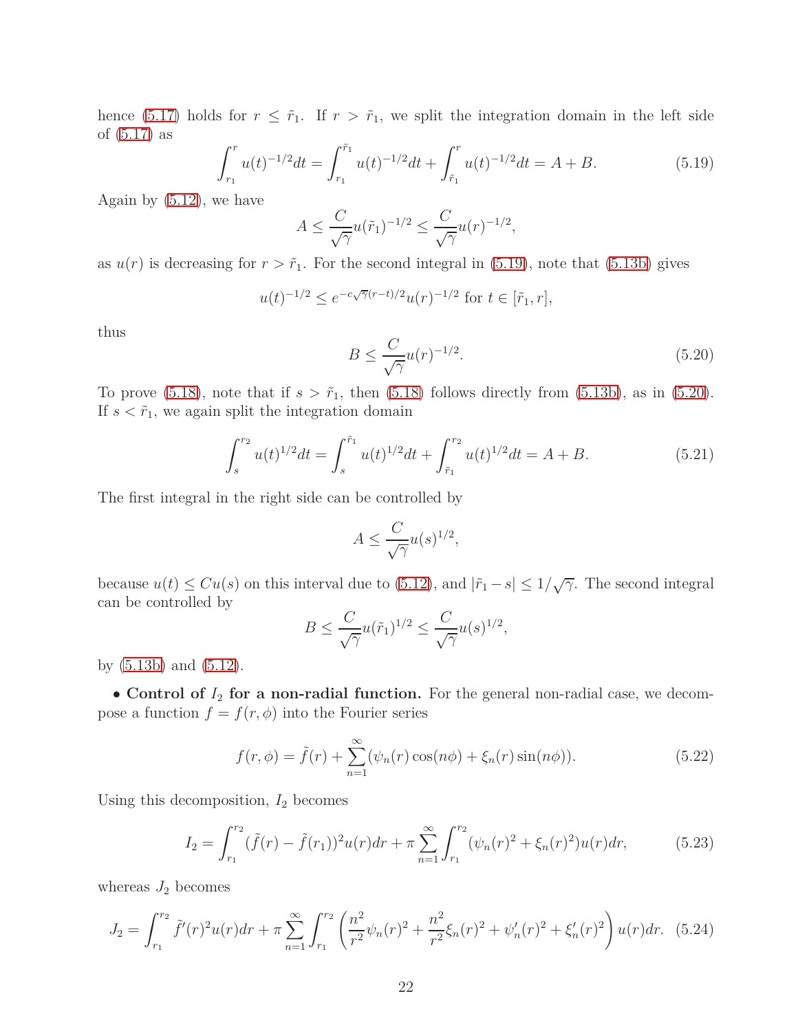hence (5.17) holds for $r \le \tilde{r}_1$. If $r > \tilde{r}_1$, we split the integration domain in the left side of (5.17) as

$$\int_{r_1}^{r} u(t)^{-1/2} dt = \int_{r_1}^{\tilde{r}_1} u(t)^{-1/2} dt + \int_{\tilde{r}_1}^{r} u(t)^{-1/2} dt = A + B. \tag{5.19}$$

Again by (5.12), we have

$$A \le \frac{C}{\sqrt{\gamma}} u(\tilde{r}_1)^{-1/2} \le \frac{C}{\sqrt{\gamma}} u(r)^{-1/2},$$

as $u(r)$ is decreasing for $r > \tilde{r}_1$. For the second integral in (5.19), note that (5.13b) gives

$$u(t)^{-1/2} \le e^{-c\sqrt{\gamma}(r-t)/2} u(r)^{-1/2} \text{ for } t \in [\tilde{r}_1, r],$$

thus

$$B \le \frac{C}{\sqrt{\gamma}} u(r)^{-1/2}. \tag{5.20}$$

To prove (5.18), note that if $s > \tilde{r}_1$, then (5.18) follows directly from (5.13b), as in (5.20). If $s < \tilde{r}_1$, we again split the integration domain

$$\int_{s}^{r_2} u(t)^{1/2} dt = \int_{s}^{\tilde{r}_1} u(t)^{1/2} dt + \int_{\tilde{r}_1}^{r_2} u(t)^{1/2} dt = A + B. \tag{5.21}$$

The first integral in the right side can be controlled by

$$A \le \frac{C}{\sqrt{\gamma}} u(s)^{1/2},$$

because $u(t) \le C u(s)$ on this interval due to (5.12), and $|\tilde{r}_1 - s| \le 1/\sqrt{\gamma}$. The second integral can be controlled by

$$B \le \frac{C}{\sqrt{\gamma}} u(\tilde{r}_1)^{1/2} \le \frac{C}{\sqrt{\gamma}} u(s)^{1/2},$$

by (5.13b) and (5.12).

• **Control of $I_2$ for a non-radial function.** For the general non-radial case, we decompose a function $f = f(r, \phi)$ into the Fourier series

$$f(r, \phi) = \tilde{f}(r) + \sum_{n=1}^{\infty} (\psi_n(r) \cos(n\phi) + \xi_n(r) \sin(n\phi)). \tag{5.22}$$

Using this decomposition, $I_2$ becomes

$$I_2 = \int_{r_1}^{r_2} (\tilde{f}(r) - \tilde{f}(r_1))^2 u(r) dr + \pi \sum_{n=1}^{\infty} \int_{r_1}^{r_2} (\psi_n(r)^2 + \xi_n(r)^2) u(r) dr, \tag{5.23}$$

whereas $J_2$ becomes

$$J_2 = \int_{r_1}^{r_2} \tilde{f}'(r)^2 u(r) dr + \pi \sum_{n=1}^{\infty} \int_{r_1}^{r_2} \left( \frac{n^2}{r^2} \psi_n(r)^2 + \frac{n^2}{r^2} \xi_n(r)^2 + \psi_n'(r)^2 + \xi_n'(r)^2 \right) u(r) dr. \tag{5.24}$$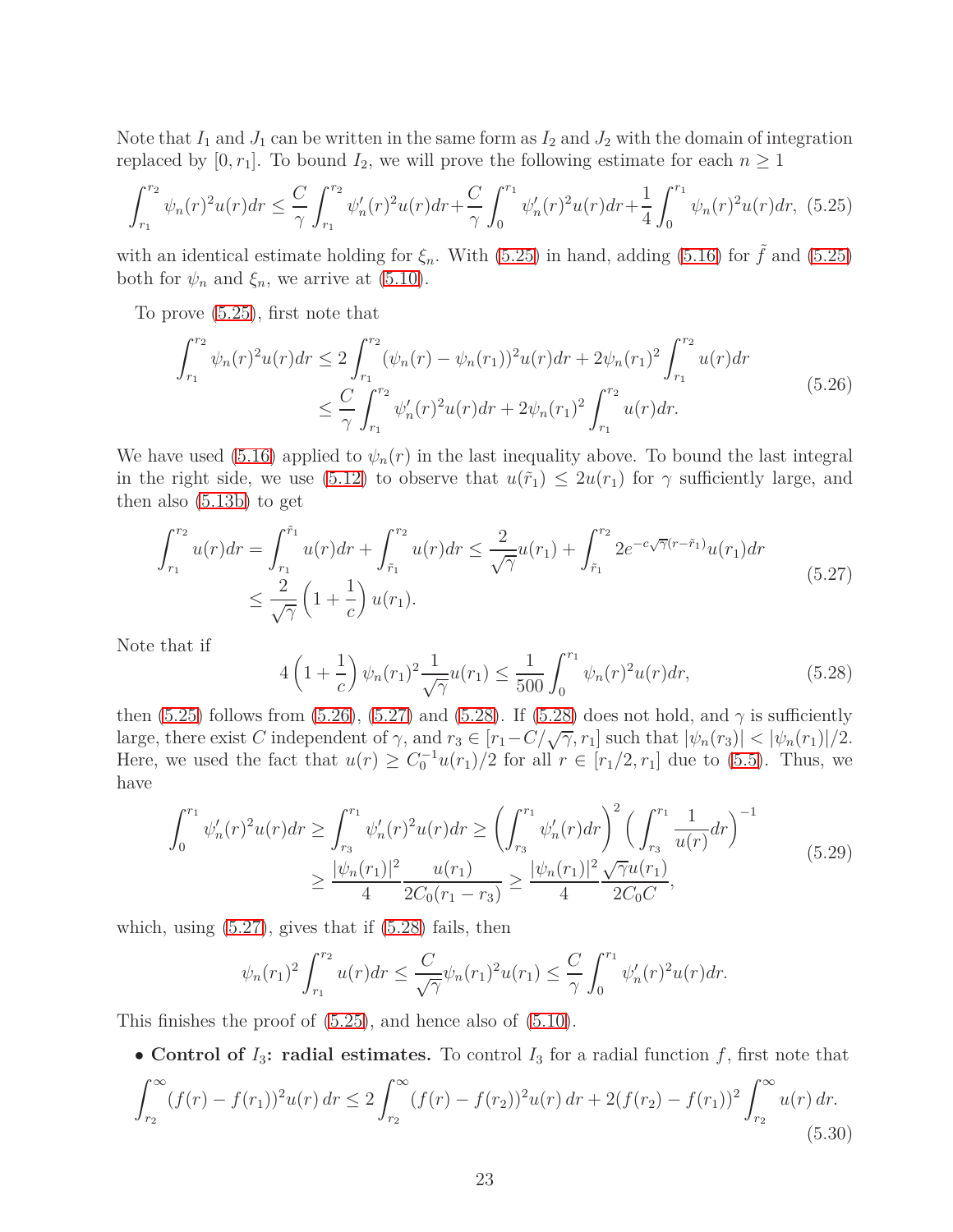Note that $I_1$ and $J_1$ can be written in the same form as $I_2$ and $J_2$ with the domain of integration replaced by $[0, r_1]$. To bound $I_2$, we will prove the following estimate for each $n \geq 1$

$$\int_{r_1}^{r_2} \psi_n(r)^2 u(r) dr \leq \frac{C}{\gamma} \int_{r_1}^{r_2} \psi_n'(r)^2 u(r) dr + \frac{C}{\gamma} \int_0^{r_1} \psi_n'(r)^2 u(r) dr + \frac{1}{4} \int_0^{r_1} \psi_n(r)^2 u(r) dr, \tag{5.25}$$

with an identical estimate holding for $\xi_n$. With (5.25) in hand, adding (5.16) for $\tilde{f}$ and (5.25) both for $\psi_n$ and $\xi_n$, we arrive at (5.10).

To prove (5.25), first note that

$$\begin{aligned}
\int_{r_1}^{r_2} \psi_n(r)^2 u(r) dr &\leq 2 \int_{r_1}^{r_2} (\psi_n(r) - \psi_n(r_1))^2 u(r) dr + 2\psi_n(r_1)^2 \int_{r_1}^{r_2} u(r) dr \\
&\leq \frac{C}{\gamma} \int_{r_1}^{r_2} \psi_n'(r)^2 u(r) dr + 2\psi_n(r_1)^2 \int_{r_1}^{r_2} u(r) dr.
\end{aligned} \tag{5.26}$$

We have used (5.16) applied to $\psi_n(r)$ in the last inequality above. To bound the last integral in the right side, we use (5.12) to observe that $u(\tilde{r}_1) \leq 2u(r_1)$ for $\gamma$ sufficiently large, and then also (5.13b) to get

$$\begin{aligned}
\int_{r_1}^{r_2} u(r) dr = \int_{r_1}^{\tilde{r}_1} u(r) dr + \int_{\tilde{r}_1}^{r_2} u(r) dr &\leq \frac{2}{\sqrt{\gamma}} u(r_1) + \int_{\tilde{r}_1}^{r_2} 2e^{-c\sqrt{\gamma}(r - \tilde{r}_1)} u(r_1) dr \\
&\leq \frac{2}{\sqrt{\gamma}} \left(1 + \frac{1}{c}\right) u(r_1).
\end{aligned} \tag{5.27}$$

Note that if

$$4\left(1 + \frac{1}{c}\right) \psi_n(r_1)^2 \frac{1}{\sqrt{\gamma}} u(r_1) \leq \frac{1}{500} \int_0^{r_1} \psi_n(r)^2 u(r) dr, \tag{5.28}$$

then (5.25) follows from (5.26), (5.27) and (5.28). If (5.28) does not hold, and $\gamma$ is sufficiently large, there exist $C$ independent of $\gamma$, and $r_3 \in [r_1 - C/\sqrt{\gamma}, r_1]$ such that $|\psi_n(r_3)| < |\psi_n(r_1)|/2$. Here, we used the fact that $u(r) \geq C_0^{-1} u(r_1)/2$ for all $r \in [r_1/2, r_1]$ due to (5.5). Thus, we have

$$\begin{aligned}
\int_0^{r_1} \psi_n'(r)^2 u(r) dr \geq \int_{r_3}^{r_1} \psi_n'(r)^2 u(r) dr &\geq \left(\int_{r_3}^{r_1} \psi_n'(r) dr\right)^2 \left(\int_{r_3}^{r_1} \frac{1}{u(r)} dr\right)^{-1} \\
&\geq \frac{|\psi_n(r_1)|^2}{4} \frac{u(r_1)}{2C_0(r_1 - r_3)} \geq \frac{|\psi_n(r_1)|^2}{4} \frac{\sqrt{\gamma} u(r_1)}{2C_0 C},
\end{aligned} \tag{5.29}$$

which, using (5.27), gives that if (5.28) fails, then

$$\psi_n(r_1)^2 \int_{r_1}^{r_2} u(r) dr \leq \frac{C}{\sqrt{\gamma}} \psi_n(r_1)^2 u(r_1) \leq \frac{C}{\gamma} \int_0^{r_1} \psi_n'(r)^2 u(r) dr.$$

This finishes the proof of (5.25), and hence also of (5.10).

- **Control of $I_3$: radial estimates.** To control $I_3$ for a radial function $f$, first note that

$$\int_{r_2}^{\infty} (f(r) - f(r_1))^2 u(r)\, dr \leq 2 \int_{r_2}^{\infty} (f(r) - f(r_2))^2 u(r)\, dr + 2(f(r_2) - f(r_1))^2 \int_{r_2}^{\infty} u(r)\, dr. \tag{5.30}$$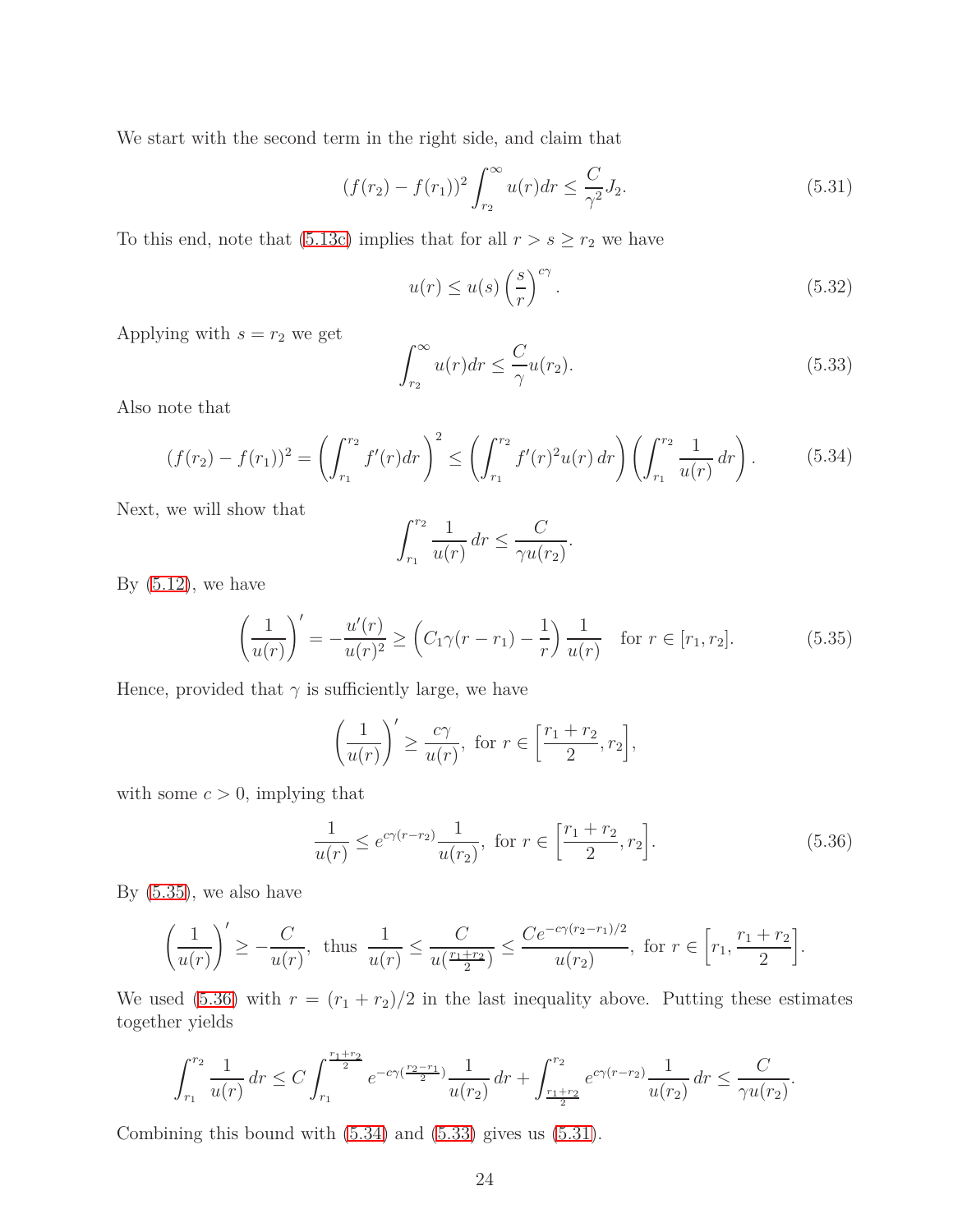We start with the second term in the right side, and claim that

$$(f(r_2) - f(r_1))^2 \int_{r_2}^{\infty} u(r)dr \leq \frac{C}{\gamma^2} J_2. \tag{5.31}$$

To this end, note that (5.13c) implies that for all $r > s \geq r_2$ we have

$$u(r) \leq u(s) \left(\frac{s}{r}\right)^{c\gamma}. \tag{5.32}$$

Applying with $s = r_2$ we get

$$\int_{r_2}^{\infty} u(r)dr \leq \frac{C}{\gamma} u(r_2). \tag{5.33}$$

Also note that

$$(f(r_2) - f(r_1))^2 = \left(\int_{r_1}^{r_2} f'(r)dr\right)^2 \leq \left(\int_{r_1}^{r_2} f'(r)^2 u(r)\, dr\right) \left(\int_{r_1}^{r_2} \frac{1}{u(r)}\, dr\right). \tag{5.34}$$

Next, we will show that

$$\int_{r_1}^{r_2} \frac{1}{u(r)}\, dr \leq \frac{C}{\gamma u(r_2)}.$$

By (5.12), we have

$$\left(\frac{1}{u(r)}\right)' = -\frac{u'(r)}{u(r)^2} \geq \left(C_1 \gamma (r - r_1) - \frac{1}{r}\right) \frac{1}{u(r)} \quad \text{for } r \in [r_1, r_2]. \tag{5.35}$$

Hence, provided that $\gamma$ is sufficiently large, we have

$$\left(\frac{1}{u(r)}\right)' \geq \frac{c\gamma}{u(r)}, \text{ for } r \in \left[\frac{r_1 + r_2}{2}, r_2\right],$$

with some $c > 0$, implying that

$$\frac{1}{u(r)} \leq e^{c\gamma(r - r_2)} \frac{1}{u(r_2)}, \text{ for } r \in \left[\frac{r_1 + r_2}{2}, r_2\right]. \tag{5.36}$$

By (5.35), we also have

$$\left(\frac{1}{u(r)}\right)' \geq -\frac{C}{u(r)}, \text{ thus } \frac{1}{u(r)} \leq \frac{C}{u(\frac{r_1+r_2}{2})} \leq \frac{Ce^{-c\gamma(r_2 - r_1)/2}}{u(r_2)}, \text{ for } r \in \left[r_1, \frac{r_1 + r_2}{2}\right].$$

We used (5.36) with $r = (r_1 + r_2)/2$ in the last inequality above. Putting these estimates together yields

$$\int_{r_1}^{r_2} \frac{1}{u(r)}\, dr \leq C \int_{r_1}^{\frac{r_1+r_2}{2}} e^{-c\gamma(\frac{r_2 - r_1}{2})} \frac{1}{u(r_2)}\, dr + \int_{\frac{r_1+r_2}{2}}^{r_2} e^{c\gamma(r - r_2)} \frac{1}{u(r_2)}\, dr \leq \frac{C}{\gamma u(r_2)}.$$

Combining this bound with (5.34) and (5.33) gives us (5.31).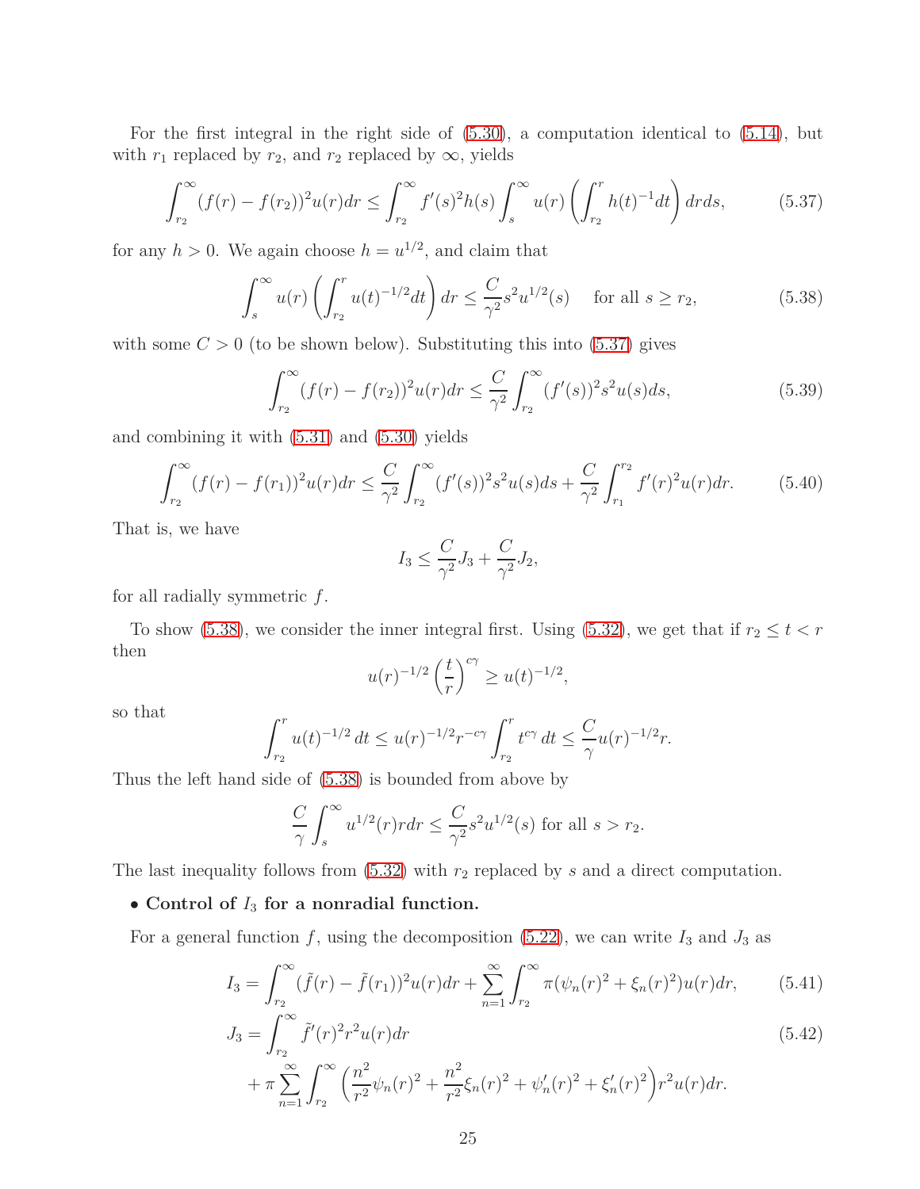For the first integral in the right side of (5.30), a computation identical to (5.14), but with $r_1$ replaced by $r_2$, and $r_2$ replaced by $\infty$, yields

$$\int_{r_2}^{\infty} (f(r) - f(r_2))^2 u(r) dr \leq \int_{r_2}^{\infty} f'(s)^2 h(s) \int_s^{\infty} u(r) \left( \int_{r_2}^{r} h(t)^{-1} dt \right) dr ds, \tag{5.37}$$

for any $h > 0$. We again choose $h = u^{1/2}$, and claim that

$$\int_s^{\infty} u(r) \left( \int_{r_2}^{r} u(t)^{-1/2} dt \right) dr \leq \frac{C}{\gamma^2} s^2 u^{1/2}(s) \quad \text{for all } s \geq r_2, \tag{5.38}$$

with some $C > 0$ (to be shown below). Substituting this into (5.37) gives

$$\int_{r_2}^{\infty} (f(r) - f(r_2))^2 u(r) dr \leq \frac{C}{\gamma^2} \int_{r_2}^{\infty} (f'(s))^2 s^2 u(s) ds, \tag{5.39}$$

and combining it with (5.31) and (5.30) yields

$$\int_{r_2}^{\infty} (f(r) - f(r_1))^2 u(r) dr \leq \frac{C}{\gamma^2} \int_{r_2}^{\infty} (f'(s))^2 s^2 u(s) ds + \frac{C}{\gamma^2} \int_{r_1}^{r_2} f'(r)^2 u(r) dr. \tag{5.40}$$

That is, we have

$$I_3 \leq \frac{C}{\gamma^2} J_3 + \frac{C}{\gamma^2} J_2,$$

for all radially symmetric $f$.

To show (5.38), we consider the inner integral first. Using (5.32), we get that if $r_2 \leq t < r$ then

$$u(r)^{-1/2} \left( \frac{t}{r} \right)^{c\gamma} \geq u(t)^{-1/2},$$

so that

$$\int_{r_2}^{r} u(t)^{-1/2} \, dt \leq u(r)^{-1/2} r^{-c\gamma} \int_{r_2}^{r} t^{c\gamma} \, dt \leq \frac{C}{\gamma} u(r)^{-1/2} r.$$

Thus the left hand side of (5.38) is bounded from above by

$$\frac{C}{\gamma} \int_s^{\infty} u^{1/2}(r) r dr \leq \frac{C}{\gamma^2} s^2 u^{1/2}(s) \text{ for all } s > r_2.$$

The last inequality follows from (5.32) with $r_2$ replaced by $s$ and a direct computation.

- **Control of $I_3$ for a nonradial function.**

For a general function $f$, using the decomposition (5.22), we can write $I_3$ and $J_3$ as

$$I_3 = \int_{r_2}^{\infty} (\tilde{f}(r) - \tilde{f}(r_1))^2 u(r) dr + \sum_{n=1}^{\infty} \int_{r_2}^{\infty} \pi (\psi_n(r)^2 + \xi_n(r)^2) u(r) dr, \tag{5.41}$$

$$\begin{aligned} J_3 = & \int_{r_2}^{\infty} \tilde{f}'(r)^2 r^2 u(r) dr \\ & + \pi \sum_{n=1}^{\infty} \int_{r_2}^{\infty} \Big( \frac{n^2}{r^2} \psi_n(r)^2 + \frac{n^2}{r^2} \xi_n(r)^2 + \psi_n'(r)^2 + \xi_n'(r)^2 \Big) r^2 u(r) dr. \end{aligned} \tag{5.42}$$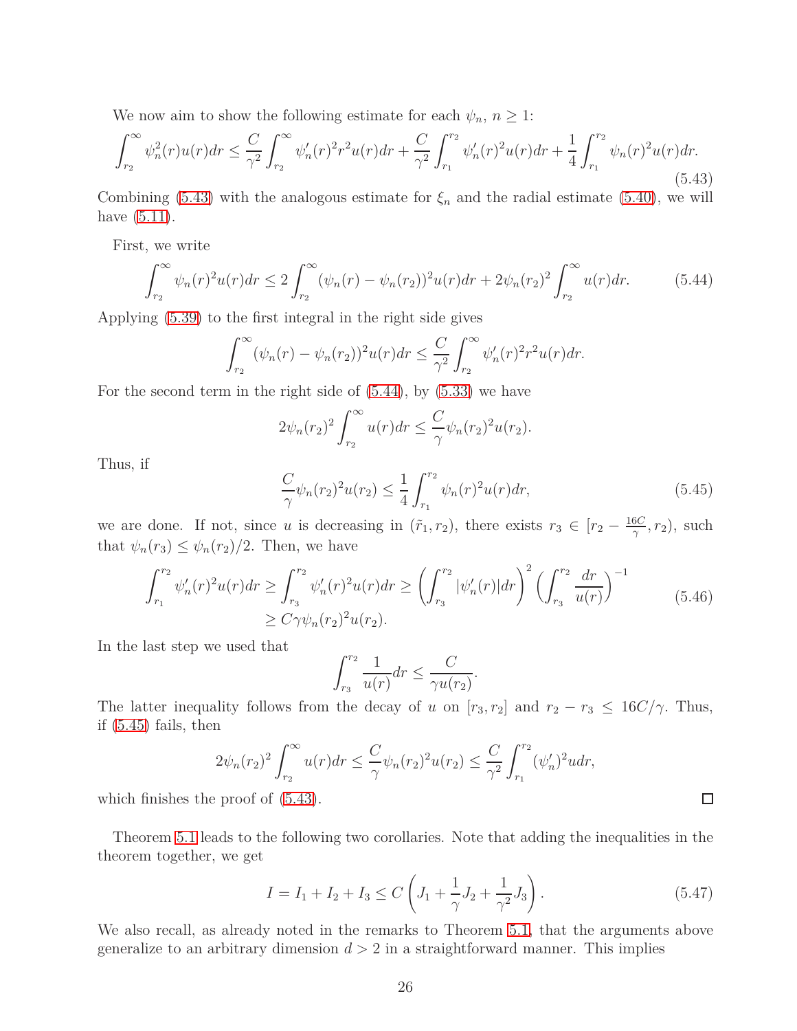We now aim to show the following estimate for each $\psi_n$, $n \geq 1$:

$$\int_{r_2}^{\infty} \psi_n^2(r)u(r)dr \leq \frac{C}{\gamma^2}\int_{r_2}^{\infty} \psi_n'(r)^2 r^2 u(r)dr + \frac{C}{\gamma^2}\int_{r_1}^{r_2} \psi_n'(r)^2 u(r)dr + \frac{1}{4}\int_{r_1}^{r_2} \psi_n(r)^2 u(r)dr. \tag{5.43}$$

Combining (5.43) with the analogous estimate for $\xi_n$ and the radial estimate (5.40), we will have (5.11).

First, we write

$$\int_{r_2}^{\infty} \psi_n(r)^2 u(r)dr \leq 2\int_{r_2}^{\infty} (\psi_n(r) - \psi_n(r_2))^2 u(r)dr + 2\psi_n(r_2)^2 \int_{r_2}^{\infty} u(r)dr. \tag{5.44}$$

Applying (5.39) to the first integral in the right side gives

$$\int_{r_2}^{\infty} (\psi_n(r) - \psi_n(r_2))^2 u(r)dr \leq \frac{C}{\gamma^2}\int_{r_2}^{\infty} \psi_n'(r)^2 r^2 u(r)dr.$$

For the second term in the right side of (5.44), by (5.33) we have

$$2\psi_n(r_2)^2 \int_{r_2}^{\infty} u(r)dr \leq \frac{C}{\gamma}\psi_n(r_2)^2 u(r_2).$$

Thus, if

$$\frac{C}{\gamma}\psi_n(r_2)^2 u(r_2) \leq \frac{1}{4}\int_{r_1}^{r_2} \psi_n(r)^2 u(r)dr, \tag{5.45}$$

we are done. If not, since $u$ is decreasing in $(\tilde{r}_1, r_2)$, there exists $r_3 \in [r_2 - \frac{16C}{\gamma}, r_2)$, such that $\psi_n(r_3) \leq \psi_n(r_2)/2$. Then, we have

$$\begin{aligned}\int_{r_1}^{r_2} \psi_n'(r)^2 u(r)dr &\geq \int_{r_3}^{r_2} \psi_n'(r)^2 u(r)dr \geq \left(\int_{r_3}^{r_2} |\psi_n'(r)|dr\right)^2 \left(\int_{r_3}^{r_2} \frac{dr}{u(r)}\right)^{-1} \\ &\geq C\gamma\psi_n(r_2)^2 u(r_2).\end{aligned} \tag{5.46}$$

In the last step we used that

$$\int_{r_3}^{r_2} \frac{1}{u(r)}dr \leq \frac{C}{\gamma u(r_2)}.$$

The latter inequality follows from the decay of $u$ on $[r_3, r_2]$ and $r_2 - r_3 \leq 16C/\gamma$. Thus, if (5.45) fails, then

$$2\psi_n(r_2)^2 \int_{r_2}^{\infty} u(r)dr \leq \frac{C}{\gamma}\psi_n(r_2)^2 u(r_2) \leq \frac{C}{\gamma^2}\int_{r_1}^{r_2} (\psi_n')^2 u dr,$$

which finishes the proof of (5.43). □

Theorem 5.1 leads to the following two corollaries. Note that adding the inequalities in the theorem together, we get

$$I = I_1 + I_2 + I_3 \leq C\left(J_1 + \frac{1}{\gamma}J_2 + \frac{1}{\gamma^2}J_3\right). \tag{5.47}$$

We also recall, as already noted in the remarks to Theorem 5.1, that the arguments above generalize to an arbitrary dimension $d > 2$ in a straightforward manner. This implies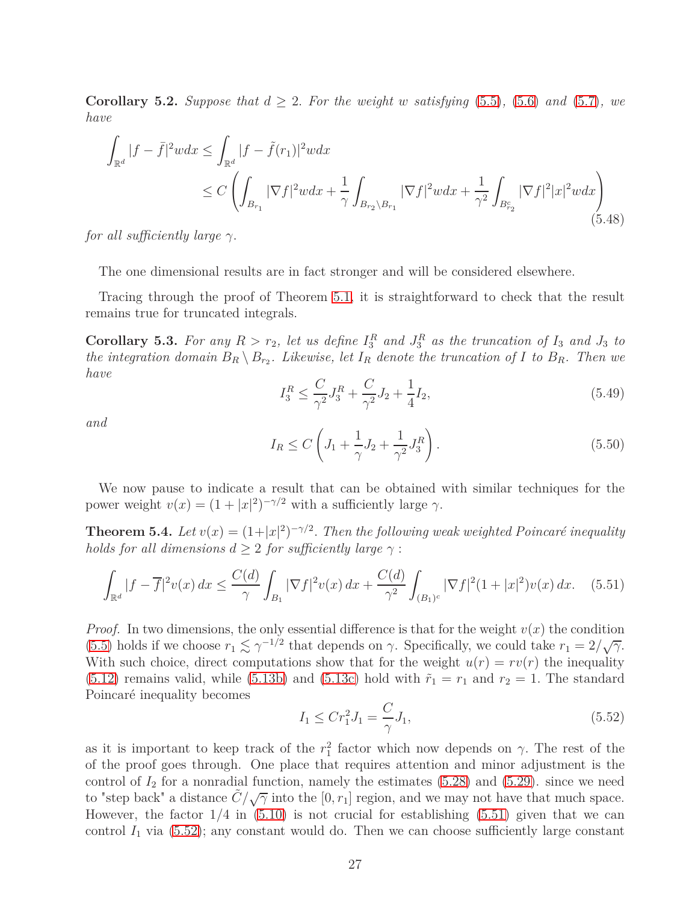**Corollary 5.2.** *Suppose that $d \geq 2$. For the weight $w$ satisfying (5.5), (5.6) and (5.7), we have*

$$\int_{\mathbb{R}^d} |f - \bar{f}|^2 w dx \leq \int_{\mathbb{R}^d} |f - \tilde{f}(r_1)|^2 w dx$$
$$\leq C \left( \int_{B_{r_1}} |\nabla f|^2 w dx + \frac{1}{\gamma} \int_{B_{r_2} \setminus B_{r_1}} |\nabla f|^2 w dx + \frac{1}{\gamma^2} \int_{B_{r_2}^c} |\nabla f|^2 |x|^2 w dx \right) \tag{5.48}$$

*for all sufficiently large $\gamma$.*

The one dimensional results are in fact stronger and will be considered elsewhere.

Tracing through the proof of Theorem 5.1, it is straightforward to check that the result remains true for truncated integrals.

**Corollary 5.3.** *For any $R > r_2$, let us define $I_3^R$ and $J_3^R$ as the truncation of $I_3$ and $J_3$ to the integration domain $B_R \setminus B_{r_2}$. Likewise, let $I_R$ denote the truncation of $I$ to $B_R$. Then we have*

$$I_3^R \leq \frac{C}{\gamma^2} J_3^R + \frac{C}{\gamma^2} J_2 + \frac{1}{4} I_2, \tag{5.49}$$

*and*

$$I_R \leq C \left( J_1 + \frac{1}{\gamma} J_2 + \frac{1}{\gamma^2} J_3^R \right). \tag{5.50}$$

We now pause to indicate a result that can be obtained with similar techniques for the power weight $v(x) = (1 + |x|^2)^{-\gamma/2}$ with a sufficiently large $\gamma$.

**Theorem 5.4.** *Let $v(x) = (1+|x|^2)^{-\gamma/2}$. Then the following weak weighted Poincaré inequality holds for all dimensions $d \geq 2$ for sufficiently large $\gamma$ :*

$$\int_{\mathbb{R}^d} |f - \overline{f}|^2 v(x) \, dx \leq \frac{C(d)}{\gamma} \int_{B_1} |\nabla f|^2 v(x) \, dx + \frac{C(d)}{\gamma^2} \int_{(B_1)^c} |\nabla f|^2 (1 + |x|^2) v(x) \, dx. \tag{5.51}$$

*Proof.* In two dimensions, the only essential difference is that for the weight $v(x)$ the condition (5.5) holds if we choose $r_1 \lesssim \gamma^{-1/2}$ that depends on $\gamma$. Specifically, we could take $r_1 = 2/\sqrt{\gamma}$. With such choice, direct computations show that for the weight $u(r) = rv(r)$ the inequality (5.12) remains valid, while (5.13b) and (5.13c) hold with $\tilde{r}_1 = r_1$ and $r_2 = 1$. The standard Poincaré inequality becomes

$$I_1 \leq C r_1^2 J_1 = \frac{C}{\gamma} J_1, \tag{5.52}$$

as it is important to keep track of the $r_1^2$ factor which now depends on $\gamma$. The rest of the of the proof goes through. One place that requires attention and minor adjustment is the control of $I_2$ for a nonradial function, namely the estimates (5.28) and (5.29). since we need to "step back" a distance $\tilde{C}/\sqrt{\gamma}$ into the $[0, r_1]$ region, and we may not have that much space. However, the factor $1/4$ in (5.10) is not crucial for establishing (5.51) given that we can control $I_1$ via (5.52); any constant would do. Then we can choose sufficiently large constant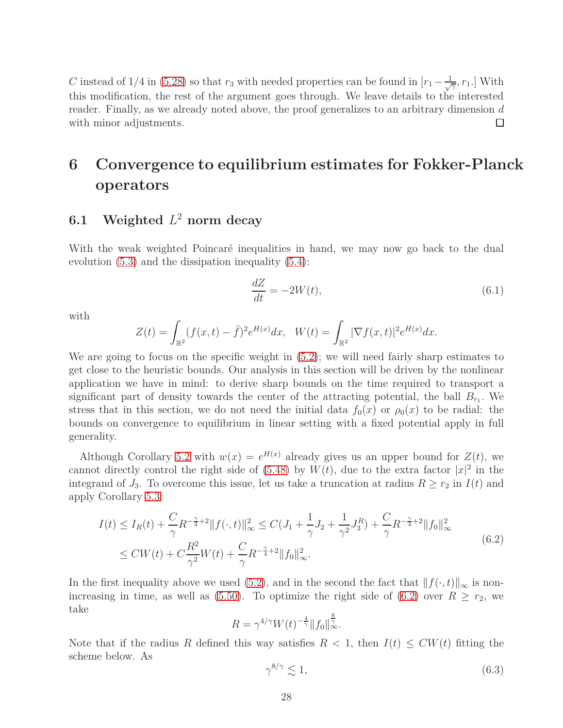$C$ instead of 1/4 in (5.28) so that $r_3$ with needed properties can be found in $[r_1 - \frac{1}{\sqrt{\gamma}}, r_1.]$ With this modification, the rest of the argument goes through. We leave details to the interested reader. Finally, as we already noted above, the proof generalizes to an arbitrary dimension $d$ with minor adjustments. □

# 6 Convergence to equilibrium estimates for Fokker-Planck operators

## 6.1 Weighted $L^2$ norm decay

With the weak weighted Poincaré inequalities in hand, we may now go back to the dual evolution (5.3) and the dissipation inequality (5.4):

$$\frac{dZ}{dt} = -2W(t), \tag{6.1}$$

with

$$Z(t) = \int_{\mathbb{R}^2} (f(x,t) - \bar{f})^2 e^{H(x)} dx, \quad W(t) = \int_{\mathbb{R}^2} |\nabla f(x,t)|^2 e^{H(x)} dx.$$

We are going to focus on the specific weight in (5.2); we will need fairly sharp estimates to get close to the heuristic bounds. Our analysis in this section will be driven by the nonlinear application we have in mind: to derive sharp bounds on the time required to transport a significant part of density towards the center of the attracting potential, the ball $B_{r_1}$. We stress that in this section, we do not need the initial data $f_0(x)$ or $\rho_0(x)$ to be radial: the bounds on convergence to equilibrium in linear setting with a fixed potential apply in full generality.

Although Corollary 5.2 with $w(x) = e^{H(x)}$ already gives us an upper bound for $Z(t)$, we cannot directly control the right side of (5.48) by $W(t)$, due to the extra factor $|x|^2$ in the integrand of $J_3$. To overcome this issue, let us take a truncation at radius $R \geq r_2$ in $I(t)$ and apply Corollary 5.3:

$$\begin{aligned} I(t) &\leq I_R(t) + \frac{C}{\gamma} R^{-\frac{\gamma}{4}+2} \|f(\cdot,t)\|_\infty^2 \leq C(J_1 + \frac{1}{\gamma} J_2 + \frac{1}{\gamma^2} J_3^R) + \frac{C}{\gamma} R^{-\frac{\gamma}{4}+2} \|f_0\|_\infty^2 \\ &\leq CW(t) + C\frac{R^2}{\gamma^2} W(t) + \frac{C}{\gamma} R^{-\frac{\gamma}{4}+2} \|f_0\|_\infty^2. \end{aligned} \tag{6.2}$$

In the first inequality above we used (5.2), and in the second the fact that $\|f(\cdot,t)\|_\infty$ is non-increasing in time, as well as (5.50). To optimize the right side of (6.2) over $R \geq r_2$, we take

$$R = \gamma^{4/\gamma} W(t)^{-\frac{4}{\gamma}} \|f_0\|_\infty^{\frac{8}{\gamma}}.$$

Note that if the radius $R$ defined this way satisfies $R < 1$, then $I(t) \leq CW(t)$ fitting the scheme below. As

$$\gamma^{8/\gamma} \lesssim 1, \tag{6.3}$$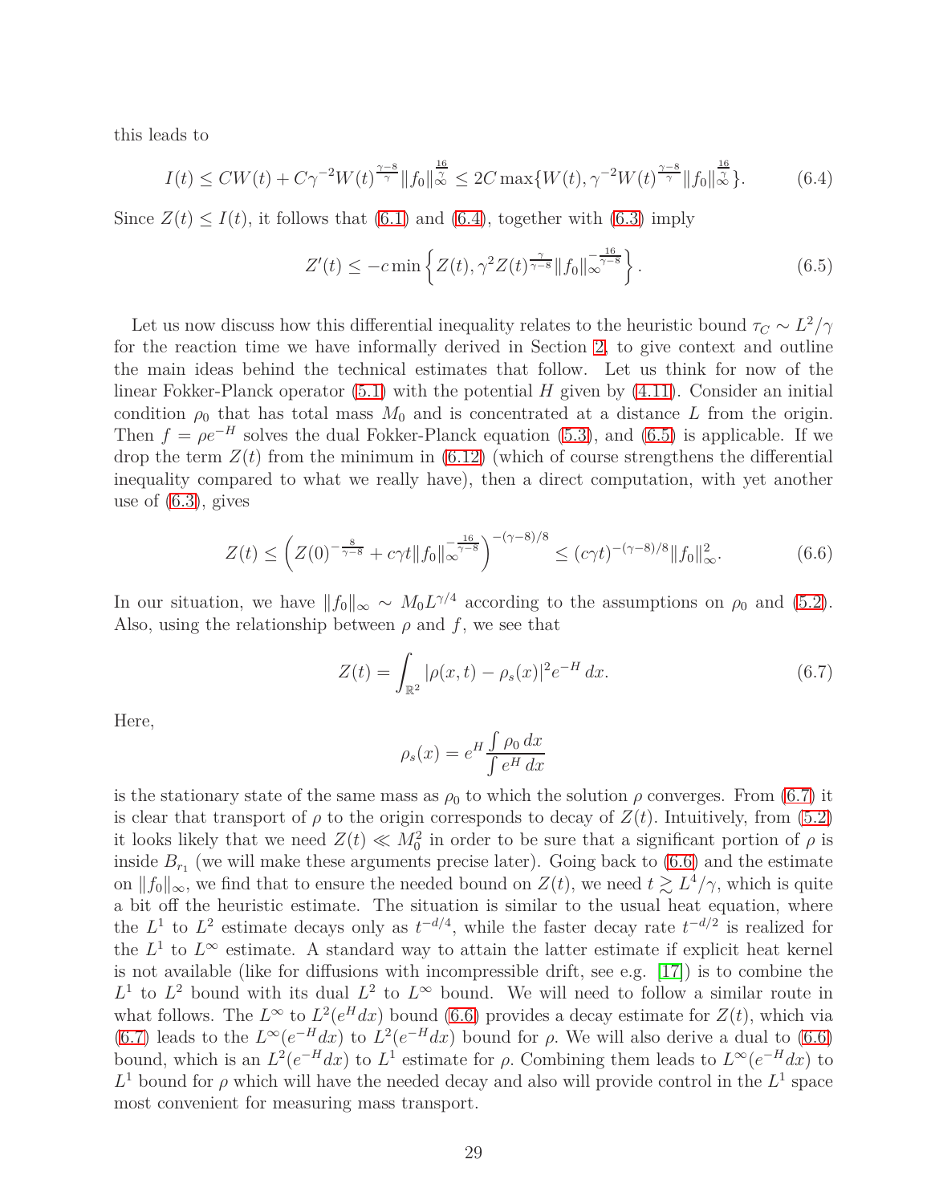this leads to

$$I(t) \leq CW(t) + C\gamma^{-2}W(t)^{\frac{\gamma-8}{\gamma}}\|f_0\|_\infty^{\frac{16}{\gamma}} \leq 2C\max\{W(t), \gamma^{-2}W(t)^{\frac{\gamma-8}{\gamma}}\|f_0\|_\infty^{\frac{16}{\gamma}}\}. \tag{6.4}$$

Since $Z(t) \leq I(t)$, it follows that (6.1) and (6.4), together with (6.3) imply

$$Z'(t) \leq -c\min\left\{Z(t), \gamma^2 Z(t)^{\frac{\gamma}{\gamma-8}}\|f_0\|_\infty^{-\frac{16}{\gamma-8}}\right\}. \tag{6.5}$$

Let us now discuss how this differential inequality relates to the heuristic bound $\tau_C \sim L^2/\gamma$ for the reaction time we have informally derived in Section 2, to give context and outline the main ideas behind the technical estimates that follow. Let us think for now of the linear Fokker-Planck operator (5.1) with the potential $H$ given by (4.11). Consider an initial condition $\rho_0$ that has total mass $M_0$ and is concentrated at a distance $L$ from the origin. Then $f = \rho e^{-H}$ solves the dual Fokker-Planck equation (5.3), and (6.5) is applicable. If we drop the term $Z(t)$ from the minimum in (6.12) (which of course strengthens the differential inequality compared to what we really have), then a direct computation, with yet another use of (6.3), gives

$$Z(t) \leq \left(Z(0)^{-\frac{8}{\gamma-8}} + c\gamma t\|f_0\|_\infty^{-\frac{16}{\gamma-8}}\right)^{-(\gamma-8)/8} \leq (c\gamma t)^{-(\gamma-8)/8}\|f_0\|_\infty^2. \tag{6.6}$$

In our situation, we have $\|f_0\|_\infty \sim M_0 L^{\gamma/4}$ according to the assumptions on $\rho_0$ and (5.2). Also, using the relationship between $\rho$ and $f$, we see that

$$Z(t) = \int_{\mathbb{R}^2} |\rho(x,t) - \rho_s(x)|^2 e^{-H}\,dx. \tag{6.7}$$

Here,

$$\rho_s(x) = e^H \frac{\int \rho_0\,dx}{\int e^H\,dx}$$

is the stationary state of the same mass as $\rho_0$ to which the solution $\rho$ converges. From (6.7) it is clear that transport of $\rho$ to the origin corresponds to decay of $Z(t)$. Intuitively, from (5.2) it looks likely that we need $Z(t) \ll M_0^2$ in order to be sure that a significant portion of $\rho$ is inside $B_{r_1}$ (we will make these arguments precise later). Going back to (6.6) and the estimate on $\|f_0\|_\infty$, we find that to ensure the needed bound on $Z(t)$, we need $t \gtrsim L^4/\gamma$, which is quite a bit off the heuristic estimate. The situation is similar to the usual heat equation, where the $L^1$ to $L^2$ estimate decays only as $t^{-d/4}$, while the faster decay rate $t^{-d/2}$ is realized for the $L^1$ to $L^\infty$ estimate. A standard way to attain the latter estimate if explicit heat kernel is not available (like for diffusions with incompressible drift, see e.g. [17]) is to combine the $L^1$ to $L^2$ bound with its dual $L^2$ to $L^\infty$ bound. We will need to follow a similar route in what follows. The $L^\infty$ to $L^2(e^H dx)$ bound (6.6) provides a decay estimate for $Z(t)$, which via (6.7) leads to the $L^\infty(e^{-H}dx)$ to $L^2(e^{-H}dx)$ bound for $\rho$. We will also derive a dual to (6.6) bound, which is an $L^2(e^{-H}dx)$ to $L^1$ estimate for $\rho$. Combining them leads to $L^\infty(e^{-H}dx)$ to $L^1$ bound for $\rho$ which will have the needed decay and also will provide control in the $L^1$ space most convenient for measuring mass transport.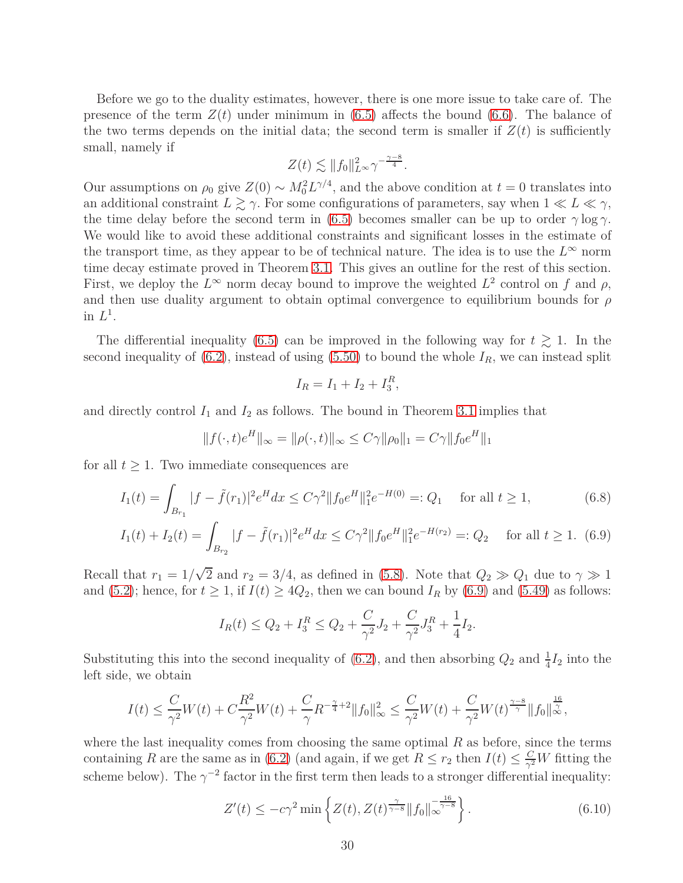Before we go to the duality estimates, however, there is one more issue to take care of. The presence of the term $Z(t)$ under minimum in (6.5) affects the bound (6.6). The balance of the two terms depends on the initial data; the second term is smaller if $Z(t)$ is sufficiently small, namely if

$$Z(t) \lesssim \|f_0\|_{L^\infty}^2 \gamma^{-\frac{\gamma-8}{4}}.$$

Our assumptions on $\rho_0$ give $Z(0) \sim M_0^2 L^{\gamma/4}$, and the above condition at $t=0$ translates into an additional constraint $L \gtrsim \gamma$. For some configurations of parameters, say when $1 \ll L \ll \gamma$, the time delay before the second term in (6.5) becomes smaller can be up to order $\gamma \log \gamma$. We would like to avoid these additional constraints and significant losses in the estimate of the transport time, as they appear to be of technical nature. The idea is to use the $L^\infty$ norm time decay estimate proved in Theorem 3.1. This gives an outline for the rest of this section. First, we deploy the $L^\infty$ norm decay bound to improve the weighted $L^2$ control on $f$ and $\rho$, and then use duality argument to obtain optimal convergence to equilibrium bounds for $\rho$ in $L^1$.

The differential inequality (6.5) can be improved in the following way for $t \gtrsim 1$. In the second inequality of (6.2), instead of using (5.50) to bound the whole $I_R$, we can instead split

$$I_R = I_1 + I_2 + I_3^R,$$

and directly control $I_1$ and $I_2$ as follows. The bound in Theorem 3.1 implies that

$$\|f(\cdot,t)e^H\|_\infty = \|\rho(\cdot,t)\|_\infty \le C\gamma\|\rho_0\|_1 = C\gamma\|f_0 e^H\|_1$$

for all $t \ge 1$. Two immediate consequences are

$$I_1(t) = \int_{B_{r_1}} |f - \tilde{f}(r_1)|^2 e^H dx \le C\gamma^2 \|f_0 e^H\|_1^2 e^{-H(0)} =: Q_1 \quad \text{for all } t \ge 1, \tag{6.8}$$

$$I_1(t) + I_2(t) = \int_{B_{r_2}} |f - \tilde{f}(r_1)|^2 e^H dx \le C\gamma^2 \|f_0 e^H\|_1^2 e^{-H(r_2)} =: Q_2 \quad \text{for all } t \ge 1. \tag{6.9}$$

Recall that $r_1 = 1/\sqrt{2}$ and $r_2 = 3/4$, as defined in (5.8). Note that $Q_2 \gg Q_1$ due to $\gamma \gg 1$ and (5.2); hence, for $t \ge 1$, if $I(t) \ge 4Q_2$, then we can bound $I_R$ by (6.9) and (5.49) as follows:

$$I_R(t) \le Q_2 + I_3^R \le Q_2 + \frac{C}{\gamma^2} J_2 + \frac{C}{\gamma^2} J_3^R + \frac{1}{4} I_2.$$

Substituting this into the second inequality of (6.2), and then absorbing $Q_2$ and $\frac{1}{4}I_2$ into the left side, we obtain

$$I(t) \le \frac{C}{\gamma^2} W(t) + C\frac{R^2}{\gamma^2} W(t) + \frac{C}{\gamma} R^{-\frac{\gamma}{4}+2} \|f_0\|_\infty^2 \le \frac{C}{\gamma^2} W(t) + \frac{C}{\gamma^2} W(t)^{\frac{\gamma-8}{\gamma}} \|f_0\|_\infty^{\frac{16}{\gamma}},$$

where the last inequality comes from choosing the same optimal $R$ as before, since the terms containing $R$ are the same as in (6.2) (and again, if we get $R \le r_2$ then $I(t) \le \frac{C}{\gamma^2} W$ fitting the scheme below). The $\gamma^{-2}$ factor in the first term then leads to a stronger differential inequality:

$$Z'(t) \le -c\gamma^2 \min\left\{ Z(t), Z(t)^{\frac{\gamma}{\gamma-8}} \|f_0\|_\infty^{-\frac{16}{\gamma-8}} \right\}. \tag{6.10}$$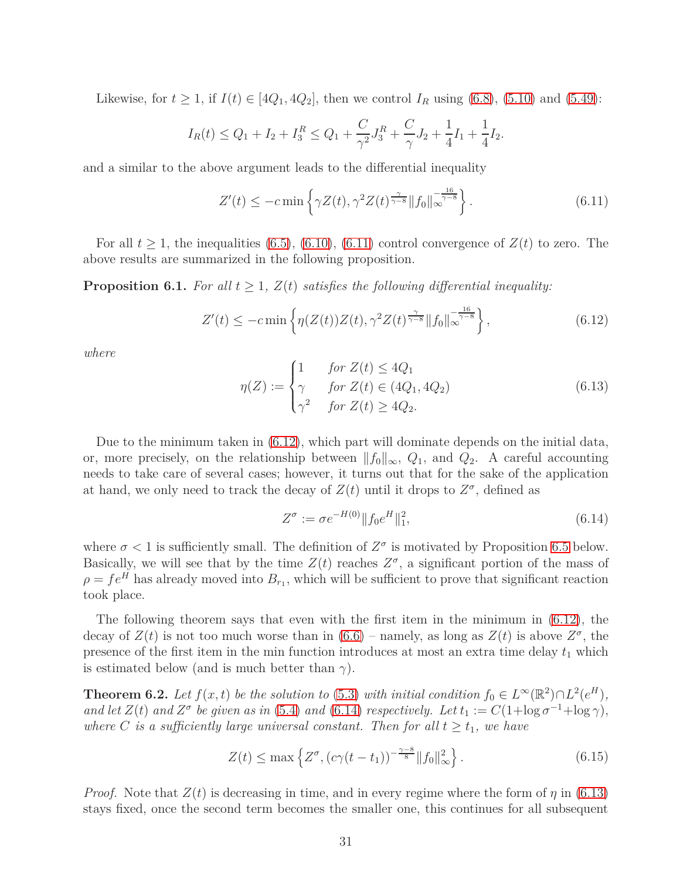Likewise, for $t \geq 1$, if $I(t) \in [4Q_1, 4Q_2]$, then we control $I_R$ using (6.8), (5.10) and (5.49):

$$I_R(t) \leq Q_1 + I_2 + I_3^R \leq Q_1 + \frac{C}{\gamma^2} J_3^R + \frac{C}{\gamma} J_2 + \frac{1}{4} I_1 + \frac{1}{4} I_2.$$

and a similar to the above argument leads to the differential inequality

$$Z'(t) \leq -c \min\left\{ \gamma Z(t), \gamma^2 Z(t)^{\frac{\gamma}{\gamma-8}} \|f_0\|_\infty^{-\frac{16}{\gamma-8}} \right\}. \tag{6.11}$$

For all $t \geq 1$, the inequalities (6.5), (6.10), (6.11) control convergence of $Z(t)$ to zero. The above results are summarized in the following proposition.

**Proposition 6.1.** *For all $t \geq 1$, $Z(t)$ satisfies the following differential inequality:*

$$Z'(t) \leq -c \min\left\{ \eta(Z(t)) Z(t), \gamma^2 Z(t)^{\frac{\gamma}{\gamma-8}} \|f_0\|_\infty^{-\frac{16}{\gamma-8}} \right\}, \tag{6.12}$$

*where*

$$\eta(Z) := \begin{cases} 1 & \text{for } Z(t) \leq 4Q_1 \\ \gamma & \text{for } Z(t) \in (4Q_1, 4Q_2) \\ \gamma^2 & \text{for } Z(t) \geq 4Q_2. \end{cases} \tag{6.13}$$

Due to the minimum taken in (6.12), which part will dominate depends on the initial data, or, more precisely, on the relationship between $\|f_0\|_\infty$, $Q_1$, and $Q_2$. A careful accounting needs to take care of several cases; however, it turns out that for the sake of the application at hand, we only need to track the decay of $Z(t)$ until it drops to $Z^\sigma$, defined as

$$Z^\sigma := \sigma e^{-H(0)} \|f_0 e^H\|_1^2, \tag{6.14}$$

where $\sigma < 1$ is sufficiently small. The definition of $Z^\sigma$ is motivated by Proposition 6.5 below. Basically, we will see that by the time $Z(t)$ reaches $Z^\sigma$, a significant portion of the mass of $\rho = f e^H$ has already moved into $B_{r_1}$, which will be sufficient to prove that significant reaction took place.

The following theorem says that even with the first item in the minimum in (6.12), the decay of $Z(t)$ is not too much worse than in (6.6) – namely, as long as $Z(t)$ is above $Z^\sigma$, the presence of the first item in the min function introduces at most an extra time delay $t_1$ which is estimated below (and is much better than $\gamma$).

**Theorem 6.2.** *Let $f(x,t)$ be the solution to (5.3) with initial condition $f_0 \in L^\infty(\mathbb{R}^2) \cap L^2(e^H)$, and let $Z(t)$ and $Z^\sigma$ be given as in (5.4) and (6.14) respectively. Let $t_1 := C(1 + \log \sigma^{-1} + \log \gamma)$, where $C$ is a sufficiently large universal constant. Then for all $t \geq t_1$, we have*

$$Z(t) \leq \max\left\{ Z^\sigma, (c\gamma(t - t_1))^{-\frac{\gamma-8}{8}} \|f_0\|_\infty^2 \right\}. \tag{6.15}$$

*Proof.* Note that $Z(t)$ is decreasing in time, and in every regime where the form of $\eta$ in (6.13) stays fixed, once the second term becomes the smaller one, this continues for all subsequent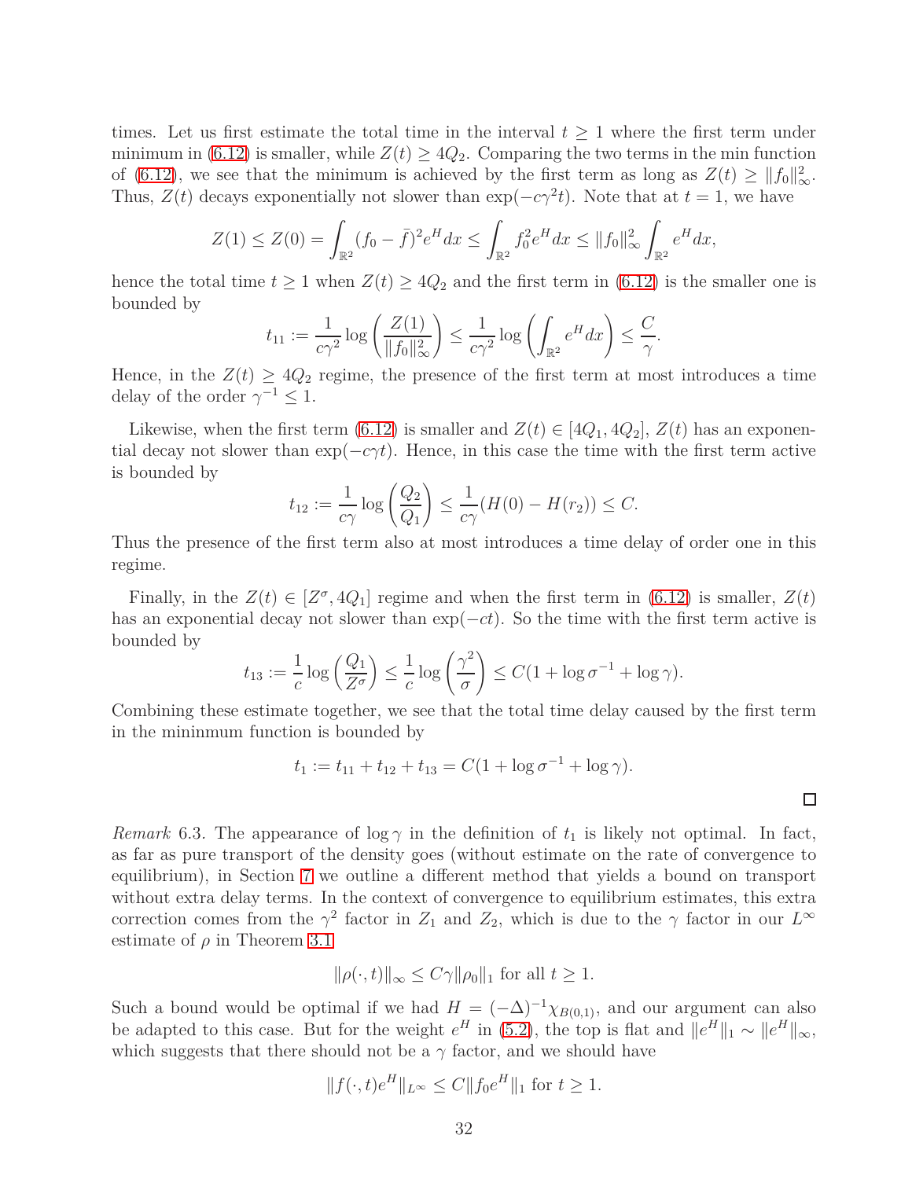times. Let us first estimate the total time in the interval $t \geq 1$ where the first term under minimum in (6.12) is smaller, while $Z(t) \geq 4Q_2$. Comparing the two terms in the min function of (6.12), we see that the minimum is achieved by the first term as long as $Z(t) \geq \|f_0\|_\infty^2$. Thus, $Z(t)$ decays exponentially not slower than $\exp(-c\gamma^2 t)$. Note that at $t = 1$, we have

$$Z(1) \leq Z(0) = \int_{\mathbb{R}^2} (f_0 - \bar{f})^2 e^H dx \leq \int_{\mathbb{R}^2} f_0^2 e^H dx \leq \|f_0\|_\infty^2 \int_{\mathbb{R}^2} e^H dx,$$

hence the total time $t \geq 1$ when $Z(t) \geq 4Q_2$ and the first term in (6.12) is the smaller one is bounded by

$$t_{11} := \frac{1}{c\gamma^2} \log\left(\frac{Z(1)}{\|f_0\|_\infty^2}\right) \leq \frac{1}{c\gamma^2} \log\left(\int_{\mathbb{R}^2} e^H dx\right) \leq \frac{C}{\gamma}.$$

Hence, in the $Z(t) \geq 4Q_2$ regime, the presence of the first term at most introduces a time delay of the order $\gamma^{-1} \leq 1$.

Likewise, when the first term (6.12) is smaller and $Z(t) \in [4Q_1, 4Q_2]$, $Z(t)$ has an exponential decay not slower than $\exp(-c\gamma t)$. Hence, in this case the time with the first term active is bounded by

$$t_{12} := \frac{1}{c\gamma} \log\left(\frac{Q_2}{Q_1}\right) \leq \frac{1}{c\gamma}(H(0) - H(r_2)) \leq C.$$

Thus the presence of the first term also at most introduces a time delay of order one in this regime.

Finally, in the $Z(t) \in [Z^\sigma, 4Q_1]$ regime and when the first term in (6.12) is smaller, $Z(t)$ has an exponential decay not slower than $\exp(-ct)$. So the time with the first term active is bounded by

$$t_{13} := \frac{1}{c} \log\left(\frac{Q_1}{Z^\sigma}\right) \leq \frac{1}{c} \log\left(\frac{\gamma^2}{\sigma}\right) \leq C(1 + \log\sigma^{-1} + \log\gamma).$$

Combining these estimate together, we see that the total time delay caused by the first term in the mininmum function is bounded by

$$t_1 := t_{11} + t_{12} + t_{13} = C(1 + \log\sigma^{-1} + \log\gamma).$$

□

*Remark* 6.3. The appearance of $\log\gamma$ in the definition of $t_1$ is likely not optimal. In fact, as far as pure transport of the density goes (without estimate on the rate of convergence to equilibrium), in Section 7 we outline a different method that yields a bound on transport without extra delay terms. In the context of convergence to equilibrium estimates, this extra correction comes from the $\gamma^2$ factor in $Z_1$ and $Z_2$, which is due to the $\gamma$ factor in our $L^\infty$ estimate of $\rho$ in Theorem 3.1

$$\|\rho(\cdot, t)\|_\infty \leq C\gamma\|\rho_0\|_1 \text{ for all } t \geq 1.$$

Such a bound would be optimal if we had $H = (-\Delta)^{-1}\chi_{B(0,1)}$, and our argument can also be adapted to this case. But for the weight $e^H$ in (5.2), the top is flat and $\|e^H\|_1 \sim \|e^H\|_\infty$, which suggests that there should not be a $\gamma$ factor, and we should have

$$\|f(\cdot, t)e^H\|_{L^\infty} \leq C\|f_0 e^H\|_1 \text{ for } t \geq 1.$$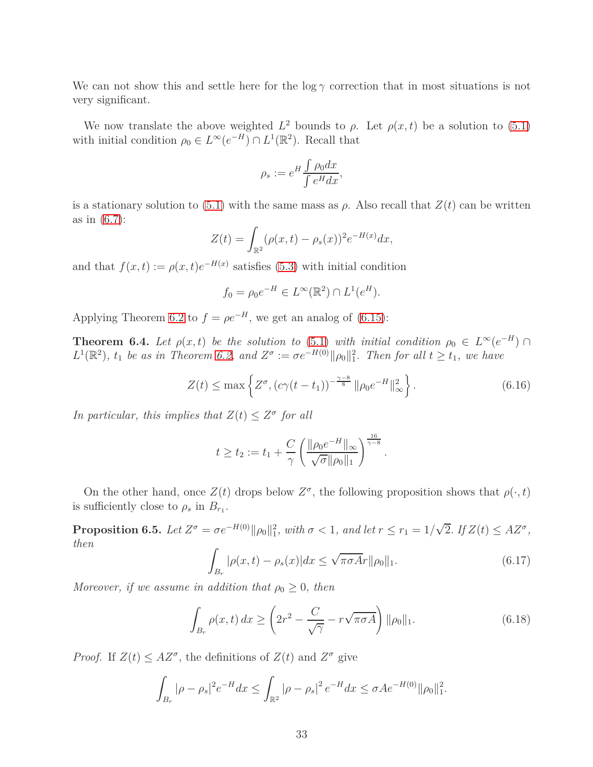We can not show this and settle here for the $\log \gamma$ correction that in most situations is not very significant.

We now translate the above weighted $L^2$ bounds to $\rho$. Let $\rho(x,t)$ be a solution to (5.1) with initial condition $\rho_0 \in L^\infty(e^{-H}) \cap L^1(\mathbb{R}^2)$. Recall that

$$\rho_s := e^H \frac{\int \rho_0 dx}{\int e^H dx},$$

is a stationary solution to (5.1) with the same mass as $\rho$. Also recall that $Z(t)$ can be written as in (6.7):

$$Z(t) = \int_{\mathbb{R}^2} (\rho(x,t) - \rho_s(x))^2 e^{-H(x)} dx,$$

and that $f(x,t) := \rho(x,t)e^{-H(x)}$ satisfies (5.3) with initial condition

$$f_0 = \rho_0 e^{-H} \in L^\infty(\mathbb{R}^2) \cap L^1(e^H).$$

Applying Theorem 6.2 to $f = \rho e^{-H}$, we get an analog of (6.15):

**Theorem 6.4.** *Let $\rho(x,t)$ be the solution to (5.1) with initial condition $\rho_0 \in L^\infty(e^{-H}) \cap L^1(\mathbb{R}^2)$, $t_1$ be as in Theorem 6.2, and $Z^\sigma := \sigma e^{-H(0)} \|\rho_0\|_1^2$. Then for all $t \geq t_1$, we have*

$$Z(t) \leq \max \left\{ Z^\sigma, (c\gamma(t-t_1))^{-\frac{\gamma-8}{8}} \|\rho_0 e^{-H}\|_\infty^2 \right\}. \tag{6.16}$$

*In particular, this implies that $Z(t) \leq Z^\sigma$ for all*

$$t \geq t_2 := t_1 + \frac{C}{\gamma} \left( \frac{\|\rho_0 e^{-H}\|_\infty}{\sqrt{\sigma}\|\rho_0\|_1} \right)^{\frac{16}{\gamma-8}}.$$

On the other hand, once $Z(t)$ drops below $Z^\sigma$, the following proposition shows that $\rho(\cdot,t)$ is sufficiently close to $\rho_s$ in $B_{r_1}$.

**Proposition 6.5.** *Let $Z^\sigma = \sigma e^{-H(0)} \|\rho_0\|_1^2$, with $\sigma < 1$, and let $r \leq r_1 = 1/\sqrt{2}$. If $Z(t) \leq AZ^\sigma$, then*

$$\int_{B_r} |\rho(x,t) - \rho_s(x)| dx \leq \sqrt{\pi\sigma A} r \|\rho_0\|_1. \tag{6.17}$$

*Moreover, if we assume in addition that $\rho_0 \geq 0$, then*

$$\int_{B_r} \rho(x,t)\, dx \geq \left( 2r^2 - \frac{C}{\sqrt{\gamma}} - r\sqrt{\pi\sigma A} \right) \|\rho_0\|_1. \tag{6.18}$$

*Proof.* If $Z(t) \leq AZ^\sigma$, the definitions of $Z(t)$ and $Z^\sigma$ give

$$\int_{B_r} |\rho - \rho_s|^2 e^{-H} dx \leq \int_{\mathbb{R}^2} |\rho - \rho_s|^2 e^{-H} dx \leq \sigma A e^{-H(0)} \|\rho_0\|_1^2.$$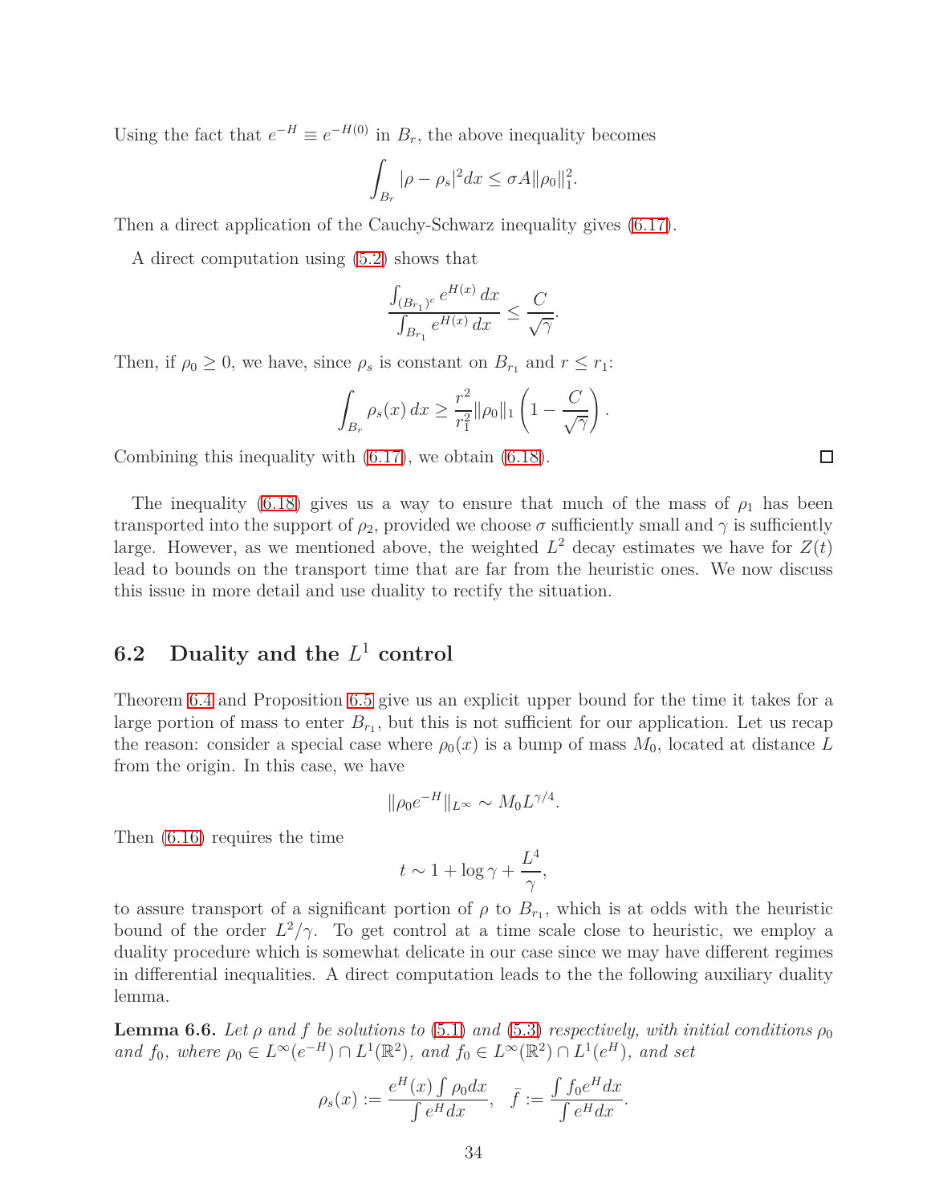Using the fact that $e^{-H} \equiv e^{-H(0)}$ in $B_r$, the above inequality becomes

$$\int_{B_r} |\rho - \rho_s|^2 dx \leq \sigma A \|\rho_0\|_1^2.$$

Then a direct application of the Cauchy-Schwarz inequality gives (6.17).

A direct computation using (5.2) shows that

$$\frac{\int_{(B_{r_1})^c} e^{H(x)}\, dx}{\int_{B_{r_1}} e^{H(x)}\, dx} \leq \frac{C}{\sqrt{\gamma}}.$$

Then, if $\rho_0 \geq 0$, we have, since $\rho_s$ is constant on $B_{r_1}$ and $r \leq r_1$:

$$\int_{B_r} \rho_s(x)\, dx \geq \frac{r^2}{r_1^2} \|\rho_0\|_1 \left(1 - \frac{C}{\sqrt{\gamma}}\right).$$

Combining this inequality with (6.17), we obtain (6.18). □

The inequality (6.18) gives us a way to ensure that much of the mass of $\rho_1$ has been transported into the support of $\rho_2$, provided we choose $\sigma$ sufficiently small and $\gamma$ is sufficiently large. However, as we mentioned above, the weighted $L^2$ decay estimates we have for $Z(t)$ lead to bounds on the transport time that are far from the heuristic ones. We now discuss this issue in more detail and use duality to rectify the situation.

## 6.2 Duality and the $L^1$ control

Theorem 6.4 and Proposition 6.5 give us an explicit upper bound for the time it takes for a large portion of mass to enter $B_{r_1}$, but this is not sufficient for our application. Let us recap the reason: consider a special case where $\rho_0(x)$ is a bump of mass $M_0$, located at distance $L$ from the origin. In this case, we have

$$\|\rho_0 e^{-H}\|_{L^\infty} \sim M_0 L^{\gamma/4}.$$

Then (6.16) requires the time

$$t \sim 1 + \log \gamma + \frac{L^4}{\gamma},$$

to assure transport of a significant portion of $\rho$ to $B_{r_1}$, which is at odds with the heuristic bound of the order $L^2/\gamma$. To get control at a time scale close to heuristic, we employ a duality procedure which is somewhat delicate in our case since we may have different regimes in differential inequalities. A direct computation leads to the the following auxiliary duality lemma.

**Lemma 6.6.** *Let $\rho$ and $f$ be solutions to (5.1) and (5.3) respectively, with initial conditions $\rho_0$ and $f_0$, where $\rho_0 \in L^\infty(e^{-H}) \cap L^1(\mathbb{R}^2)$, and $f_0 \in L^\infty(\mathbb{R}^2) \cap L^1(e^H)$, and set*

$$\rho_s(x) := \frac{e^H(x) \int \rho_0 dx}{\int e^H dx}, \quad \bar{f} := \frac{\int f_0 e^H dx}{\int e^H dx}.$$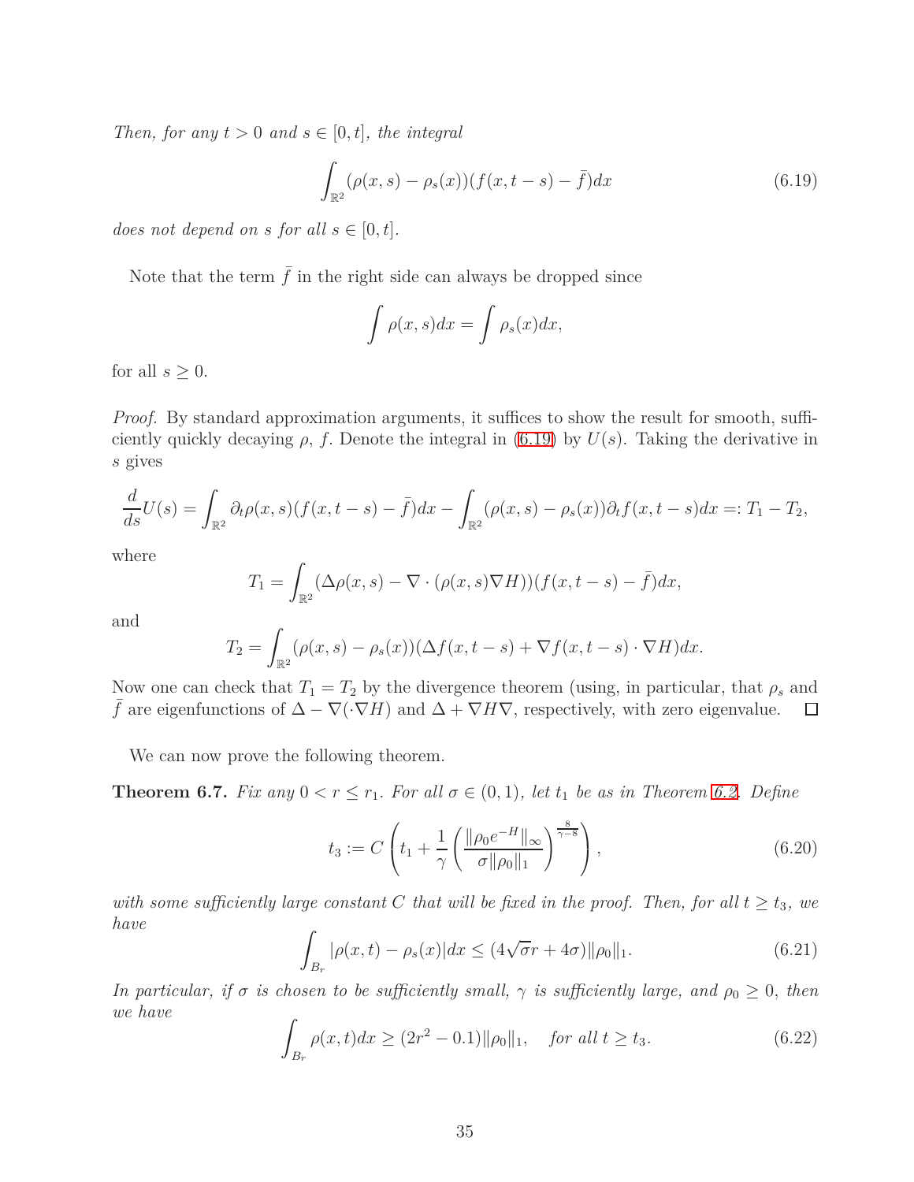*Then, for any $t > 0$ and $s \in [0, t]$, the integral*

$$\int_{\mathbb{R}^2} (\rho(x,s) - \rho_s(x))(f(x,t-s) - \bar{f})dx \tag{6.19}$$

*does not depend on $s$ for all $s \in [0, t]$.*

Note that the term $\bar{f}$ in the right side can always be dropped since

$$\int \rho(x,s)dx = \int \rho_s(x)dx,$$

for all $s \geq 0$.

*Proof.* By standard approximation arguments, it suffices to show the result for smooth, sufficiently quickly decaying $\rho$, $f$. Denote the integral in (6.19) by $U(s)$. Taking the derivative in $s$ gives

$$\frac{d}{ds}U(s) = \int_{\mathbb{R}^2} \partial_t \rho(x,s)(f(x,t-s) - \bar{f})dx - \int_{\mathbb{R}^2} (\rho(x,s) - \rho_s(x))\partial_t f(x,t-s)dx =: T_1 - T_2,$$

where

$$T_1 = \int_{\mathbb{R}^2} (\Delta \rho(x,s) - \nabla \cdot (\rho(x,s)\nabla H))(f(x,t-s) - \bar{f})dx,$$

and

$$T_2 = \int_{\mathbb{R}^2} (\rho(x,s) - \rho_s(x))(\Delta f(x,t-s) + \nabla f(x,t-s) \cdot \nabla H)dx.$$

Now one can check that $T_1 = T_2$ by the divergence theorem (using, in particular, that $\rho_s$ and $\bar{f}$ are eigenfunctions of $\Delta - \nabla(\cdot \nabla H)$ and $\Delta + \nabla H \nabla$, respectively, with zero eigenvalue. $\square$

We can now prove the following theorem.

**Theorem 6.7.** *Fix any $0 < r \leq r_1$. For all $\sigma \in (0, 1)$, let $t_1$ be as in Theorem 6.2. Define*

$$t_3 := C\left(t_1 + \frac{1}{\gamma}\left(\frac{\|\rho_0 e^{-H}\|_\infty}{\sigma \|\rho_0\|_1}\right)^{\frac{8}{\gamma - 8}}\right), \tag{6.20}$$

*with some sufficiently large constant $C$ that will be fixed in the proof. Then, for all $t \geq t_3$, we have*

$$\int_{B_r} |\rho(x,t) - \rho_s(x)|dx \leq (4\sqrt{\sigma}r + 4\sigma)\|\rho_0\|_1. \tag{6.21}$$

*In particular, if $\sigma$ is chosen to be sufficiently small, $\gamma$ is sufficiently large, and $\rho_0 \geq 0$, then we have*

$$\int_{B_r} \rho(x,t)dx \geq (2r^2 - 0.1)\|\rho_0\|_1, \quad \textit{for all } t \geq t_3. \tag{6.22}$$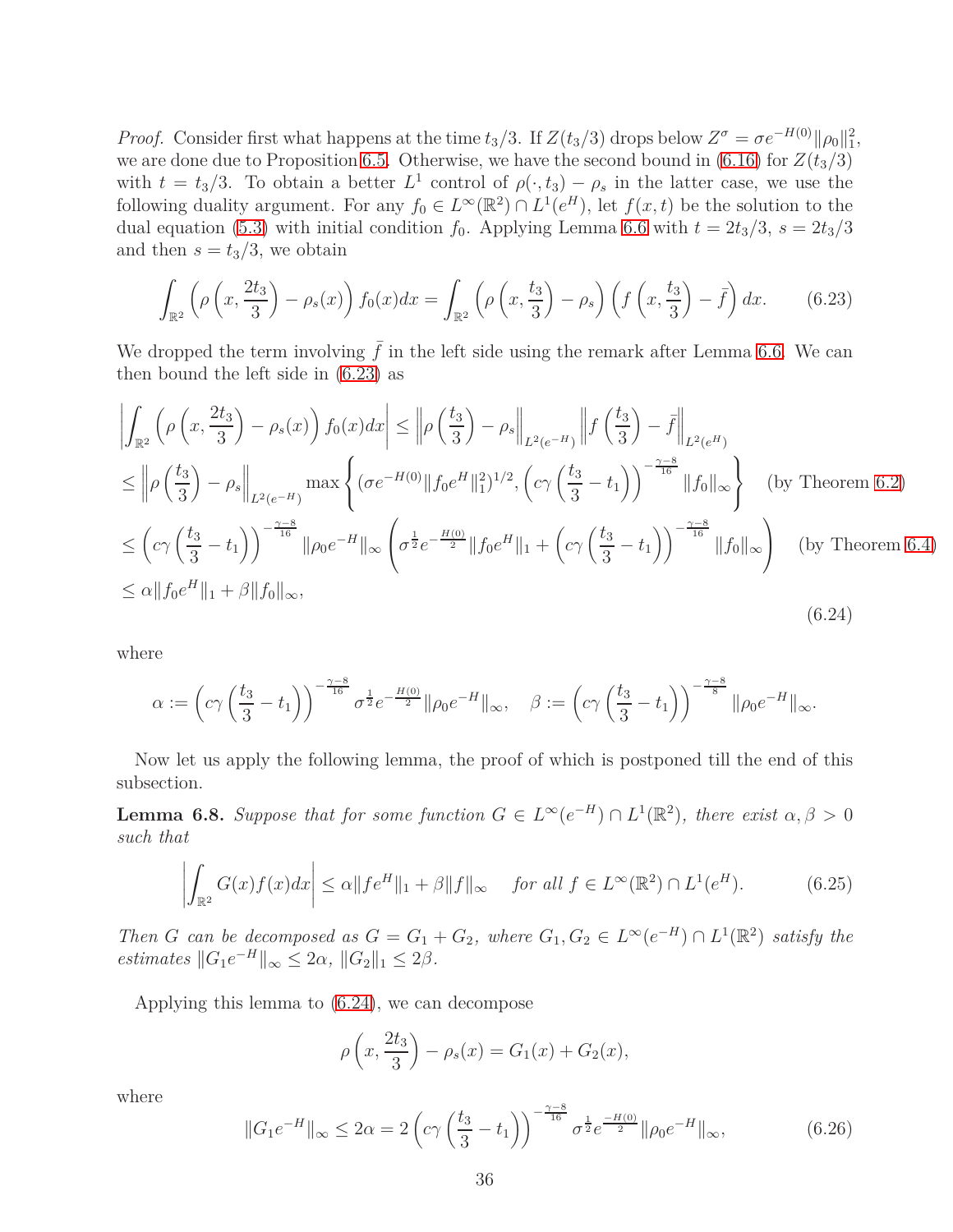*Proof.* Consider first what happens at the time $t_3/3$. If $Z(t_3/3)$ drops below $Z^\sigma = \sigma e^{-H(0)}\|\rho_0\|_1^2$, we are done due to Proposition 6.5. Otherwise, we have the second bound in (6.16) for $Z(t_3/3)$ with $t = t_3/3$. To obtain a better $L^1$ control of $\rho(\cdot, t_3) - \rho_s$ in the latter case, we use the following duality argument. For any $f_0 \in L^\infty(\mathbb{R}^2) \cap L^1(e^H)$, let $f(x,t)$ be the solution to the dual equation (5.3) with initial condition $f_0$. Applying Lemma 6.6 with $t = 2t_3/3$, $s = 2t_3/3$ and then $s = t_3/3$, we obtain

$$\int_{\mathbb{R}^2} \left(\rho\left(x, \frac{2t_3}{3}\right) - \rho_s(x)\right) f_0(x)dx = \int_{\mathbb{R}^2} \left(\rho\left(x, \frac{t_3}{3}\right) - \rho_s\right)\left(f\left(x, \frac{t_3}{3}\right) - \bar{f}\right)dx. \tag{6.23}$$

We dropped the term involving $\bar{f}$ in the left side using the remark after Lemma 6.6. We can then bound the left side in (6.23) as

$$\begin{aligned}
&\left|\int_{\mathbb{R}^2} \left(\rho\left(x, \frac{2t_3}{3}\right) - \rho_s(x)\right) f_0(x)dx\right| \le \left\|\rho\left(\frac{t_3}{3}\right) - \rho_s\right\|_{L^2(e^{-H})} \left\|f\left(\frac{t_3}{3}\right) - \bar{f}\right\|_{L^2(e^H)} \\
&\le \left\|\rho\left(\frac{t_3}{3}\right) - \rho_s\right\|_{L^2(e^{-H})} \max\left\{(\sigma e^{-H(0)}\|f_0 e^H\|_1^2)^{1/2}, \left(c\gamma\left(\frac{t_3}{3} - t_1\right)\right)^{-\frac{\gamma-8}{16}} \|f_0\|_\infty\right\} \quad \text{(by Theorem 6.2)} \\
&\le \left(c\gamma\left(\frac{t_3}{3} - t_1\right)\right)^{-\frac{\gamma-8}{16}} \|\rho_0 e^{-H}\|_\infty \left(\sigma^{\frac{1}{2}} e^{-\frac{H(0)}{2}}\|f_0 e^H\|_1 + \left(c\gamma\left(\frac{t_3}{3} - t_1\right)\right)^{-\frac{\gamma-8}{16}}\|f_0\|_\infty\right) \quad \text{(by Theorem 6.4)} \\
&\le \alpha\|f_0 e^H\|_1 + \beta\|f_0\|_\infty,
\end{aligned} \tag{6.24}$$

where

$$\alpha := \left(c\gamma\left(\frac{t_3}{3} - t_1\right)\right)^{-\frac{\gamma-8}{16}} \sigma^{\frac{1}{2}} e^{-\frac{H(0)}{2}}\|\rho_0 e^{-H}\|_\infty, \quad \beta := \left(c\gamma\left(\frac{t_3}{3} - t_1\right)\right)^{-\frac{\gamma-8}{8}} \|\rho_0 e^{-H}\|_\infty.$$

Now let us apply the following lemma, the proof of which is postponed till the end of this subsection.

**Lemma 6.8.** *Suppose that for some function $G \in L^\infty(e^{-H}) \cap L^1(\mathbb{R}^2)$, there exist $\alpha, \beta > 0$ such that*

$$\left|\int_{\mathbb{R}^2} G(x)f(x)dx\right| \le \alpha\|fe^H\|_1 + \beta\|f\|_\infty \quad \text{for all } f \in L^\infty(\mathbb{R}^2) \cap L^1(e^H). \tag{6.25}$$

*Then $G$ can be decomposed as $G = G_1 + G_2$, where $G_1, G_2 \in L^\infty(e^{-H}) \cap L^1(\mathbb{R}^2)$ satisfy the estimates $\|G_1 e^{-H}\|_\infty \le 2\alpha$, $\|G_2\|_1 \le 2\beta$.*

Applying this lemma to (6.24), we can decompose

$$\rho\left(x, \frac{2t_3}{3}\right) - \rho_s(x) = G_1(x) + G_2(x),$$

where

$$\|G_1 e^{-H}\|_\infty \le 2\alpha = 2\left(c\gamma\left(\frac{t_3}{3} - t_1\right)\right)^{-\frac{\gamma-8}{16}} \sigma^{\frac{1}{2}} e^{\frac{-H(0)}{2}}\|\rho_0 e^{-H}\|_\infty, \tag{6.26}$$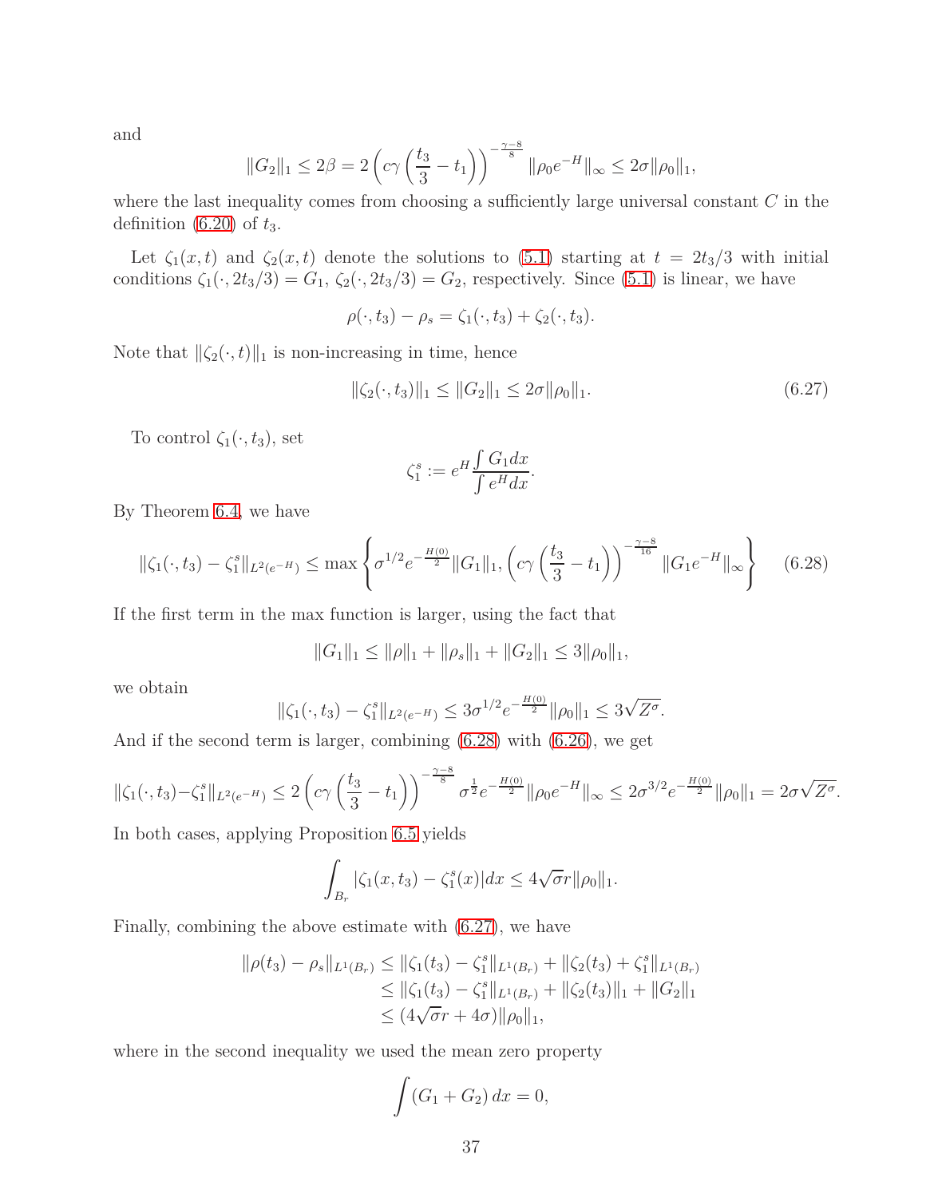and

$$\|G_2\|_1 \le 2\beta = 2\left(c\gamma\left(\frac{t_3}{3}-t_1\right)\right)^{-\frac{\gamma-8}{8}}\|\rho_0 e^{-H}\|_\infty \le 2\sigma\|\rho_0\|_1,$$

where the last inequality comes from choosing a sufficiently large universal constant $C$ in the definition (6.20) of $t_3$.

Let $\zeta_1(x,t)$ and $\zeta_2(x,t)$ denote the solutions to (5.1) starting at $t = 2t_3/3$ with initial conditions $\zeta_1(\cdot, 2t_3/3) = G_1$, $\zeta_2(\cdot, 2t_3/3) = G_2$, respectively. Since (5.1) is linear, we have

$$\rho(\cdot, t_3) - \rho_s = \zeta_1(\cdot, t_3) + \zeta_2(\cdot, t_3).$$

Note that $\|\zeta_2(\cdot,t)\|_1$ is non-increasing in time, hence

$$\|\zeta_2(\cdot, t_3)\|_1 \le \|G_2\|_1 \le 2\sigma\|\rho_0\|_1. \tag{6.27}$$

To control $\zeta_1(\cdot, t_3)$, set

$$\zeta_1^s := e^H \frac{\int G_1 dx}{\int e^H dx}.$$

By Theorem 6.4, we have

$$\|\zeta_1(\cdot,t_3) - \zeta_1^s\|_{L^2(e^{-H})} \le \max\left\{\sigma^{1/2}e^{-\frac{H(0)}{2}}\|G_1\|_1, \left(c\gamma\left(\frac{t_3}{3}-t_1\right)\right)^{-\frac{\gamma-8}{16}}\|G_1 e^{-H}\|_\infty\right\} \tag{6.28}$$

If the first term in the max function is larger, using the fact that

$$\|G_1\|_1 \le \|\rho\|_1 + \|\rho_s\|_1 + \|G_2\|_1 \le 3\|\rho_0\|_1,$$

we obtain

$$\|\zeta_1(\cdot,t_3) - \zeta_1^s\|_{L^2(e^{-H})} \le 3\sigma^{1/2}e^{-\frac{H(0)}{2}}\|\rho_0\|_1 \le 3\sqrt{Z^\sigma}.$$

And if the second term is larger, combining (6.28) with (6.26), we get

$$\|\zeta_1(\cdot,t_3) - \zeta_1^s\|_{L^2(e^{-H})} \le 2\left(c\gamma\left(\frac{t_3}{3}-t_1\right)\right)^{-\frac{\gamma-8}{8}}\sigma^{\frac{1}{2}}e^{-\frac{H(0)}{2}}\|\rho_0 e^{-H}\|_\infty \le 2\sigma^{3/2}e^{-\frac{H(0)}{2}}\|\rho_0\|_1 = 2\sigma\sqrt{Z^\sigma}.$$

In both cases, applying Proposition 6.5 yields

$$\int_{B_r}|\zeta_1(x,t_3) - \zeta_1^s(x)|dx \le 4\sqrt{\sigma}r\|\rho_0\|_1.$$

Finally, combining the above estimate with (6.27), we have

$$\begin{aligned}
\|\rho(t_3) - \rho_s\|_{L^1(B_r)} &\le \|\zeta_1(t_3) - \zeta_1^s\|_{L^1(B_r)} + \|\zeta_2(t_3) + \zeta_1^s\|_{L^1(B_r)} \\
&\le \|\zeta_1(t_3) - \zeta_1^s\|_{L^1(B_r)} + \|\zeta_2(t_3)\|_1 + \|G_2\|_1 \\
&\le (4\sqrt{\sigma}r + 4\sigma)\|\rho_0\|_1,
\end{aligned}$$

where in the second inequality we used the mean zero property

$$\int (G_1 + G_2)\, dx = 0,$$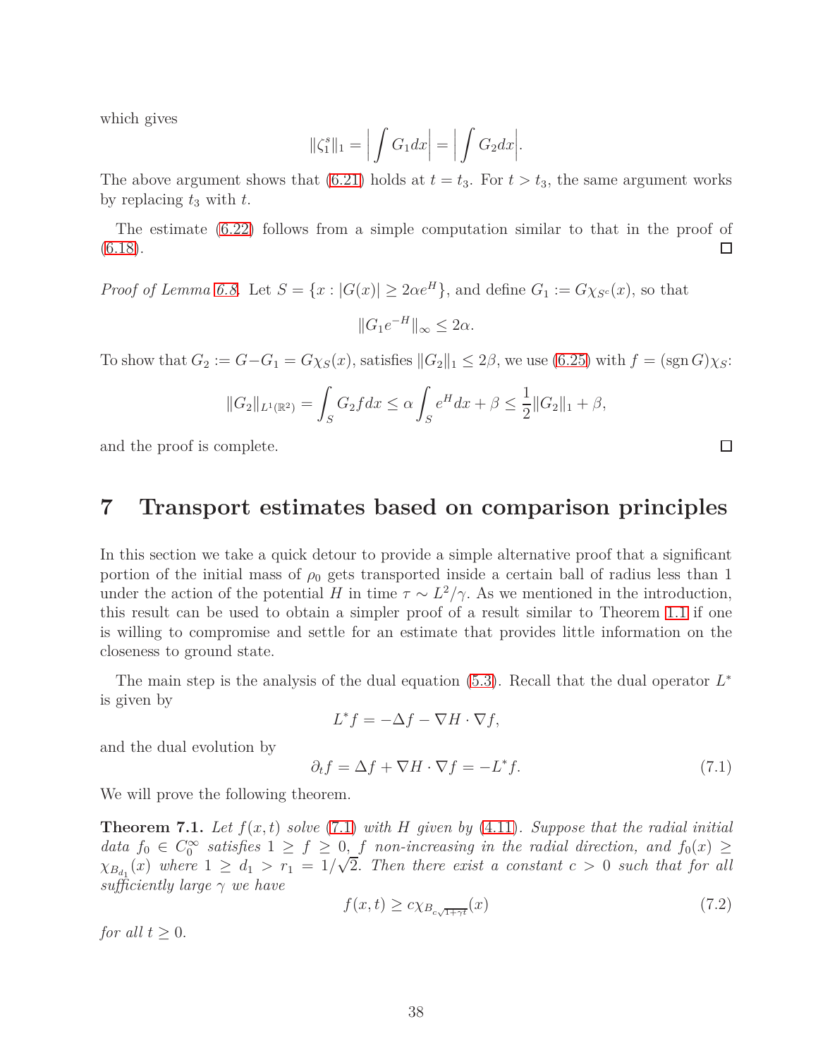which gives

$$\|\zeta_1^s\|_1 = \Big|\int G_1 dx\Big| = \Big|\int G_2 dx\Big|.$$

The above argument shows that (6.21) holds at $t = t_3$. For $t > t_3$, the same argument works by replacing $t_3$ with $t$.

The estimate (6.22) follows from a simple computation similar to that in the proof of (6.18). □

*Proof of Lemma 6.8.* Let $S = \{x : |G(x)| \geq 2\alpha e^H\}$, and define $G_1 := G\chi_{S^c}(x)$, so that

$$\|G_1 e^{-H}\|_\infty \leq 2\alpha.$$

To show that $G_2 := G - G_1 = G\chi_S(x)$, satisfies $\|G_2\|_1 \leq 2\beta$, we use (6.25) with $f = (\operatorname{sgn} G)\chi_S$:

$$\|G_2\|_{L^1(\mathbb{R}^2)} = \int_S G_2 f dx \leq \alpha \int_S e^H dx + \beta \leq \frac{1}{2}\|G_2\|_1 + \beta,$$

and the proof is complete. □

# 7 Transport estimates based on comparison principles

In this section we take a quick detour to provide a simple alternative proof that a significant portion of the initial mass of $\rho_0$ gets transported inside a certain ball of radius less than 1 under the action of the potential $H$ in time $\tau \sim L^2/\gamma$. As we mentioned in the introduction, this result can be used to obtain a simpler proof of a result similar to Theorem 1.1 if one is willing to compromise and settle for an estimate that provides little information on the closeness to ground state.

The main step is the analysis of the dual equation (5.3). Recall that the dual operator $L^*$ is given by

$$L^* f = -\Delta f - \nabla H \cdot \nabla f,$$

and the dual evolution by

$$\partial_t f = \Delta f + \nabla H \cdot \nabla f = -L^* f. \tag{7.1}$$

We will prove the following theorem.

**Theorem 7.1.** *Let $f(x,t)$ solve (7.1) with $H$ given by (4.11). Suppose that the radial initial data $f_0 \in C_0^\infty$ satisfies $1 \geq f \geq 0$, $f$ non-increasing in the radial direction, and $f_0(x) \geq \chi_{B_{d_1}}(x)$ where $1 \geq d_1 > r_1 = 1/\sqrt{2}$. Then there exist a constant $c > 0$ such that for all sufficiently large $\gamma$ we have*

$$f(x,t) \geq c\chi_{B_{c\sqrt{1+\gamma t}}}(x) \tag{7.2}$$

*for all $t \geq 0$.*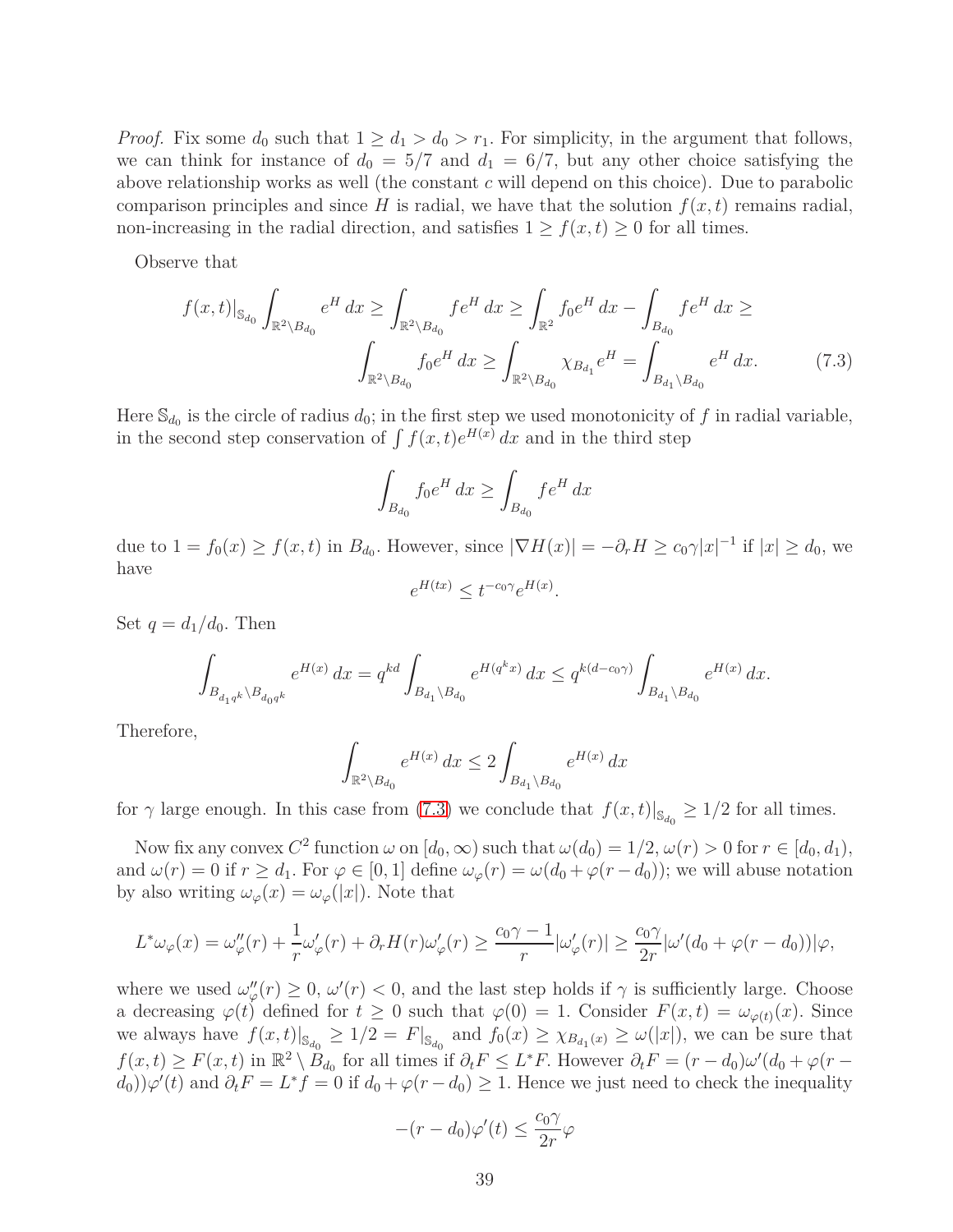*Proof.* Fix some $d_0$ such that $1 \geq d_1 > d_0 > r_1$. For simplicity, in the argument that follows, we can think for instance of $d_0 = 5/7$ and $d_1 = 6/7$, but any other choice satisfying the above relationship works as well (the constant $c$ will depend on this choice). Due to parabolic comparison principles and since $H$ is radial, we have that the solution $f(x,t)$ remains radial, non-increasing in the radial direction, and satisfies $1 \geq f(x,t) \geq 0$ for all times.

Observe that

$$
\begin{aligned}
f(x,t)|_{\mathbb{S}_{d_0}} \int_{\mathbb{R}^2 \setminus B_{d_0}} e^H \, dx \geq \int_{\mathbb{R}^2 \setminus B_{d_0}} f e^H \, dx \geq \int_{\mathbb{R}^2} f_0 e^H \, dx - \int_{B_{d_0}} f e^H \, dx \geq \\
\int_{\mathbb{R}^2 \setminus B_{d_0}} f_0 e^H \, dx \geq \int_{\mathbb{R}^2 \setminus B_{d_0}} \chi_{B_{d_1}} e^H = \int_{B_{d_1} \setminus B_{d_0}} e^H \, dx. \qquad (7.3)
\end{aligned}
$$

Here $\mathbb{S}_{d_0}$ is the circle of radius $d_0$; in the first step we used monotonicity of $f$ in radial variable, in the second step conservation of $\int f(x,t) e^{H(x)} \, dx$ and in the third step

$$
\int_{B_{d_0}} f_0 e^H \, dx \geq \int_{B_{d_0}} f e^H \, dx
$$

due to $1 = f_0(x) \geq f(x,t)$ in $B_{d_0}$. However, since $|\nabla H(x)| = -\partial_r H \geq c_0 \gamma |x|^{-1}$ if $|x| \geq d_0$, we have

$$
e^{H(tx)} \leq t^{-c_0\gamma} e^{H(x)}.
$$

Set $q = d_1/d_0$. Then

$$
\int_{B_{d_1 q^k} \setminus B_{d_0 q^k}} e^{H(x)} \, dx = q^{kd} \int_{B_{d_1} \setminus B_{d_0}} e^{H(q^k x)} \, dx \leq q^{k(d - c_0\gamma)} \int_{B_{d_1} \setminus B_{d_0}} e^{H(x)} \, dx.
$$

Therefore,

$$
\int_{\mathbb{R}^2 \setminus B_{d_0}} e^{H(x)} \, dx \leq 2 \int_{B_{d_1} \setminus B_{d_0}} e^{H(x)} \, dx
$$

for $\gamma$ large enough. In this case from (7.3) we conclude that $f(x,t)|_{\mathbb{S}_{d_0}} \geq 1/2$ for all times.

Now fix any convex $C^2$ function $\omega$ on $[d_0, \infty)$ such that $\omega(d_0) = 1/2$, $\omega(r) > 0$ for $r \in [d_0, d_1)$, and $\omega(r) = 0$ if $r \geq d_1$. For $\varphi \in [0,1]$ define $\omega_\varphi(r) = \omega(d_0 + \varphi(r - d_0))$; we will abuse notation by also writing $\omega_\varphi(x) = \omega_\varphi(|x|)$. Note that

$$
L^* \omega_\varphi(x) = \omega_\varphi''(r) + \frac{1}{r}\omega_\varphi'(r) + \partial_r H(r) \omega_\varphi'(r) \geq \frac{c_0\gamma - 1}{r} |\omega_\varphi'(r)| \geq \frac{c_0\gamma}{2r} |\omega'(d_0 + \varphi(r - d_0))| \varphi,
$$

where we used $\omega_\varphi''(r) \geq 0$, $\omega'(r) < 0$, and the last step holds if $\gamma$ is sufficiently large. Choose a decreasing $\varphi(t)$ defined for $t \geq 0$ such that $\varphi(0) = 1$. Consider $F(x,t) = \omega_{\varphi(t)}(x)$. Since we always have $f(x,t)|_{\mathbb{S}_{d_0}} \geq 1/2 = F|_{\mathbb{S}_{d_0}}$ and $f_0(x) \geq \chi_{B_{d_1}(x)} \geq \omega(|x|)$, we can be sure that $f(x,t) \geq F(x,t)$ in $\mathbb{R}^2 \setminus B_{d_0}$ for all times if $\partial_t F \leq L^* F$. However $\partial_t F = (r - d_0)\omega'(d_0 + \varphi(r - d_0))\varphi'(t)$ and $\partial_t F = L^* f = 0$ if $d_0 + \varphi(r - d_0) \geq 1$. Hence we just need to check the inequality

$$
-(r - d_0)\varphi'(t) \leq \frac{c_0\gamma}{2r} \varphi
$$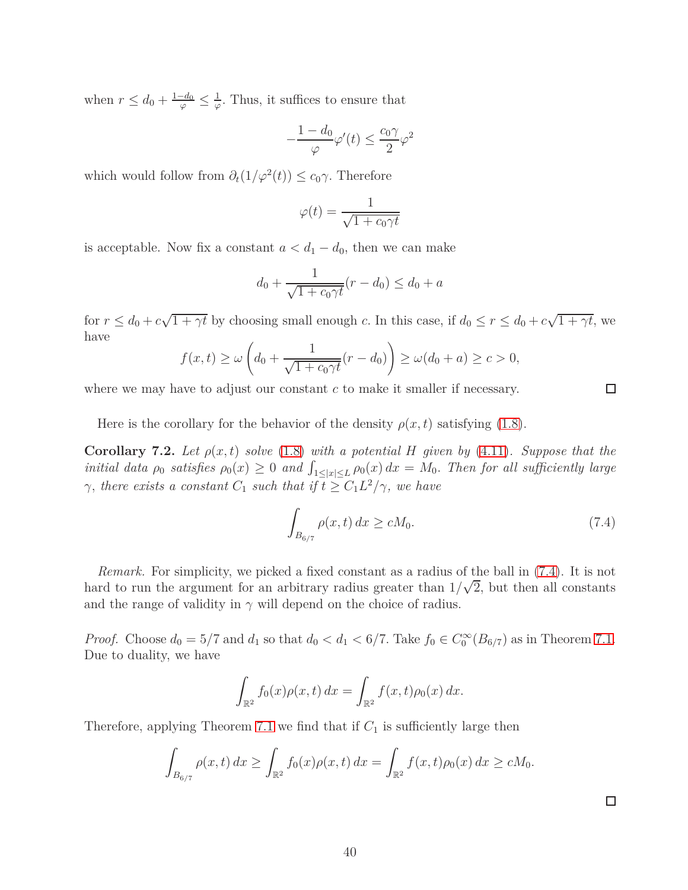when $r \le d_0 + \frac{1-d_0}{\varphi} \le \frac{1}{\varphi}$. Thus, it suffices to ensure that

$$-\frac{1-d_0}{\varphi}\varphi'(t) \le \frac{c_0\gamma}{2}\varphi^2$$

which would follow from $\partial_t(1/\varphi^2(t)) \le c_0\gamma$. Therefore

$$\varphi(t) = \frac{1}{\sqrt{1+c_0\gamma t}}$$

is acceptable. Now fix a constant $a < d_1 - d_0$, then we can make

$$d_0 + \frac{1}{\sqrt{1+c_0\gamma t}}(r-d_0) \le d_0 + a$$

for $r \le d_0 + c\sqrt{1+\gamma t}$ by choosing small enough $c$. In this case, if $d_0 \le r \le d_0 + c\sqrt{1+\gamma t}$, we have

$$f(x,t) \ge \omega\left(d_0 + \frac{1}{\sqrt{1+c_0\gamma t}}(r-d_0)\right) \ge \omega(d_0+a) \ge c > 0,$$

where we may have to adjust our constant $c$ to make it smaller if necessary. □

Here is the corollary for the behavior of the density $\rho(x,t)$ satisfying (1.8).

**Corollary 7.2.** *Let $\rho(x,t)$ solve (1.8) with a potential $H$ given by (4.11). Suppose that the initial data $\rho_0$ satisfies $\rho_0(x) \ge 0$ and $\int_{1\le|x|\le L}\rho_0(x)\,dx = M_0$. Then for all sufficiently large $\gamma$, there exists a constant $C_1$ such that if $t \ge C_1L^2/\gamma$, we have*

$$\int_{B_{6/7}} \rho(x,t)\,dx \ge cM_0. \tag{7.4}$$

*Remark.* For simplicity, we picked a fixed constant as a radius of the ball in (7.4). It is not hard to run the argument for an arbitrary radius greater than $1/\sqrt{2}$, but then all constants and the range of validity in $\gamma$ will depend on the choice of radius.

*Proof.* Choose $d_0 = 5/7$ and $d_1$ so that $d_0 < d_1 < 6/7$. Take $f_0 \in C_0^\infty(B_{6/7})$ as in Theorem 7.1. Due to duality, we have

$$\int_{\mathbb{R}^2} f_0(x)\rho(x,t)\,dx = \int_{\mathbb{R}^2} f(x,t)\rho_0(x)\,dx.$$

Therefore, applying Theorem 7.1 we find that if $C_1$ is sufficiently large then

$$\int_{B_{6/7}} \rho(x,t)\,dx \ge \int_{\mathbb{R}^2} f_0(x)\rho(x,t)\,dx = \int_{\mathbb{R}^2} f(x,t)\rho_0(x)\,dx \ge cM_0.$$

□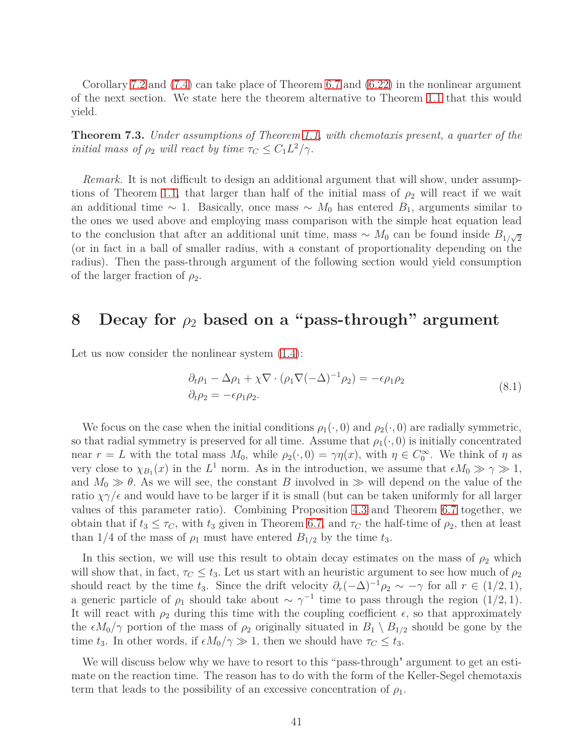Corollary 7.2 and (7.4) can take place of Theorem 6.7 and (6.22) in the nonlinear argument of the next section. We state here the theorem alternative to Theorem 1.1 that this would yield.

**Theorem 7.3.** *Under assumptions of Theorem 1.1, with chemotaxis present, a quarter of the initial mass of $\rho_2$ will react by time $\tau_C \le C_1 L^2/\gamma$.*

*Remark.* It is not difficult to design an additional argument that will show, under assumptions of Theorem 1.1, that larger than half of the initial mass of $\rho_2$ will react if we wait an additional time $\sim 1$. Basically, once mass $\sim M_0$ has entered $B_1$, arguments similar to the ones we used above and employing mass comparison with the simple heat equation lead to the conclusion that after an additional unit time, mass $\sim M_0$ can be found inside $B_{1/\sqrt{2}}$ (or in fact in a ball of smaller radius, with a constant of proportionality depending on the radius). Then the pass-through argument of the following section would yield consumption of the larger fraction of $\rho_2$.

# 8 Decay for $\rho_2$ based on a "pass-through" argument

Let us now consider the nonlinear system (1.4):

$$
\begin{aligned}
&\partial_t \rho_1 - \Delta \rho_1 + \chi \nabla \cdot (\rho_1 \nabla (-\Delta)^{-1} \rho_2) = -\epsilon \rho_1 \rho_2 \\
&\partial_t \rho_2 = -\epsilon \rho_1 \rho_2.
\end{aligned}
\tag{8.1}
$$

We focus on the case when the initial conditions $\rho_1(\cdot, 0)$ and $\rho_2(\cdot, 0)$ are radially symmetric, so that radial symmetry is preserved for all time. Assume that $\rho_1(\cdot, 0)$ is initially concentrated near $r = L$ with the total mass $M_0$, while $\rho_2(\cdot, 0) = \gamma \eta(x)$, with $\eta \in C_0^\infty$. We think of $\eta$ as very close to $\chi_{B_1}(x)$ in the $L^1$ norm. As in the introduction, we assume that $\epsilon M_0 \gg \gamma \gg 1$, and $M_0 \gg \theta$. As we will see, the constant $B$ involved in $\gg$ will depend on the value of the ratio $\chi\gamma/\epsilon$ and would have to be larger if it is small (but can be taken uniformly for all larger values of this parameter ratio). Combining Proposition 4.3 and Theorem 6.7 together, we obtain that if $t_3 \le \tau_C$, with $t_3$ given in Theorem 6.7, and $\tau_C$ the half-time of $\rho_2$, then at least than $1/4$ of the mass of $\rho_1$ must have entered $B_{1/2}$ by the time $t_3$.

In this section, we will use this result to obtain decay estimates on the mass of $\rho_2$ which will show that, in fact, $\tau_C \le t_3$. Let us start with an heuristic argument to see how much of $\rho_2$ should react by the time $t_3$. Since the drift velocity $\partial_r (-\Delta)^{-1} \rho_2 \sim -\gamma$ for all $r \in (1/2, 1)$, a generic particle of $\rho_1$ should take about $\sim \gamma^{-1}$ time to pass through the region $(1/2, 1)$. It will react with $\rho_2$ during this time with the coupling coefficient $\epsilon$, so that approximately the $\epsilon M_0/\gamma$ portion of the mass of $\rho_2$ originally situated in $B_1 \setminus B_{1/2}$ should be gone by the time $t_3$. In other words, if $\epsilon M_0/\gamma \gg 1$, then we should have $\tau_C \le t_3$.

We will discuss below why we have to resort to this "pass-through" argument to get an estimate on the reaction time. The reason has to do with the form of the Keller-Segel chemotaxis term that leads to the possibility of an excessive concentration of $\rho_1$.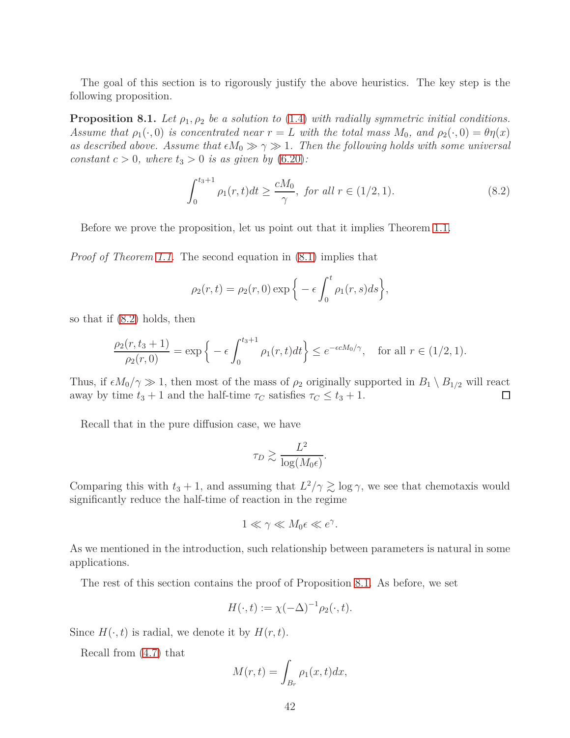The goal of this section is to rigorously justify the above heuristics. The key step is the following proposition.

**Proposition 8.1.** *Let $\rho_1, \rho_2$ be a solution to (1.4) with radially symmetric initial conditions. Assume that $\rho_1(\cdot, 0)$ is concentrated near $r = L$ with the total mass $M_0$, and $\rho_2(\cdot, 0) = \theta\eta(x)$ as described above. Assume that $\epsilon M_0 \gg \gamma \gg 1$. Then the following holds with some universal constant $c > 0$, where $t_3 > 0$ is as given by (6.20):*

$$\int_0^{t_3+1} \rho_1(r,t)dt \geq \frac{cM_0}{\gamma}, \text{ for all } r \in (1/2, 1). \tag{8.2}$$

Before we prove the proposition, let us point out that it implies Theorem 1.1.

*Proof of Theorem 1.1.* The second equation in (8.1) implies that

$$\rho_2(r,t) = \rho_2(r,0) \exp\Big\{ -\epsilon \int_0^t \rho_1(r,s)ds \Big\},$$

so that if (8.2) holds, then

$$\frac{\rho_2(r, t_3+1)}{\rho_2(r,0)} = \exp\Big\{ -\epsilon \int_0^{t_3+1} \rho_1(r,t)dt \Big\} \leq e^{-\epsilon c M_0/\gamma}, \quad \text{for all } r \in (1/2, 1).$$

Thus, if $\epsilon M_0/\gamma \gg 1$, then most of the mass of $\rho_2$ originally supported in $B_1 \setminus B_{1/2}$ will react away by time $t_3 + 1$ and the half-time $\tau_C$ satisfies $\tau_C \leq t_3 + 1$. $\square$

Recall that in the pure diffusion case, we have

$$\tau_D \gtrsim \frac{L^2}{\log(M_0\epsilon)}.$$

Comparing this with $t_3 + 1$, and assuming that $L^2/\gamma \gtrsim \log\gamma$, we see that chemotaxis would significantly reduce the half-time of reaction in the regime

$$1 \ll \gamma \ll M_0\epsilon \ll e^{\gamma}.$$

As we mentioned in the introduction, such relationship between parameters is natural in some applications.

The rest of this section contains the proof of Proposition 8.1. As before, we set

$$H(\cdot, t) := \chi(-\Delta)^{-1}\rho_2(\cdot, t).$$

Since $H(\cdot, t)$ is radial, we denote it by $H(r, t)$.

Recall from (4.7) that

$$M(r,t) = \int_{B_r} \rho_1(x,t)dx,$$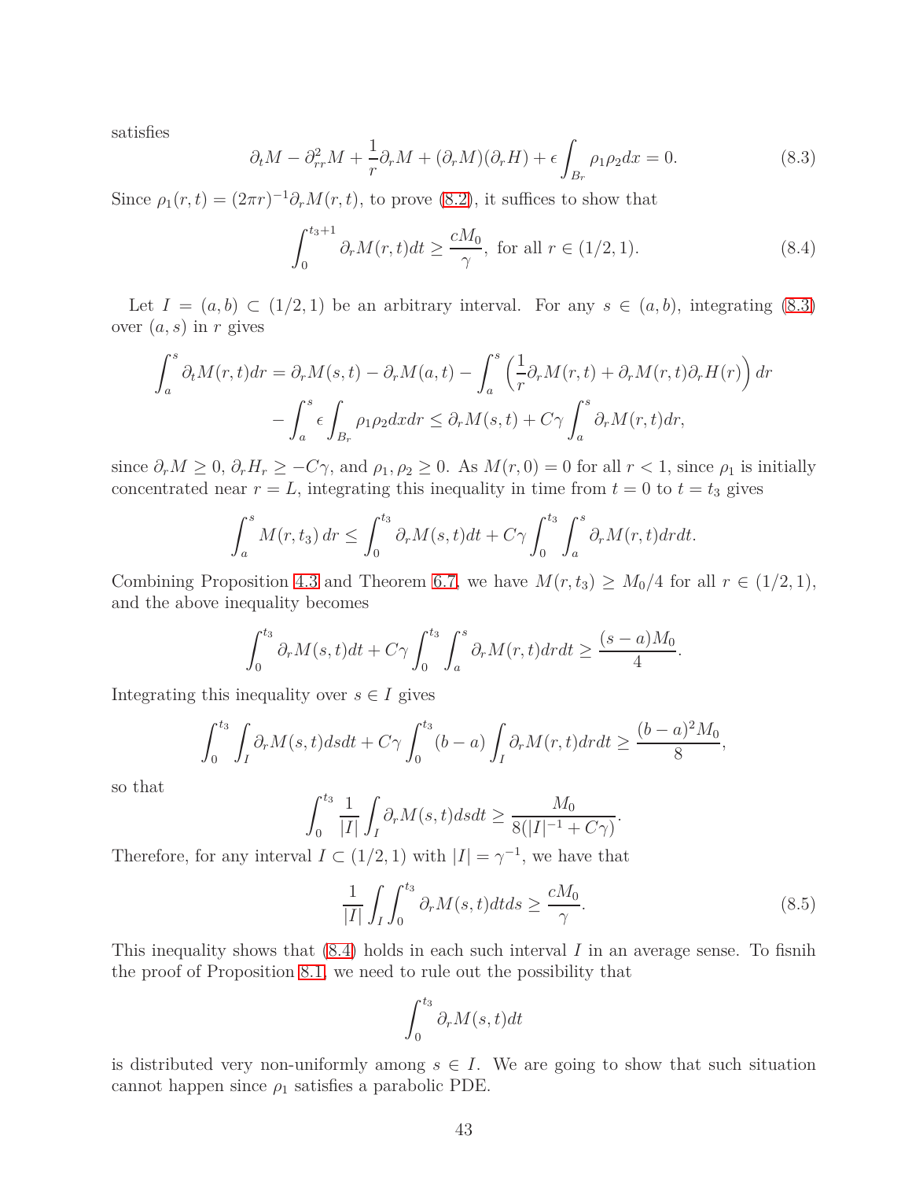satisfies

$$\partial_t M - \partial_{rr}^2 M + \frac{1}{r}\partial_r M + (\partial_r M)(\partial_r H) + \epsilon \int_{B_r} \rho_1 \rho_2 dx = 0. \tag{8.3}$$

Since $\rho_1(r,t) = (2\pi r)^{-1}\partial_r M(r,t)$, to prove (8.2), it suffices to show that

$$\int_0^{t_3+1} \partial_r M(r,t)dt \geq \frac{cM_0}{\gamma}, \text{ for all } r \in (1/2, 1). \tag{8.4}$$

Let $I = (a,b) \subset (1/2, 1)$ be an arbitrary interval. For any $s \in (a,b)$, integrating (8.3) over $(a,s)$ in $r$ gives

$$\begin{aligned}\int_a^s \partial_t M(r,t)dr &= \partial_r M(s,t) - \partial_r M(a,t) - \int_a^s \left(\frac{1}{r}\partial_r M(r,t) + \partial_r M(r,t)\partial_r H(r)\right) dr \\ &- \int_a^s \epsilon \int_{B_r} \rho_1\rho_2 dx dr \leq \partial_r M(s,t) + C\gamma \int_a^s \partial_r M(r,t)dr,\end{aligned}$$

since $\partial_r M \geq 0$, $\partial_r H_r \geq -C\gamma$, and $\rho_1, \rho_2 \geq 0$. As $M(r,0) = 0$ for all $r < 1$, since $\rho_1$ is initially concentrated near $r = L$, integrating this inequality in time from $t = 0$ to $t = t_3$ gives

$$\int_a^s M(r,t_3)\, dr \leq \int_0^{t_3} \partial_r M(s,t)dt + C\gamma \int_0^{t_3}\int_a^s \partial_r M(r,t)drdt.$$

Combining Proposition 4.3 and Theorem 6.7, we have $M(r,t_3) \geq M_0/4$ for all $r \in (1/2, 1)$, and the above inequality becomes

$$\int_0^{t_3} \partial_r M(s,t)dt + C\gamma \int_0^{t_3}\int_a^s \partial_r M(r,t)drdt \geq \frac{(s-a)M_0}{4}.$$

Integrating this inequality over $s \in I$ gives

$$\int_0^{t_3}\int_I \partial_r M(s,t)dsdt + C\gamma \int_0^{t_3}(b-a)\int_I \partial_r M(r,t)drdt \geq \frac{(b-a)^2 M_0}{8},$$

so that

$$\int_0^{t_3} \frac{1}{|I|}\int_I \partial_r M(s,t)dsdt \geq \frac{M_0}{8(|I|^{-1} + C\gamma)}.$$

Therefore, for any interval $I \subset (1/2, 1)$ with $|I| = \gamma^{-1}$, we have that

$$\frac{1}{|I|}\int_I \int_0^{t_3} \partial_r M(s,t)dtds \geq \frac{cM_0}{\gamma}. \tag{8.5}$$

This inequality shows that (8.4) holds in each such interval $I$ in an average sense. To fisnih the proof of Proposition 8.1, we need to rule out the possibility that

$$\int_0^{t_3} \partial_r M(s,t)dt$$

is distributed very non-uniformly among $s \in I$. We are going to show that such situation cannot happen since $\rho_1$ satisfies a parabolic PDE.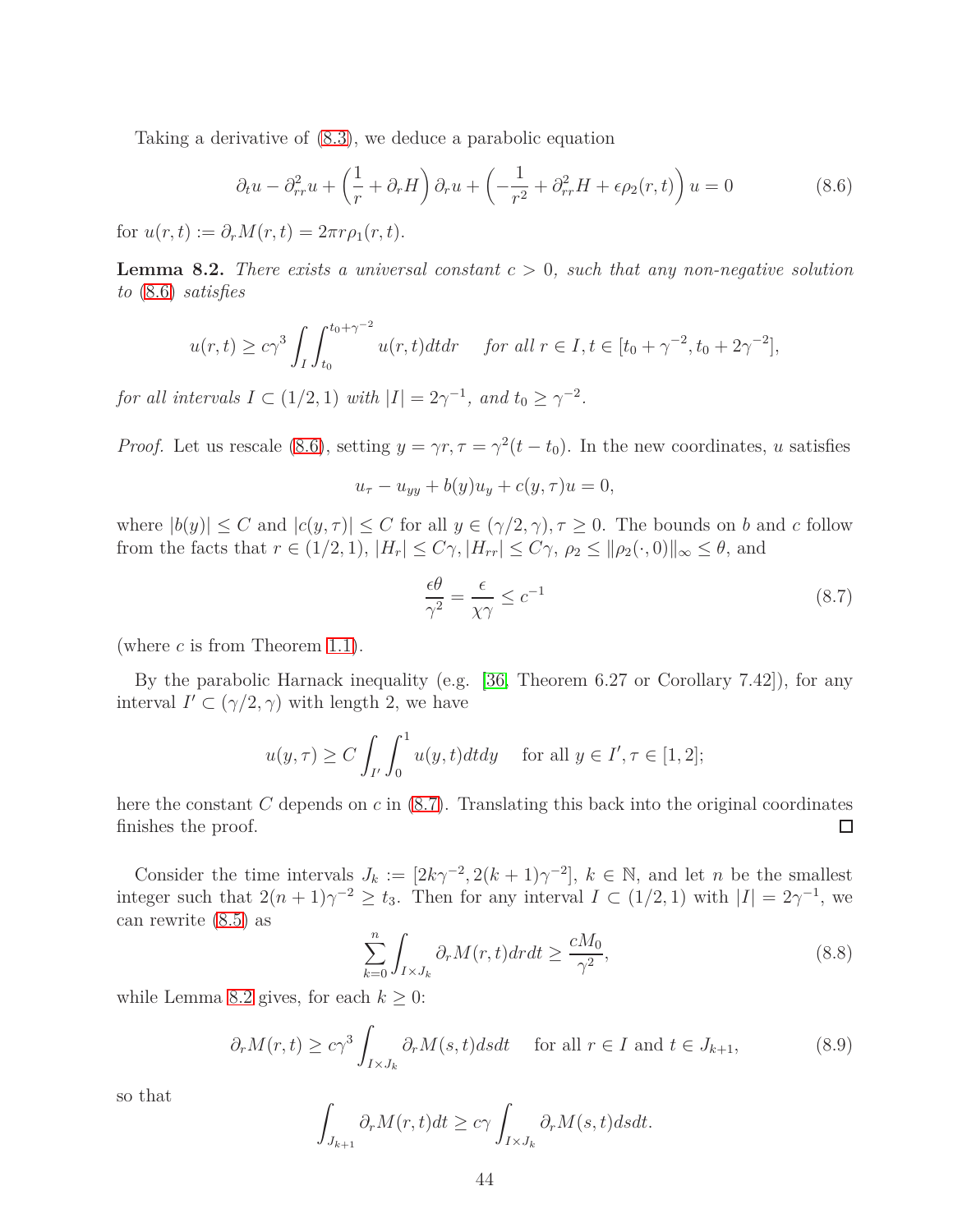Taking a derivative of (8.3), we deduce a parabolic equation

$$\partial_t u - \partial_{rr}^2 u + \left(\frac{1}{r} + \partial_r H\right)\partial_r u + \left(-\frac{1}{r^2} + \partial_{rr}^2 H + \epsilon\rho_2(r,t)\right)u = 0 \tag{8.6}$$

for $u(r,t) := \partial_r M(r,t) = 2\pi r\rho_1(r,t)$.

**Lemma 8.2.** *There exists a universal constant $c > 0$, such that any non-negative solution to (8.6) satisfies*

$$u(r,t) \geq c\gamma^3 \int_I \int_{t_0}^{t_0+\gamma^{-2}} u(r,t)dtdr \quad \text{for all } r \in I, t \in [t_0 + \gamma^{-2}, t_0 + 2\gamma^{-2}],$$

*for all intervals $I \subset (1/2, 1)$ with $|I| = 2\gamma^{-1}$, and $t_0 \geq \gamma^{-2}$.*

*Proof.* Let us rescale (8.6), setting $y = \gamma r, \tau = \gamma^2(t - t_0)$. In the new coordinates, $u$ satisfies

$$u_\tau - u_{yy} + b(y)u_y + c(y,\tau)u = 0,$$

where $|b(y)| \leq C$ and $|c(y,\tau)| \leq C$ for all $y \in (\gamma/2, \gamma), \tau \geq 0$. The bounds on $b$ and $c$ follow from the facts that $r \in (1/2, 1)$, $|H_r| \leq C\gamma$, $|H_{rr}| \leq C\gamma$, $\rho_2 \leq \|\rho_2(\cdot, 0)\|_\infty \leq \theta$, and

$$\frac{\epsilon\theta}{\gamma^2} = \frac{\epsilon}{\chi\gamma} \leq c^{-1} \tag{8.7}$$

(where $c$ is from Theorem 1.1).

By the parabolic Harnack inequality (e.g. [36, Theorem 6.27 or Corollary 7.42]), for any interval $I' \subset (\gamma/2, \gamma)$ with length 2, we have

$$u(y,\tau) \geq C \int_{I'} \int_0^1 u(y,t)dtdy \quad \text{for all } y \in I', \tau \in [1,2];$$

here the constant $C$ depends on $c$ in (8.7). Translating this back into the original coordinates finishes the proof. $\square$

Consider the time intervals $J_k := [2k\gamma^{-2}, 2(k+1)\gamma^{-2}]$, $k \in \mathbb{N}$, and let $n$ be the smallest integer such that $2(n+1)\gamma^{-2} \geq t_3$. Then for any interval $I \subset (1/2, 1)$ with $|I| = 2\gamma^{-1}$, we can rewrite (8.5) as

$$\sum_{k=0}^{n} \int_{I \times J_k} \partial_r M(r,t)drdt \geq \frac{cM_0}{\gamma^2}, \tag{8.8}$$

while Lemma 8.2 gives, for each $k \geq 0$:

$$\partial_r M(r,t) \geq c\gamma^3 \int_{I \times J_k} \partial_r M(s,t)dsdt \quad \text{for all } r \in I \text{ and } t \in J_{k+1}, \tag{8.9}$$

so that

$$\int_{J_{k+1}} \partial_r M(r,t)dt \geq c\gamma \int_{I \times J_k} \partial_r M(s,t)dsdt.$$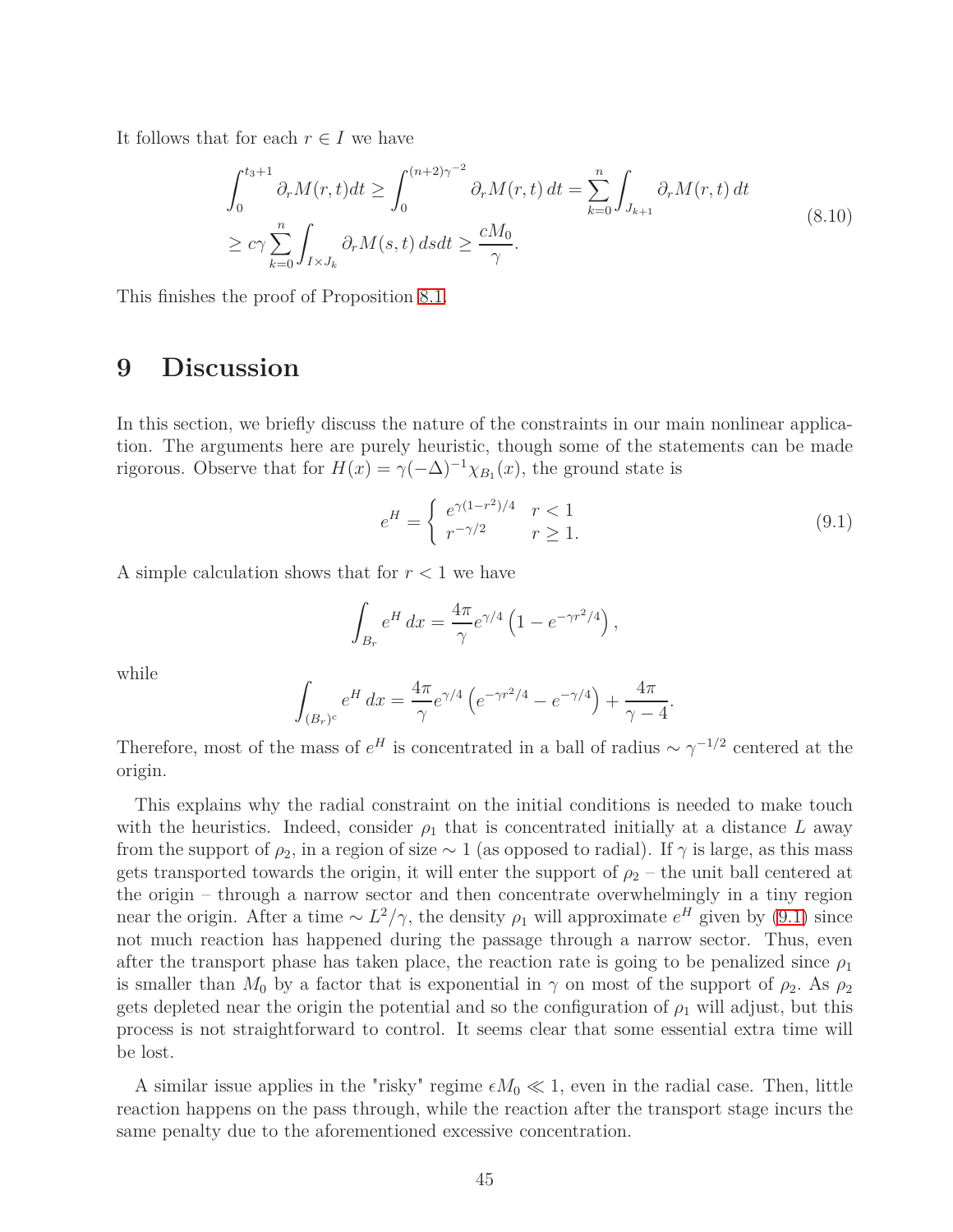It follows that for each $r \in I$ we have

$$
\begin{aligned}
&\int_0^{t_3+1} \partial_r M(r,t) dt \geq \int_0^{(n+2)\gamma^{-2}} \partial_r M(r,t)\, dt = \sum_{k=0}^{n} \int_{J_{k+1}} \partial_r M(r,t)\, dt \\
&\geq c\gamma \sum_{k=0}^{n} \int_{I \times J_k} \partial_r M(s,t)\, ds dt \geq \frac{cM_0}{\gamma}.
\end{aligned}
\tag{8.10}
$$

This finishes the proof of Proposition 8.1.

# 9 Discussion

In this section, we briefly discuss the nature of the constraints in our main nonlinear application. The arguments here are purely heuristic, though some of the statements can be made rigorous. Observe that for $H(x) = \gamma(-\Delta)^{-1}\chi_{B_1}(x)$, the ground state is

$$
e^H = \begin{cases} e^{\gamma(1-r^2)/4} & r < 1 \\ r^{-\gamma/2} & r \geq 1. \end{cases} \tag{9.1}
$$

A simple calculation shows that for $r < 1$ we have

$$
\int_{B_r} e^H \, dx = \frac{4\pi}{\gamma} e^{\gamma/4} \left(1 - e^{-\gamma r^2/4}\right),
$$

while

$$
\int_{(B_r)^c} e^H \, dx = \frac{4\pi}{\gamma} e^{\gamma/4} \left(e^{-\gamma r^2/4} - e^{-\gamma/4}\right) + \frac{4\pi}{\gamma - 4}.
$$

Therefore, most of the mass of $e^H$ is concentrated in a ball of radius $\sim \gamma^{-1/2}$ centered at the origin.

This explains why the radial constraint on the initial conditions is needed to make touch with the heuristics. Indeed, consider $\rho_1$ that is concentrated initially at a distance $L$ away from the support of $\rho_2$, in a region of size $\sim 1$ (as opposed to radial). If $\gamma$ is large, as this mass gets transported towards the origin, it will enter the support of $\rho_2$ – the unit ball centered at the origin – through a narrow sector and then concentrate overwhelmingly in a tiny region near the origin. After a time $\sim L^2/\gamma$, the density $\rho_1$ will approximate $e^H$ given by (9.1) since not much reaction has happened during the passage through a narrow sector. Thus, even after the transport phase has taken place, the reaction rate is going to be penalized since $\rho_1$ is smaller than $M_0$ by a factor that is exponential in $\gamma$ on most of the support of $\rho_2$. As $\rho_2$ gets depleted near the origin the potential and so the configuration of $\rho_1$ will adjust, but this process is not straightforward to control. It seems clear that some essential extra time will be lost.

A similar issue applies in the "risky" regime $\epsilon M_0 \ll 1$, even in the radial case. Then, little reaction happens on the pass through, while the reaction after the transport stage incurs the same penalty due to the aforementioned excessive concentration.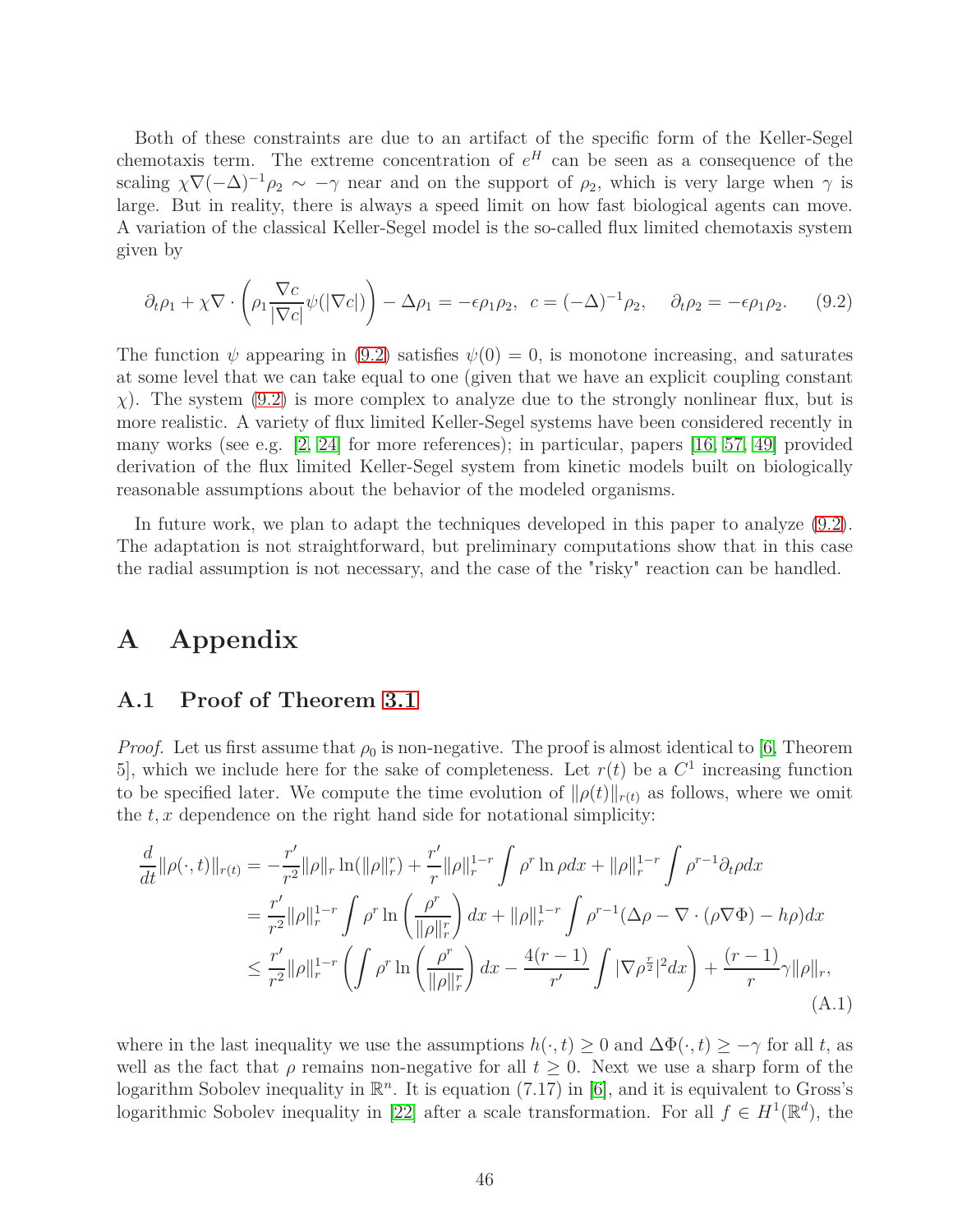Both of these constraints are due to an artifact of the specific form of the Keller-Segel chemotaxis term. The extreme concentration of $e^H$ can be seen as a consequence of the scaling $\chi\nabla(-\Delta)^{-1}\rho_2 \sim -\gamma$ near and on the support of $\rho_2$, which is very large when $\gamma$ is large. But in reality, there is always a speed limit on how fast biological agents can move. A variation of the classical Keller-Segel model is the so-called flux limited chemotaxis system given by

$$\partial_t\rho_1 + \chi\nabla\cdot\left(\rho_1\frac{\nabla c}{|\nabla c|}\psi(|\nabla c|)\right) - \Delta\rho_1 = -\epsilon\rho_1\rho_2, \;\; c = (-\Delta)^{-1}\rho_2, \quad \partial_t\rho_2 = -\epsilon\rho_1\rho_2. \tag{9.2}$$

The function $\psi$ appearing in (9.2) satisfies $\psi(0) = 0$, is monotone increasing, and saturates at some level that we can take equal to one (given that we have an explicit coupling constant $\chi$). The system (9.2) is more complex to analyze due to the strongly nonlinear flux, but is more realistic. A variety of flux limited Keller-Segel systems have been considered recently in many works (see e.g. [2, 24] for more references); in particular, papers [16, 57, 49] provided derivation of the flux limited Keller-Segel system from kinetic models built on biologically reasonable assumptions about the behavior of the modeled organisms.

In future work, we plan to adapt the techniques developed in this paper to analyze (9.2). The adaptation is not straightforward, but preliminary computations show that in this case the radial assumption is not necessary, and the case of the "risky" reaction can be handled.

# A Appendix

## A.1 Proof of Theorem 3.1

*Proof.* Let us first assume that $\rho_0$ is non-negative. The proof is almost identical to [6, Theorem 5], which we include here for the sake of completeness. Let $r(t)$ be a $C^1$ increasing function to be specified later. We compute the time evolution of $\|\rho(t)\|_{r(t)}$ as follows, where we omit the $t, x$ dependence on the right hand side for notational simplicity:

$$\begin{aligned}
\frac{d}{dt}\|\rho(\cdot,t)\|_{r(t)} &= -\frac{r'}{r^2}\|\rho\|_r \ln(\|\rho\|_r^r) + \frac{r'}{r}\|\rho\|_r^{1-r}\int \rho^r \ln\rho dx + \|\rho\|_r^{1-r}\int \rho^{r-1}\partial_t\rho dx \\
&= \frac{r'}{r^2}\|\rho\|_r^{1-r}\int \rho^r \ln\left(\frac{\rho^r}{\|\rho\|_r^r}\right)dx + \|\rho\|_r^{1-r}\int \rho^{r-1}(\Delta\rho - \nabla\cdot(\rho\nabla\Phi) - h\rho)dx \\
&\le \frac{r'}{r^2}\|\rho\|_r^{1-r}\left(\int \rho^r \ln\left(\frac{\rho^r}{\|\rho\|_r^r}\right)dx - \frac{4(r-1)}{r'}\int |\nabla\rho^{\frac{r}{2}}|^2 dx\right) + \frac{(r-1)}{r}\gamma\|\rho\|_r,
\end{aligned} \tag{A.1}$$

where in the last inequality we use the assumptions $h(\cdot,t) \ge 0$ and $\Delta\Phi(\cdot,t) \ge -\gamma$ for all $t$, as well as the fact that $\rho$ remains non-negative for all $t \ge 0$. Next we use a sharp form of the logarithm Sobolev inequality in $\mathbb{R}^n$. It is equation (7.17) in [6], and it is equivalent to Gross's logarithmic Sobolev inequality in [22] after a scale transformation. For all $f \in H^1(\mathbb{R}^d)$, the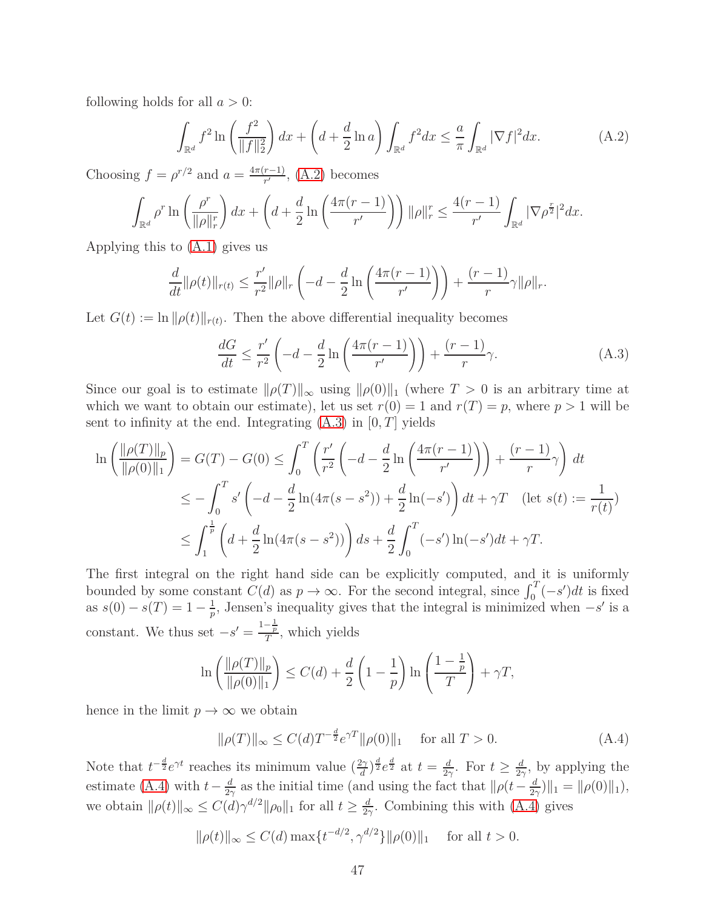following holds for all $a > 0$:

$$\int_{\mathbb{R}^d} f^2 \ln\left(\frac{f^2}{\|f\|_2^2}\right) dx + \left(d + \frac{d}{2}\ln a\right) \int_{\mathbb{R}^d} f^2 dx \le \frac{a}{\pi} \int_{\mathbb{R}^d} |\nabla f|^2 dx. \tag{A.2}$$

Choosing $f = \rho^{r/2}$ and $a = \frac{4\pi(r-1)}{r'}$, (A.2) becomes

$$\int_{\mathbb{R}^d} \rho^r \ln\left(\frac{\rho^r}{\|\rho\|_r^r}\right) dx + \left(d + \frac{d}{2}\ln\left(\frac{4\pi(r-1)}{r'}\right)\right) \|\rho\|_r^r \le \frac{4(r-1)}{r'} \int_{\mathbb{R}^d} |\nabla \rho^{\frac{r}{2}}|^2 dx.$$

Applying this to (A.1) gives us

$$\frac{d}{dt}\|\rho(t)\|_{r(t)} \le \frac{r'}{r^2}\|\rho\|_r \left(-d - \frac{d}{2}\ln\left(\frac{4\pi(r-1)}{r'}\right)\right) + \frac{(r-1)}{r}\gamma\|\rho\|_r.$$

Let $G(t) := \ln \|\rho(t)\|_{r(t)}$. Then the above differential inequality becomes

$$\frac{dG}{dt} \le \frac{r'}{r^2}\left(-d - \frac{d}{2}\ln\left(\frac{4\pi(r-1)}{r'}\right)\right) + \frac{(r-1)}{r}\gamma. \tag{A.3}$$

Since our goal is to estimate $\|\rho(T)\|_\infty$ using $\|\rho(0)\|_1$ (where $T > 0$ is an arbitrary time at which we want to obtain our estimate), let us set $r(0) = 1$ and $r(T) = p$, where $p > 1$ will be sent to infinity at the end. Integrating (A.3) in $[0, T]$ yields

$$\begin{aligned}
\ln\left(\frac{\|\rho(T)\|_p}{\|\rho(0)\|_1}\right) = G(T) - G(0) &\le \int_0^T \left(\frac{r'}{r^2}\left(-d - \frac{d}{2}\ln\left(\frac{4\pi(r-1)}{r'}\right)\right) + \frac{(r-1)}{r}\gamma\right) dt \\
&\le -\int_0^T s'\left(-d - \frac{d}{2}\ln(4\pi(s - s^2)) + \frac{d}{2}\ln(-s')\right) dt + \gamma T \quad (\text{let } s(t) := \frac{1}{r(t)}) \\
&\le \int_1^{\frac{1}{p}} \left(d + \frac{d}{2}\ln(4\pi(s - s^2))\right) ds + \frac{d}{2}\int_0^T (-s')\ln(-s') dt + \gamma T.
\end{aligned}$$

The first integral on the right hand side can be explicitly computed, and it is uniformly bounded by some constant $C(d)$ as $p \to \infty$. For the second integral, since $\int_0^T(-s')dt$ is fixed as $s(0) - s(T) = 1 - \frac{1}{p}$, Jensen's inequality gives that the integral is minimized when $-s'$ is a constant. We thus set $-s' = \frac{1-\frac{1}{p}}{T}$, which yields

$$\ln\left(\frac{\|\rho(T)\|_p}{\|\rho(0)\|_1}\right) \le C(d) + \frac{d}{2}\left(1 - \frac{1}{p}\right)\ln\left(\frac{1-\frac{1}{p}}{T}\right) + \gamma T,$$

hence in the limit $p \to \infty$ we obtain

$$\|\rho(T)\|_\infty \le C(d) T^{-\frac{d}{2}} e^{\gamma T} \|\rho(0)\|_1 \quad \text{for all } T > 0. \tag{A.4}$$

Note that $t^{-\frac{d}{2}}e^{\gamma t}$ reaches its minimum value $(\frac{2\gamma}{d})^{\frac{d}{2}} e^{\frac{d}{2}}$ at $t = \frac{d}{2\gamma}$. For $t \ge \frac{d}{2\gamma}$, by applying the estimate (A.4) with $t - \frac{d}{2\gamma}$ as the initial time (and using the fact that $\|\rho(t - \frac{d}{2\gamma})\|_1 = \|\rho(0)\|_1$), we obtain $\|\rho(t)\|_\infty \le C(d)\gamma^{d/2}\|\rho_0\|_1$ for all $t \ge \frac{d}{2\gamma}$. Combining this with (A.4) gives

$$\|\rho(t)\|_\infty \le C(d) \max\{t^{-d/2}, \gamma^{d/2}\} \|\rho(0)\|_1 \quad \text{for all } t > 0.$$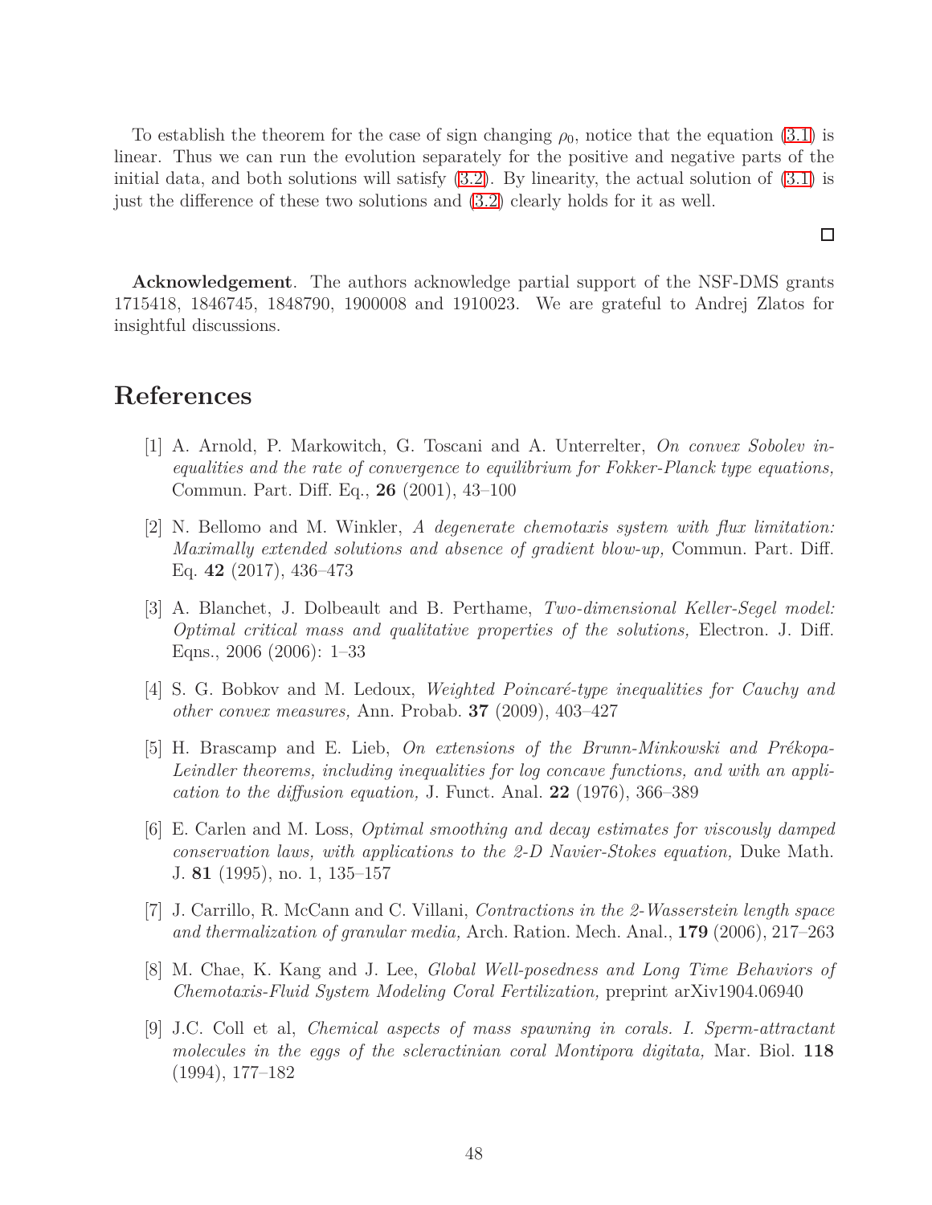To establish the theorem for the case of sign changing $\rho_0$, notice that the equation (3.1) is linear. Thus we can run the evolution separately for the positive and negative parts of the initial data, and both solutions will satisfy (3.2). By linearity, the actual solution of (3.1) is just the difference of these two solutions and (3.2) clearly holds for it as well.

□

**Acknowledgement**. The authors acknowledge partial support of the NSF-DMS grants 1715418, 1846745, 1848790, 1900008 and 1910023. We are grateful to Andrej Zlatos for insightful discussions.

# References

[1] A. Arnold, P. Markowitch, G. Toscani and A. Unterrelter, *On convex Sobolev inequalities and the rate of convergence to equilibrium for Fokker-Planck type equations,* Commun. Part. Diff. Eq., **26** (2001), 43–100

[2] N. Bellomo and M. Winkler, *A degenerate chemotaxis system with flux limitation: Maximally extended solutions and absence of gradient blow-up,* Commun. Part. Diff. Eq. **42** (2017), 436–473

[3] A. Blanchet, J. Dolbeault and B. Perthame, *Two-dimensional Keller-Segel model: Optimal critical mass and qualitative properties of the solutions,* Electron. J. Diff. Eqns., 2006 (2006): 1–33

[4] S. G. Bobkov and M. Ledoux, *Weighted Poincaré-type inequalities for Cauchy and other convex measures,* Ann. Probab. **37** (2009), 403–427

[5] H. Brascamp and E. Lieb, *On extensions of the Brunn-Minkowski and Prékopa-Leindler theorems, including inequalities for log concave functions, and with an application to the diffusion equation,* J. Funct. Anal. **22** (1976), 366–389

[6] E. Carlen and M. Loss, *Optimal smoothing and decay estimates for viscously damped conservation laws, with applications to the 2-D Navier-Stokes equation,* Duke Math. J. **81** (1995), no. 1, 135–157

[7] J. Carrillo, R. McCann and C. Villani, *Contractions in the 2-Wasserstein length space and thermalization of granular media,* Arch. Ration. Mech. Anal., **179** (2006), 217–263

[8] M. Chae, K. Kang and J. Lee, *Global Well-posedness and Long Time Behaviors of Chemotaxis-Fluid System Modeling Coral Fertilization,* preprint arXiv1904.06940

[9] J.C. Coll et al, *Chemical aspects of mass spawning in corals. I. Sperm-attractant molecules in the eggs of the scleractinian coral Montipora digitata,* Mar. Biol. **118** (1994), 177–182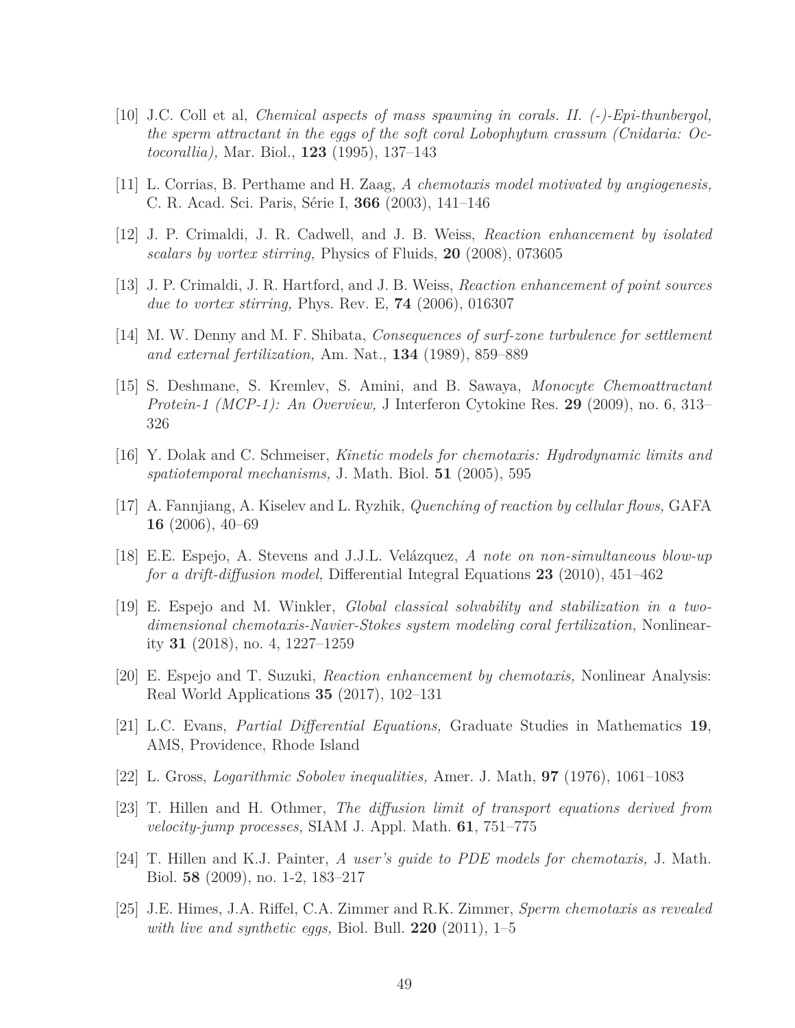[10] J.C. Coll et al, *Chemical aspects of mass spawning in corals. II. (-)-Epi-thunbergol, the sperm attractant in the eggs of the soft coral Lobophytum crassum (Cnidaria: Octocorallia),* Mar. Biol., **123** (1995), 137–143

[11] L. Corrias, B. Perthame and H. Zaag, *A chemotaxis model motivated by angiogenesis,* C. R. Acad. Sci. Paris, Série I, **366** (2003), 141–146

[12] J. P. Crimaldi, J. R. Cadwell, and J. B. Weiss, *Reaction enhancement by isolated scalars by vortex stirring,* Physics of Fluids, **20** (2008), 073605

[13] J. P. Crimaldi, J. R. Hartford, and J. B. Weiss, *Reaction enhancement of point sources due to vortex stirring,* Phys. Rev. E, **74** (2006), 016307

[14] M. W. Denny and M. F. Shibata, *Consequences of surf-zone turbulence for settlement and external fertilization,* Am. Nat., **134** (1989), 859–889

[15] S. Deshmane, S. Kremlev, S. Amini, and B. Sawaya, *Monocyte Chemoattractant Protein-1 (MCP-1): An Overview,* J Interferon Cytokine Res. **29** (2009), no. 6, 313–326

[16] Y. Dolak and C. Schmeiser, *Kinetic models for chemotaxis: Hydrodynamic limits and spatiotemporal mechanisms,* J. Math. Biol. **51** (2005), 595

[17] A. Fannjiang, A. Kiselev and L. Ryzhik, *Quenching of reaction by cellular flows,* GAFA **16** (2006), 40–69

[18] E.E. Espejo, A. Stevens and J.J.L. Velázquez, *A note on non-simultaneous blow-up for a drift-diffusion model,* Differential Integral Equations **23** (2010), 451–462

[19] E. Espejo and M. Winkler, *Global classical solvability and stabilization in a two-dimensional chemotaxis-Navier-Stokes system modeling coral fertilization,* Nonlinearity **31** (2018), no. 4, 1227–1259

[20] E. Espejo and T. Suzuki, *Reaction enhancement by chemotaxis,* Nonlinear Analysis: Real World Applications **35** (2017), 102–131

[21] L.C. Evans, *Partial Differential Equations,* Graduate Studies in Mathematics **19**, AMS, Providence, Rhode Island

[22] L. Gross, *Logarithmic Sobolev inequalities,* Amer. J. Math, **97** (1976), 1061–1083

[23] T. Hillen and H. Othmer, *The diffusion limit of transport equations derived from velocity-jump processes,* SIAM J. Appl. Math. **61**, 751–775

[24] T. Hillen and K.J. Painter, *A user's guide to PDE models for chemotaxis,* J. Math. Biol. **58** (2009), no. 1-2, 183–217

[25] J.E. Himes, J.A. Riffel, C.A. Zimmer and R.K. Zimmer, *Sperm chemotaxis as revealed with live and synthetic eggs,* Biol. Bull. **220** (2011), 1–5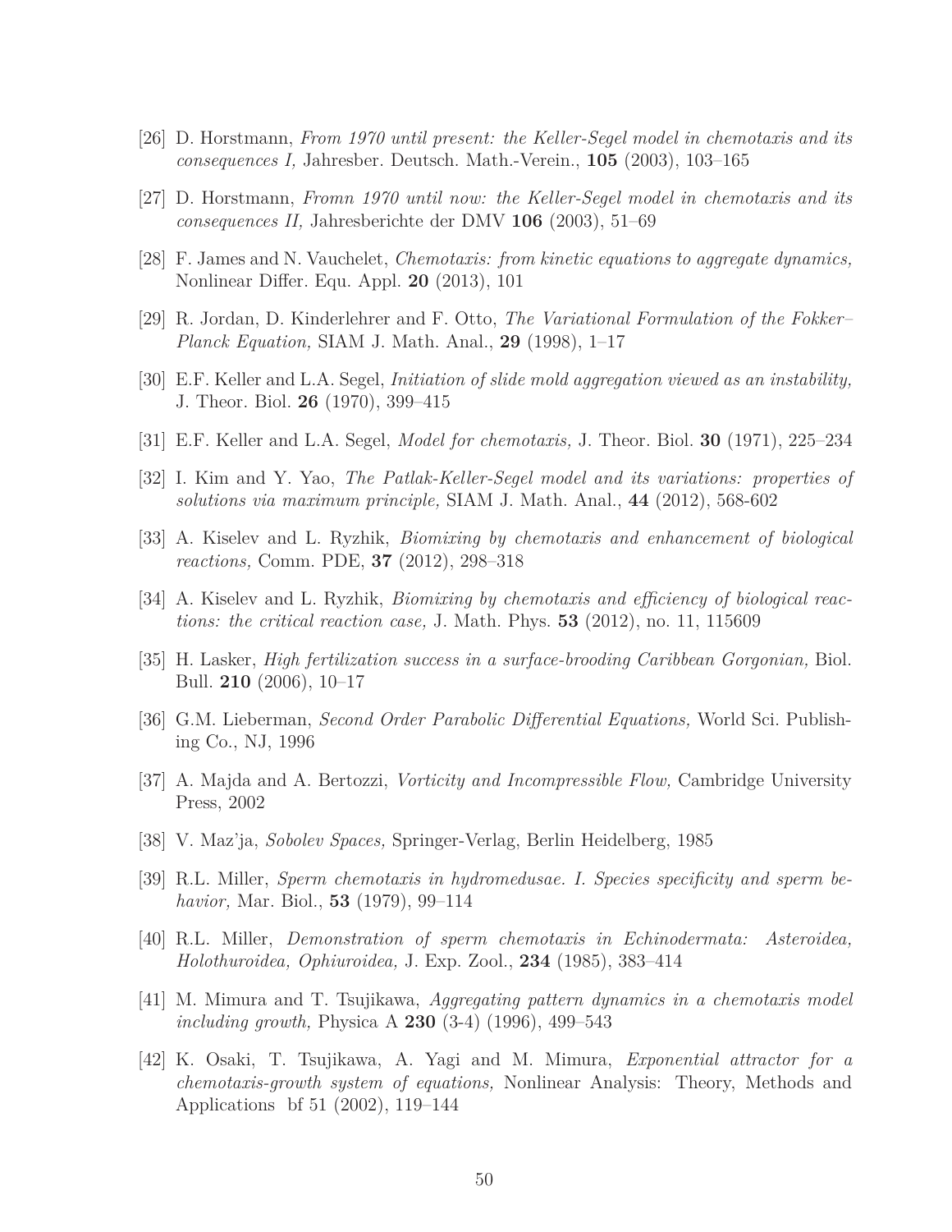[26] D. Horstmann, *From 1970 until present: the Keller-Segel model in chemotaxis and its consequences I,* Jahresber. Deutsch. Math.-Verein., **105** (2003), 103–165

[27] D. Horstmann, *Fromn 1970 until now: the Keller-Segel model in chemotaxis and its consequences II,* Jahresberichte der DMV **106** (2003), 51–69

[28] F. James and N. Vauchelet, *Chemotaxis: from kinetic equations to aggregate dynamics,* Nonlinear Differ. Equ. Appl. **20** (2013), 101

[29] R. Jordan, D. Kinderlehrer and F. Otto, *The Variational Formulation of the Fokker–Planck Equation,* SIAM J. Math. Anal., **29** (1998), 1–17

[30] E.F. Keller and L.A. Segel, *Initiation of slide mold aggregation viewed as an instability,* J. Theor. Biol. **26** (1970), 399–415

[31] E.F. Keller and L.A. Segel, *Model for chemotaxis,* J. Theor. Biol. **30** (1971), 225–234

[32] I. Kim and Y. Yao, *The Patlak-Keller-Segel model and its variations: properties of solutions via maximum principle,* SIAM J. Math. Anal., **44** (2012), 568-602

[33] A. Kiselev and L. Ryzhik, *Biomixing by chemotaxis and enhancement of biological reactions,* Comm. PDE, **37** (2012), 298–318

[34] A. Kiselev and L. Ryzhik, *Biomixing by chemotaxis and efficiency of biological reactions: the critical reaction case,* J. Math. Phys. **53** (2012), no. 11, 115609

[35] H. Lasker, *High fertilization success in a surface-brooding Caribbean Gorgonian,* Biol. Bull. **210** (2006), 10–17

[36] G.M. Lieberman, *Second Order Parabolic Differential Equations,* World Sci. Publishing Co., NJ, 1996

[37] A. Majda and A. Bertozzi, *Vorticity and Incompressible Flow,* Cambridge University Press, 2002

[38] V. Maz'ja, *Sobolev Spaces,* Springer-Verlag, Berlin Heidelberg, 1985

[39] R.L. Miller, *Sperm chemotaxis in hydromedusae. I. Species specificity and sperm behavior,* Mar. Biol., **53** (1979), 99–114

[40] R.L. Miller, *Demonstration of sperm chemotaxis in Echinodermata: Asteroidea, Holothuroidea, Ophiuroidea,* J. Exp. Zool., **234** (1985), 383–414

[41] M. Mimura and T. Tsujikawa, *Aggregating pattern dynamics in a chemotaxis model including growth,* Physica A **230** (3-4) (1996), 499–543

[42] K. Osaki, T. Tsujikawa, A. Yagi and M. Mimura, *Exponential attractor for a chemotaxis-growth system of equations,* Nonlinear Analysis: Theory, Methods and Applications bf 51 (2002), 119–144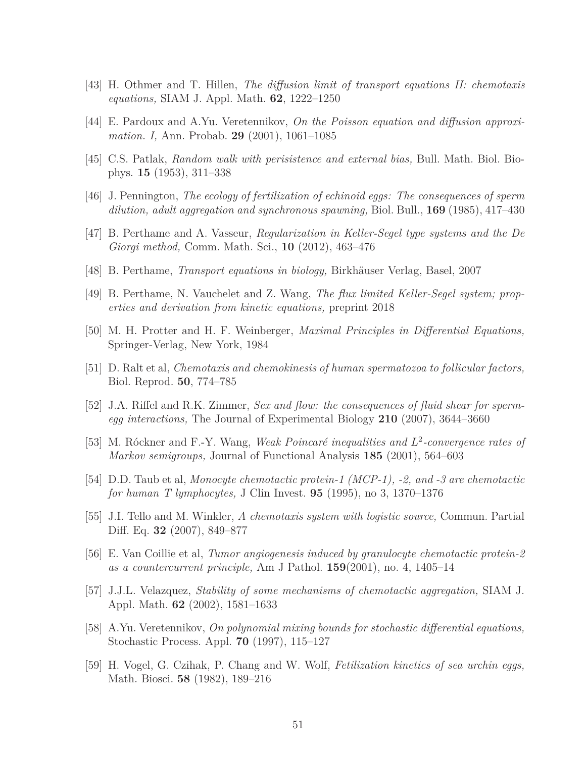[43] H. Othmer and T. Hillen, *The diffusion limit of transport equations II: chemotaxis equations,* SIAM J. Appl. Math. **62**, 1222–1250

[44] E. Pardoux and A.Yu. Veretennikov, *On the Poisson equation and diffusion approximation. I,* Ann. Probab. **29** (2001), 1061–1085

[45] C.S. Patlak, *Random walk with perisistence and external bias,* Bull. Math. Biol. Biophys. **15** (1953), 311–338

[46] J. Pennington, *The ecology of fertilization of echinoid eggs: The consequences of sperm dilution, adult aggregation and synchronous spawning,* Biol. Bull., **169** (1985), 417–430

[47] B. Perthame and A. Vasseur, *Regularization in Keller-Segel type systems and the De Giorgi method,* Comm. Math. Sci., **10** (2012), 463–476

[48] B. Perthame, *Transport equations in biology,* Birkhäuser Verlag, Basel, 2007

[49] B. Perthame, N. Vauchelet and Z. Wang, *The flux limited Keller-Segel system; properties and derivation from kinetic equations,* preprint 2018

[50] M. H. Protter and H. F. Weinberger, *Maximal Principles in Differential Equations,* Springer-Verlag, New York, 1984

[51] D. Ralt et al, *Chemotaxis and chemokinesis of human spermatozoa to follicular factors,* Biol. Reprod. **50**, 774–785

[52] J.A. Riffel and R.K. Zimmer, *Sex and flow: the consequences of fluid shear for sperm-egg interactions,* The Journal of Experimental Biology **210** (2007), 3644–3660

[53] M. Róckner and F.-Y. Wang, *Weak Poincaré inequalities and $L^2$-convergence rates of Markov semigroups,* Journal of Functional Analysis **185** (2001), 564–603

[54] D.D. Taub et al, *Monocyte chemotactic protein-1 (MCP-1), -2, and -3 are chemotactic for human T lymphocytes,* J Clin Invest. **95** (1995), no 3, 1370–1376

[55] J.I. Tello and M. Winkler, *A chemotaxis system with logistic source,* Commun. Partial Diff. Eq. **32** (2007), 849–877

[56] E. Van Coillie et al, *Tumor angiogenesis induced by granulocyte chemotactic protein-2 as a countercurrent principle,* Am J Pathol. **159**(2001), no. 4, 1405–14

[57] J.J.L. Velazquez, *Stability of some mechanisms of chemotactic aggregation,* SIAM J. Appl. Math. **62** (2002), 1581–1633

[58] A.Yu. Veretennikov, *On polynomial mixing bounds for stochastic differential equations,* Stochastic Process. Appl. **70** (1997), 115–127

[59] H. Vogel, G. Czihak, P. Chang and W. Wolf, *Fetilization kinetics of sea urchin eggs,* Math. Biosci. **58** (1982), 189–216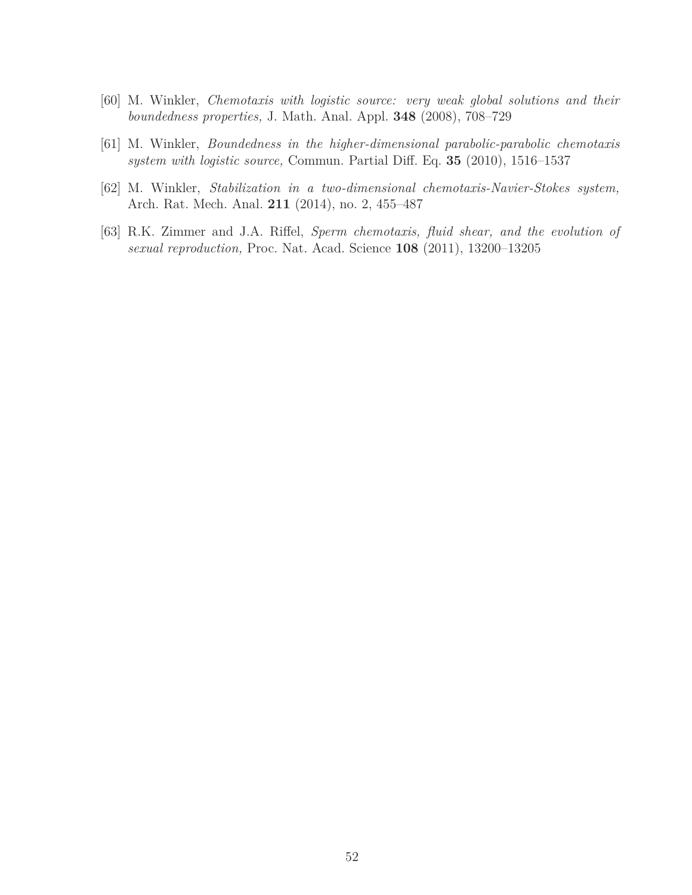[60] M. Winkler, *Chemotaxis with logistic source: very weak global solutions and their boundedness properties,* J. Math. Anal. Appl. **348** (2008), 708–729

[61] M. Winkler, *Boundedness in the higher-dimensional parabolic-parabolic chemotaxis system with logistic source,* Commun. Partial Diff. Eq. **35** (2010), 1516–1537

[62] M. Winkler, *Stabilization in a two-dimensional chemotaxis-Navier-Stokes system,* Arch. Rat. Mech. Anal. **211** (2014), no. 2, 455–487

[63] R.K. Zimmer and J.A. Riffel, *Sperm chemotaxis, fluid shear, and the evolution of sexual reproduction,* Proc. Nat. Acad. Science **108** (2011), 13200–13205